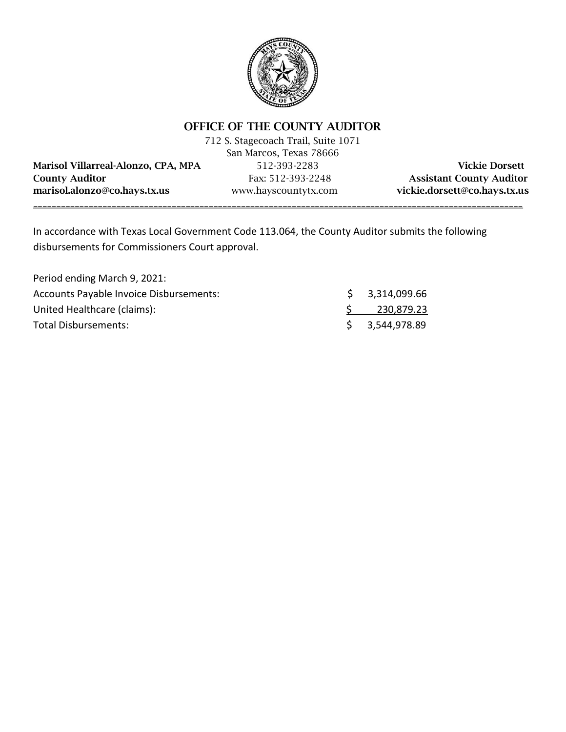# OFFICE OF THE COUNTY AUDITOR

712 S. Stagecoach Trail, Suite 1071
San Marcos, Texas 78666

| | | |
|---|---|---|
| **Marisol Villarreal-Alonzo, CPA, MPA** | 512-393-2283 | **Vickie Dorsett** |
| **County Auditor** | Fax: 512-393-2248 | **Assistant County Auditor** |
| **marisol.alonzo@co.hays.tx.us** | www.hayscountytx.com | **vickie.dorsett@co.hays.tx.us** |

---

In accordance with Texas Local Government Code 113.064, the County Auditor submits the following disbursements for Commissioners Court approval.

| | |
|---|---|
| Period ending March 9, 2021: | |
| Accounts Payable Invoice Disbursements: | $ 3,314,099.66 |
| United Healthcare (claims): | $ 230,879.23 |
| Total Disbursements: | $ 3,544,978.89 |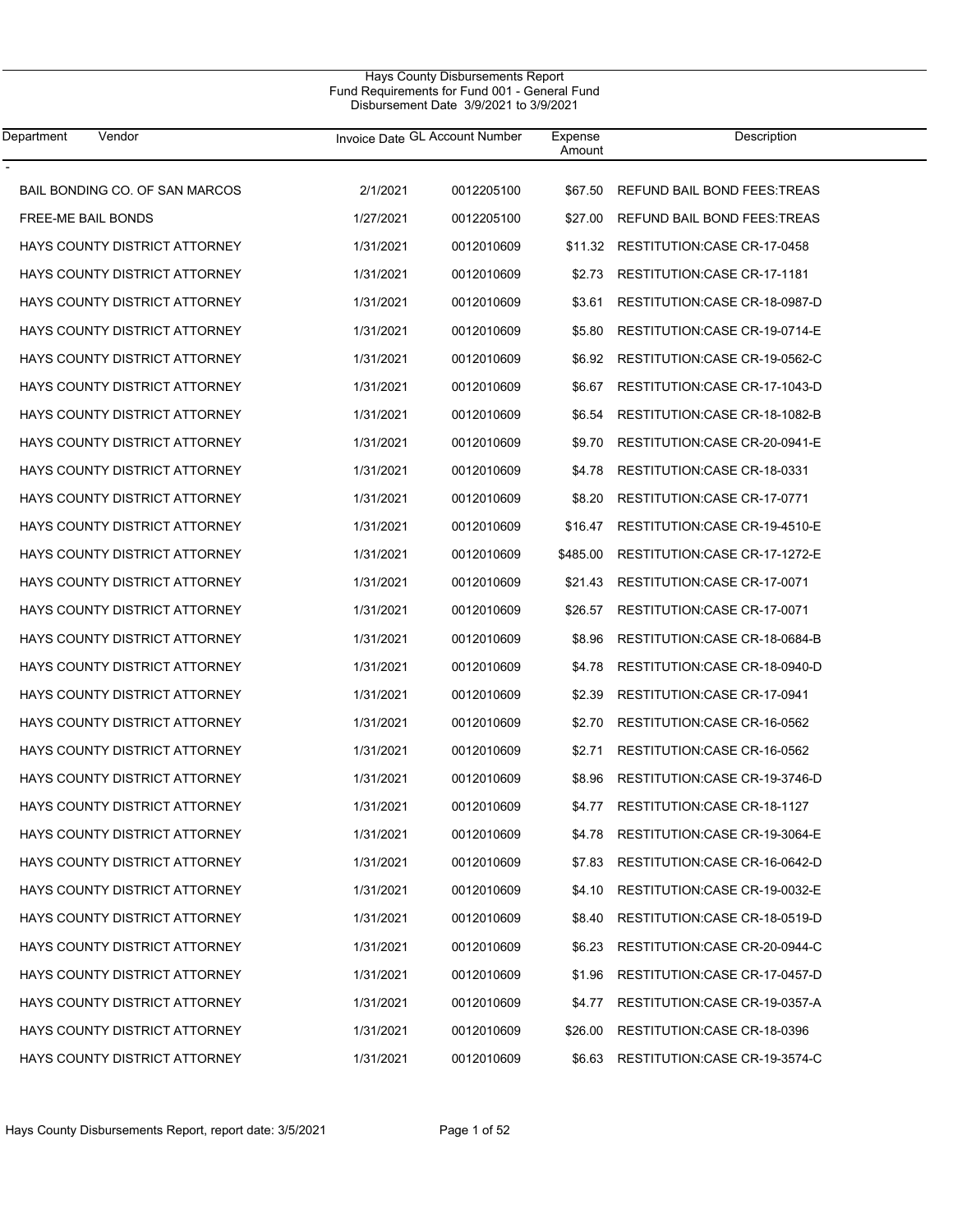Hays County Disbursements Report
Fund Requirements for Fund 001 - General Fund
Disbursement Date 3/9/2021 to 3/9/2021

| Department | Vendor | Invoice Date | GL Account Number | Expense Amount | Description |
|---|---|---|---|---|---|
| - | | | | | |
| | BAIL BONDING CO. OF SAN MARCOS | 2/1/2021 | 0012205100 | $67.50 | REFUND BAIL BOND FEES:TREAS |
| | FREE-ME BAIL BONDS | 1/27/2021 | 0012205100 | $27.00 | REFUND BAIL BOND FEES:TREAS |
| | HAYS COUNTY DISTRICT ATTORNEY | 1/31/2021 | 0012010609 | $11.32 | RESTITUTION:CASE CR-17-0458 |
| | HAYS COUNTY DISTRICT ATTORNEY | 1/31/2021 | 0012010609 | $2.73 | RESTITUTION:CASE CR-17-1181 |
| | HAYS COUNTY DISTRICT ATTORNEY | 1/31/2021 | 0012010609 | $3.61 | RESTITUTION:CASE CR-18-0987-D |
| | HAYS COUNTY DISTRICT ATTORNEY | 1/31/2021 | 0012010609 | $5.80 | RESTITUTION:CASE CR-19-0714-E |
| | HAYS COUNTY DISTRICT ATTORNEY | 1/31/2021 | 0012010609 | $6.92 | RESTITUTION:CASE CR-19-0562-C |
| | HAYS COUNTY DISTRICT ATTORNEY | 1/31/2021 | 0012010609 | $6.67 | RESTITUTION:CASE CR-17-1043-D |
| | HAYS COUNTY DISTRICT ATTORNEY | 1/31/2021 | 0012010609 | $6.54 | RESTITUTION:CASE CR-18-1082-B |
| | HAYS COUNTY DISTRICT ATTORNEY | 1/31/2021 | 0012010609 | $9.70 | RESTITUTION:CASE CR-20-0941-E |
| | HAYS COUNTY DISTRICT ATTORNEY | 1/31/2021 | 0012010609 | $4.78 | RESTITUTION:CASE CR-18-0331 |
| | HAYS COUNTY DISTRICT ATTORNEY | 1/31/2021 | 0012010609 | $8.20 | RESTITUTION:CASE CR-17-0771 |
| | HAYS COUNTY DISTRICT ATTORNEY | 1/31/2021 | 0012010609 | $16.47 | RESTITUTION:CASE CR-19-4510-E |
| | HAYS COUNTY DISTRICT ATTORNEY | 1/31/2021 | 0012010609 | $485.00 | RESTITUTION:CASE CR-17-1272-E |
| | HAYS COUNTY DISTRICT ATTORNEY | 1/31/2021 | 0012010609 | $21.43 | RESTITUTION:CASE CR-17-0071 |
| | HAYS COUNTY DISTRICT ATTORNEY | 1/31/2021 | 0012010609 | $26.57 | RESTITUTION:CASE CR-17-0071 |
| | HAYS COUNTY DISTRICT ATTORNEY | 1/31/2021 | 0012010609 | $8.96 | RESTITUTION:CASE CR-18-0684-B |
| | HAYS COUNTY DISTRICT ATTORNEY | 1/31/2021 | 0012010609 | $4.78 | RESTITUTION:CASE CR-18-0940-D |
| | HAYS COUNTY DISTRICT ATTORNEY | 1/31/2021 | 0012010609 | $2.39 | RESTITUTION:CASE CR-17-0941 |
| | HAYS COUNTY DISTRICT ATTORNEY | 1/31/2021 | 0012010609 | $2.70 | RESTITUTION:CASE CR-16-0562 |
| | HAYS COUNTY DISTRICT ATTORNEY | 1/31/2021 | 0012010609 | $2.71 | RESTITUTION:CASE CR-16-0562 |
| | HAYS COUNTY DISTRICT ATTORNEY | 1/31/2021 | 0012010609 | $8.96 | RESTITUTION:CASE CR-19-3746-D |
| | HAYS COUNTY DISTRICT ATTORNEY | 1/31/2021 | 0012010609 | $4.77 | RESTITUTION:CASE CR-18-1127 |
| | HAYS COUNTY DISTRICT ATTORNEY | 1/31/2021 | 0012010609 | $4.78 | RESTITUTION:CASE CR-19-3064-E |
| | HAYS COUNTY DISTRICT ATTORNEY | 1/31/2021 | 0012010609 | $7.83 | RESTITUTION:CASE CR-16-0642-D |
| | HAYS COUNTY DISTRICT ATTORNEY | 1/31/2021 | 0012010609 | $4.10 | RESTITUTION:CASE CR-19-0032-E |
| | HAYS COUNTY DISTRICT ATTORNEY | 1/31/2021 | 0012010609 | $8.40 | RESTITUTION:CASE CR-18-0519-D |
| | HAYS COUNTY DISTRICT ATTORNEY | 1/31/2021 | 0012010609 | $6.23 | RESTITUTION:CASE CR-20-0944-C |
| | HAYS COUNTY DISTRICT ATTORNEY | 1/31/2021 | 0012010609 | $1.96 | RESTITUTION:CASE CR-17-0457-D |
| | HAYS COUNTY DISTRICT ATTORNEY | 1/31/2021 | 0012010609 | $4.77 | RESTITUTION:CASE CR-19-0357-A |
| | HAYS COUNTY DISTRICT ATTORNEY | 1/31/2021 | 0012010609 | $26.00 | RESTITUTION:CASE CR-18-0396 |
| | HAYS COUNTY DISTRICT ATTORNEY | 1/31/2021 | 0012010609 | $6.63 | RESTITUTION:CASE CR-19-3574-C |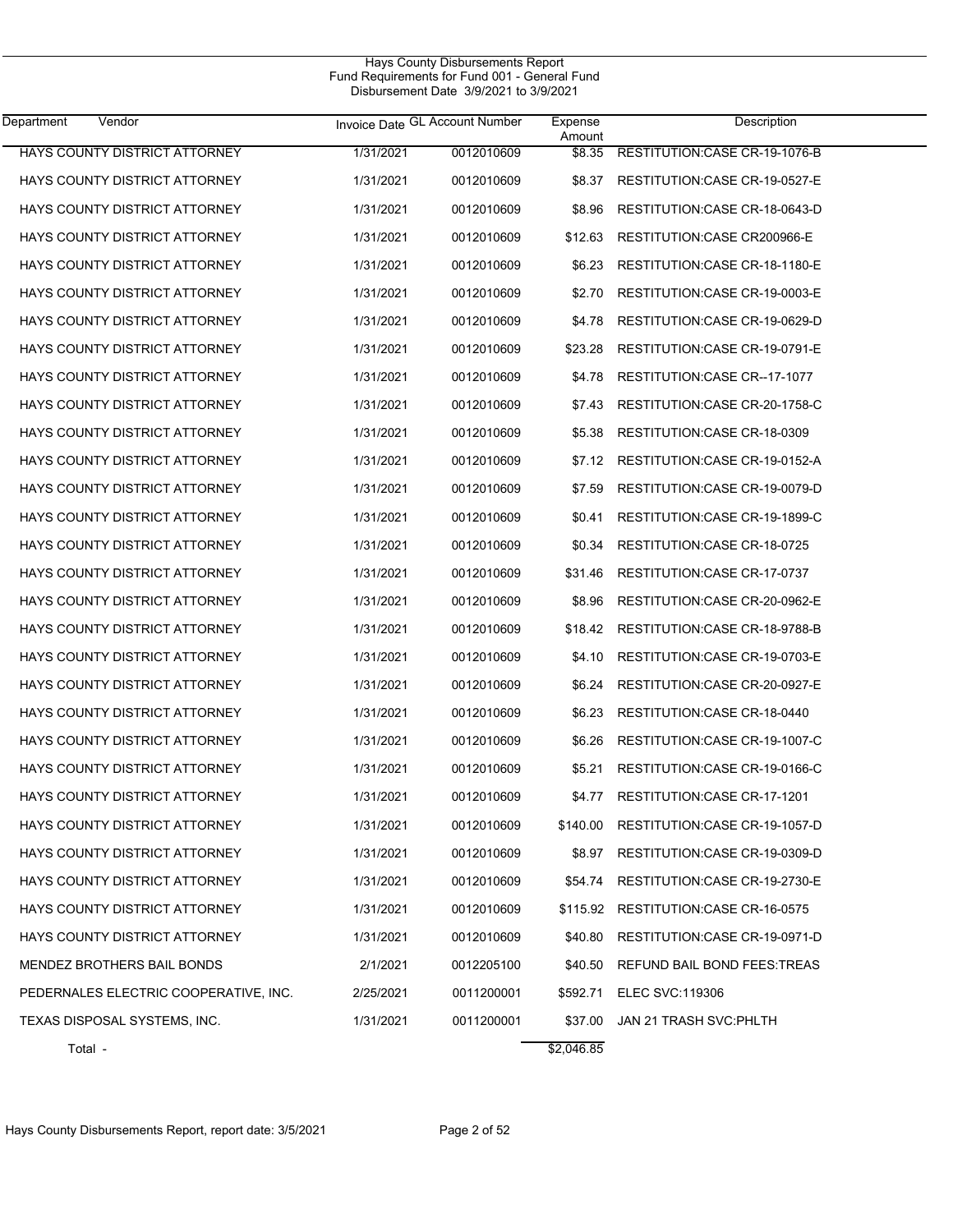Hays County Disbursements Report
Fund Requirements for Fund 001 - General Fund
Disbursement Date 3/9/2021 to 3/9/2021

| Department | Vendor | Invoice Date | GL Account Number | Expense Amount | Description |
|---|---|---|---|---|---|
| | HAYS COUNTY DISTRICT ATTORNEY | 1/31/2021 | 0012010609 | $8.35 | RESTITUTION:CASE CR-19-1076-B |
| | HAYS COUNTY DISTRICT ATTORNEY | 1/31/2021 | 0012010609 | $8.37 | RESTITUTION:CASE CR-19-0527-E |
| | HAYS COUNTY DISTRICT ATTORNEY | 1/31/2021 | 0012010609 | $8.96 | RESTITUTION:CASE CR-18-0643-D |
| | HAYS COUNTY DISTRICT ATTORNEY | 1/31/2021 | 0012010609 | $12.63 | RESTITUTION:CASE CR200966-E |
| | HAYS COUNTY DISTRICT ATTORNEY | 1/31/2021 | 0012010609 | $6.23 | RESTITUTION:CASE CR-18-1180-E |
| | HAYS COUNTY DISTRICT ATTORNEY | 1/31/2021 | 0012010609 | $2.70 | RESTITUTION:CASE CR-19-0003-E |
| | HAYS COUNTY DISTRICT ATTORNEY | 1/31/2021 | 0012010609 | $4.78 | RESTITUTION:CASE CR-19-0629-D |
| | HAYS COUNTY DISTRICT ATTORNEY | 1/31/2021 | 0012010609 | $23.28 | RESTITUTION:CASE CR-19-0791-E |
| | HAYS COUNTY DISTRICT ATTORNEY | 1/31/2021 | 0012010609 | $4.78 | RESTITUTION:CASE CR--17-1077 |
| | HAYS COUNTY DISTRICT ATTORNEY | 1/31/2021 | 0012010609 | $7.43 | RESTITUTION:CASE CR-20-1758-C |
| | HAYS COUNTY DISTRICT ATTORNEY | 1/31/2021 | 0012010609 | $5.38 | RESTITUTION:CASE CR-18-0309 |
| | HAYS COUNTY DISTRICT ATTORNEY | 1/31/2021 | 0012010609 | $7.12 | RESTITUTION:CASE CR-19-0152-A |
| | HAYS COUNTY DISTRICT ATTORNEY | 1/31/2021 | 0012010609 | $7.59 | RESTITUTION:CASE CR-19-0079-D |
| | HAYS COUNTY DISTRICT ATTORNEY | 1/31/2021 | 0012010609 | $0.41 | RESTITUTION:CASE CR-19-1899-C |
| | HAYS COUNTY DISTRICT ATTORNEY | 1/31/2021 | 0012010609 | $0.34 | RESTITUTION:CASE CR-18-0725 |
| | HAYS COUNTY DISTRICT ATTORNEY | 1/31/2021 | 0012010609 | $31.46 | RESTITUTION:CASE CR-17-0737 |
| | HAYS COUNTY DISTRICT ATTORNEY | 1/31/2021 | 0012010609 | $8.96 | RESTITUTION:CASE CR-20-0962-E |
| | HAYS COUNTY DISTRICT ATTORNEY | 1/31/2021 | 0012010609 | $18.42 | RESTITUTION:CASE CR-18-9788-B |
| | HAYS COUNTY DISTRICT ATTORNEY | 1/31/2021 | 0012010609 | $4.10 | RESTITUTION:CASE CR-19-0703-E |
| | HAYS COUNTY DISTRICT ATTORNEY | 1/31/2021 | 0012010609 | $6.24 | RESTITUTION:CASE CR-20-0927-E |
| | HAYS COUNTY DISTRICT ATTORNEY | 1/31/2021 | 0012010609 | $6.23 | RESTITUTION:CASE CR-18-0440 |
| | HAYS COUNTY DISTRICT ATTORNEY | 1/31/2021 | 0012010609 | $6.26 | RESTITUTION:CASE CR-19-1007-C |
| | HAYS COUNTY DISTRICT ATTORNEY | 1/31/2021 | 0012010609 | $5.21 | RESTITUTION:CASE CR-19-0166-C |
| | HAYS COUNTY DISTRICT ATTORNEY | 1/31/2021 | 0012010609 | $4.77 | RESTITUTION:CASE CR-17-1201 |
| | HAYS COUNTY DISTRICT ATTORNEY | 1/31/2021 | 0012010609 | $140.00 | RESTITUTION:CASE CR-19-1057-D |
| | HAYS COUNTY DISTRICT ATTORNEY | 1/31/2021 | 0012010609 | $8.97 | RESTITUTION:CASE CR-19-0309-D |
| | HAYS COUNTY DISTRICT ATTORNEY | 1/31/2021 | 0012010609 | $54.74 | RESTITUTION:CASE CR-19-2730-E |
| | HAYS COUNTY DISTRICT ATTORNEY | 1/31/2021 | 0012010609 | $115.92 | RESTITUTION:CASE CR-16-0575 |
| | HAYS COUNTY DISTRICT ATTORNEY | 1/31/2021 | 0012010609 | $40.80 | RESTITUTION:CASE CR-19-0971-D |
| | MENDEZ BROTHERS BAIL BONDS | 2/1/2021 | 0012205100 | $40.50 | REFUND BAIL BOND FEES:TREAS |
| | PEDERNALES ELECTRIC COOPERATIVE, INC. | 2/25/2021 | 0011200001 | $592.71 | ELEC SVC:119306 |
| | TEXAS DISPOSAL SYSTEMS, INC. | 1/31/2021 | 0011200001 | $37.00 | JAN 21 TRASH SVC:PHLTH |
| Total - | | | | $2,046.85 | |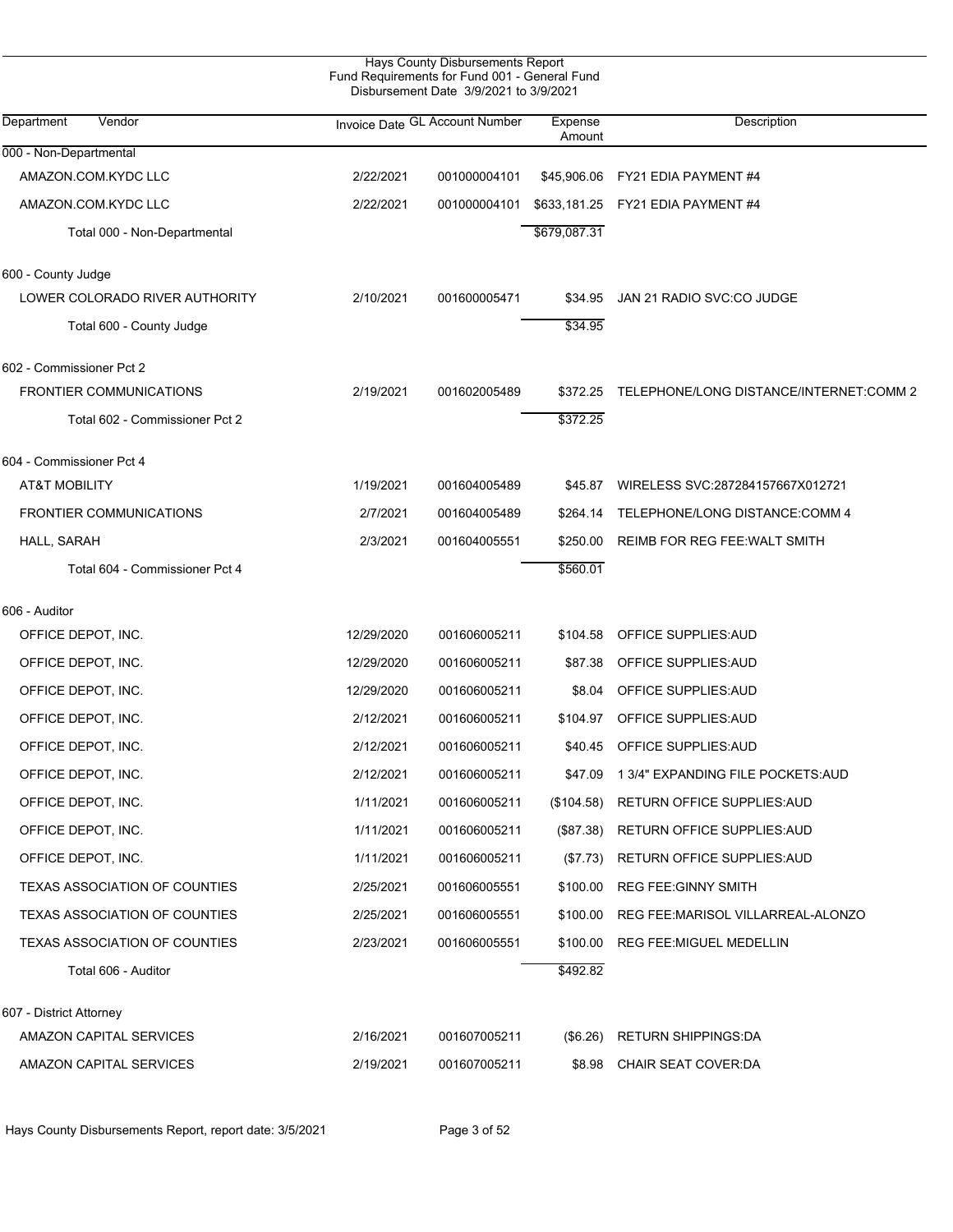Hays County Disbursements Report
Fund Requirements for Fund 001 - General Fund
Disbursement Date 3/9/2021 to 3/9/2021

| Department | Vendor | Invoice Date | GL Account Number | Expense Amount | Description |
|---|---|---|---|---|---|
| 000 - Non-Departmental | | | | | |
| | AMAZON.COM.KYDC LLC | 2/22/2021 | 001000004101 | $45,906.06 | FY21 EDIA PAYMENT #4 |
| | AMAZON.COM.KYDC LLC | 2/22/2021 | 001000004101 | $633,181.25 | FY21 EDIA PAYMENT #4 |
| | Total 000 - Non-Departmental | | | $679,087.31 | |
| 600 - County Judge | | | | | |
| | LOWER COLORADO RIVER AUTHORITY | 2/10/2021 | 001600005471 | $34.95 | JAN 21 RADIO SVC:CO JUDGE |
| | Total 600 - County Judge | | | $34.95 | |
| 602 - Commissioner Pct 2 | | | | | |
| | FRONTIER COMMUNICATIONS | 2/19/2021 | 001602005489 | $372.25 | TELEPHONE/LONG DISTANCE/INTERNET:COMM 2 |
| | Total 602 - Commissioner Pct 2 | | | $372.25 | |
| 604 - Commissioner Pct 4 | | | | | |
| | AT&T MOBILITY | 1/19/2021 | 001604005489 | $45.87 | WIRELESS SVC:287284157667X012721 |
| | FRONTIER COMMUNICATIONS | 2/7/2021 | 001604005489 | $264.14 | TELEPHONE/LONG DISTANCE:COMM 4 |
| | HALL, SARAH | 2/3/2021 | 001604005551 | $250.00 | REIMB FOR REG FEE:WALT SMITH |
| | Total 604 - Commissioner Pct 4 | | | $560.01 | |
| 606 - Auditor | | | | | |
| | OFFICE DEPOT, INC. | 12/29/2020 | 001606005211 | $104.58 | OFFICE SUPPLIES:AUD |
| | OFFICE DEPOT, INC. | 12/29/2020 | 001606005211 | $87.38 | OFFICE SUPPLIES:AUD |
| | OFFICE DEPOT, INC. | 12/29/2020 | 001606005211 | $8.04 | OFFICE SUPPLIES:AUD |
| | OFFICE DEPOT, INC. | 2/12/2021 | 001606005211 | $104.97 | OFFICE SUPPLIES:AUD |
| | OFFICE DEPOT, INC. | 2/12/2021 | 001606005211 | $40.45 | OFFICE SUPPLIES:AUD |
| | OFFICE DEPOT, INC. | 2/12/2021 | 001606005211 | $47.09 | 1 3/4" EXPANDING FILE POCKETS:AUD |
| | OFFICE DEPOT, INC. | 1/11/2021 | 001606005211 | ($104.58) | RETURN OFFICE SUPPLIES:AUD |
| | OFFICE DEPOT, INC. | 1/11/2021 | 001606005211 | ($87.38) | RETURN OFFICE SUPPLIES:AUD |
| | OFFICE DEPOT, INC. | 1/11/2021 | 001606005211 | ($7.73) | RETURN OFFICE SUPPLIES:AUD |
| | TEXAS ASSOCIATION OF COUNTIES | 2/25/2021 | 001606005551 | $100.00 | REG FEE:GINNY SMITH |
| | TEXAS ASSOCIATION OF COUNTIES | 2/25/2021 | 001606005551 | $100.00 | REG FEE:MARISOL VILLARREAL-ALONZO |
| | TEXAS ASSOCIATION OF COUNTIES | 2/23/2021 | 001606005551 | $100.00 | REG FEE:MIGUEL MEDELLIN |
| | Total 606 - Auditor | | | $492.82 | |
| 607 - District Attorney | | | | | |
| | AMAZON CAPITAL SERVICES | 2/16/2021 | 001607005211 | ($6.26) | RETURN SHIPPINGS:DA |
| | AMAZON CAPITAL SERVICES | 2/19/2021 | 001607005211 | $8.98 | CHAIR SEAT COVER:DA |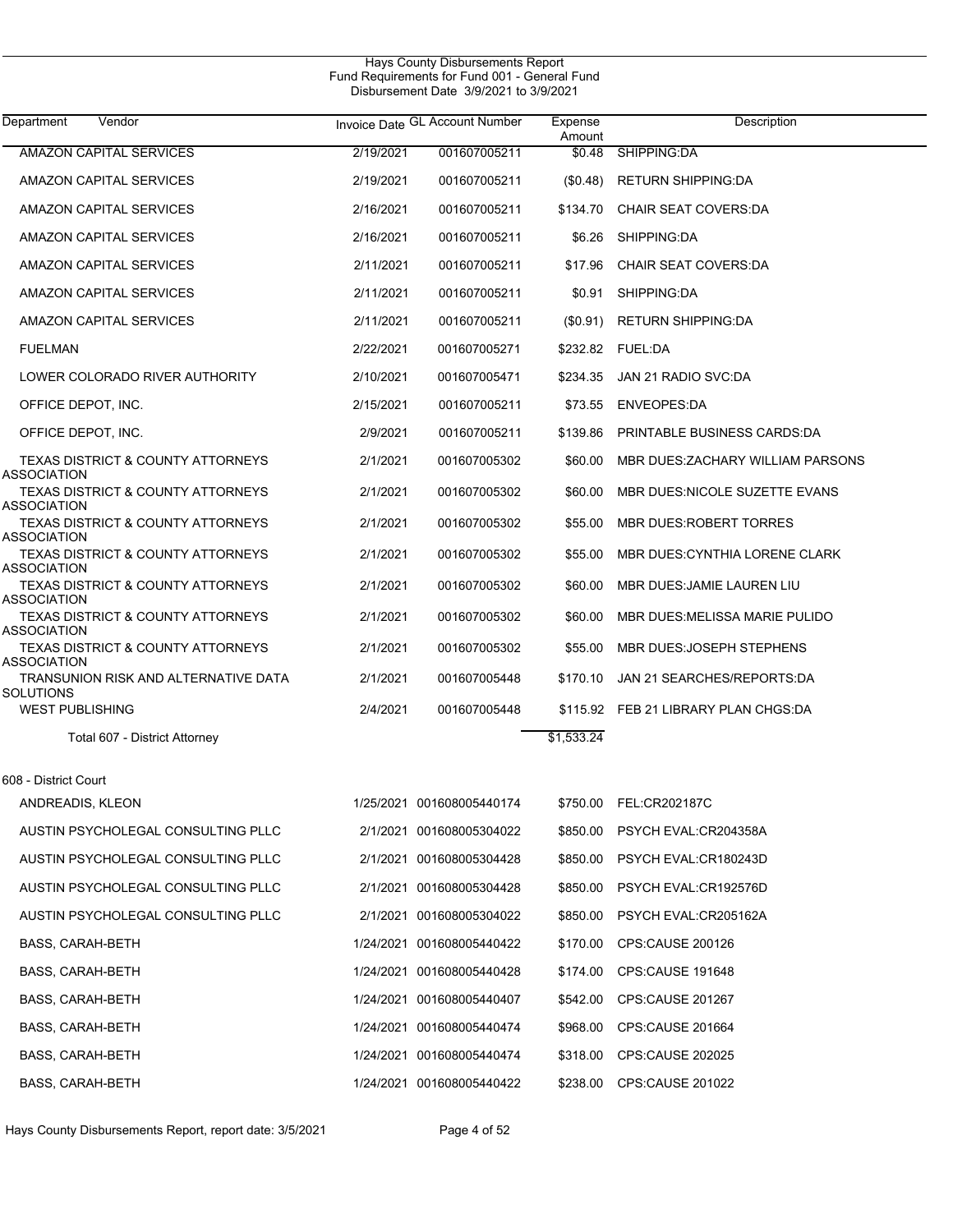Hays County Disbursements Report
Fund Requirements for Fund 001 - General Fund
Disbursement Date 3/9/2021 to 3/9/2021

| Department Vendor | Invoice Date | GL Account Number | Expense Amount | Description |
|---|---|---|---|---|
| AMAZON CAPITAL SERVICES | 2/19/2021 | 001607005211 | $0.48 | SHIPPING:DA |
| AMAZON CAPITAL SERVICES | 2/19/2021 | 001607005211 | ($0.48) | RETURN SHIPPING:DA |
| AMAZON CAPITAL SERVICES | 2/16/2021 | 001607005211 | $134.70 | CHAIR SEAT COVERS:DA |
| AMAZON CAPITAL SERVICES | 2/16/2021 | 001607005211 | $6.26 | SHIPPING:DA |
| AMAZON CAPITAL SERVICES | 2/11/2021 | 001607005211 | $17.96 | CHAIR SEAT COVERS:DA |
| AMAZON CAPITAL SERVICES | 2/11/2021 | 001607005211 | $0.91 | SHIPPING:DA |
| AMAZON CAPITAL SERVICES | 2/11/2021 | 001607005211 | ($0.91) | RETURN SHIPPING:DA |
| FUELMAN | 2/22/2021 | 001607005271 | $232.82 | FUEL:DA |
| LOWER COLORADO RIVER AUTHORITY | 2/10/2021 | 001607005471 | $234.35 | JAN 21 RADIO SVC:DA |
| OFFICE DEPOT, INC. | 2/15/2021 | 001607005211 | $73.55 | ENVEOPES:DA |
| OFFICE DEPOT, INC. | 2/9/2021 | 001607005211 | $139.86 | PRINTABLE BUSINESS CARDS:DA |
| TEXAS DISTRICT & COUNTY ATTORNEYS ASSOCIATION | 2/1/2021 | 001607005302 | $60.00 | MBR DUES:ZACHARY WILLIAM PARSONS |
| TEXAS DISTRICT & COUNTY ATTORNEYS ASSOCIATION | 2/1/2021 | 001607005302 | $60.00 | MBR DUES:NICOLE SUZETTE EVANS |
| TEXAS DISTRICT & COUNTY ATTORNEYS ASSOCIATION | 2/1/2021 | 001607005302 | $55.00 | MBR DUES:ROBERT TORRES |
| TEXAS DISTRICT & COUNTY ATTORNEYS ASSOCIATION | 2/1/2021 | 001607005302 | $55.00 | MBR DUES:CYNTHIA LORENE CLARK |
| TEXAS DISTRICT & COUNTY ATTORNEYS ASSOCIATION | 2/1/2021 | 001607005302 | $60.00 | MBR DUES:JAMIE LAUREN LIU |
| TEXAS DISTRICT & COUNTY ATTORNEYS ASSOCIATION | 2/1/2021 | 001607005302 | $60.00 | MBR DUES:MELISSA MARIE PULIDO |
| TEXAS DISTRICT & COUNTY ATTORNEYS ASSOCIATION | 2/1/2021 | 001607005302 | $55.00 | MBR DUES:JOSEPH STEPHENS |
| TRANSUNION RISK AND ALTERNATIVE DATA SOLUTIONS | 2/1/2021 | 001607005448 | $170.10 | JAN 21 SEARCHES/REPORTS:DA |
| WEST PUBLISHING | 2/4/2021 | 001607005448 | $115.92 | FEB 21 LIBRARY PLAN CHGS:DA |
| Total 607 - District Attorney | | | $1,533.24 | |
| **608 - District Court** | | | | |
| ANDREADIS, KLEON | 1/25/2021 | 001608005440174 | $750.00 | FEL:CR202187C |
| AUSTIN PSYCHOLEGAL CONSULTING PLLC | 2/1/2021 | 001608005304022 | $850.00 | PSYCH EVAL:CR204358A |
| AUSTIN PSYCHOLEGAL CONSULTING PLLC | 2/1/2021 | 001608005304428 | $850.00 | PSYCH EVAL:CR180243D |
| AUSTIN PSYCHOLEGAL CONSULTING PLLC | 2/1/2021 | 001608005304428 | $850.00 | PSYCH EVAL:CR192576D |
| AUSTIN PSYCHOLEGAL CONSULTING PLLC | 2/1/2021 | 001608005304022 | $850.00 | PSYCH EVAL:CR205162A |
| BASS, CARAH-BETH | 1/24/2021 | 001608005440422 | $170.00 | CPS:CAUSE 200126 |
| BASS, CARAH-BETH | 1/24/2021 | 001608005440428 | $174.00 | CPS:CAUSE 191648 |
| BASS, CARAH-BETH | 1/24/2021 | 001608005440407 | $542.00 | CPS:CAUSE 201267 |
| BASS, CARAH-BETH | 1/24/2021 | 001608005440474 | $968.00 | CPS:CAUSE 201664 |
| BASS, CARAH-BETH | 1/24/2021 | 001608005440474 | $318.00 | CPS:CAUSE 202025 |
| BASS, CARAH-BETH | 1/24/2021 | 001608005440422 | $238.00 | CPS:CAUSE 201022 |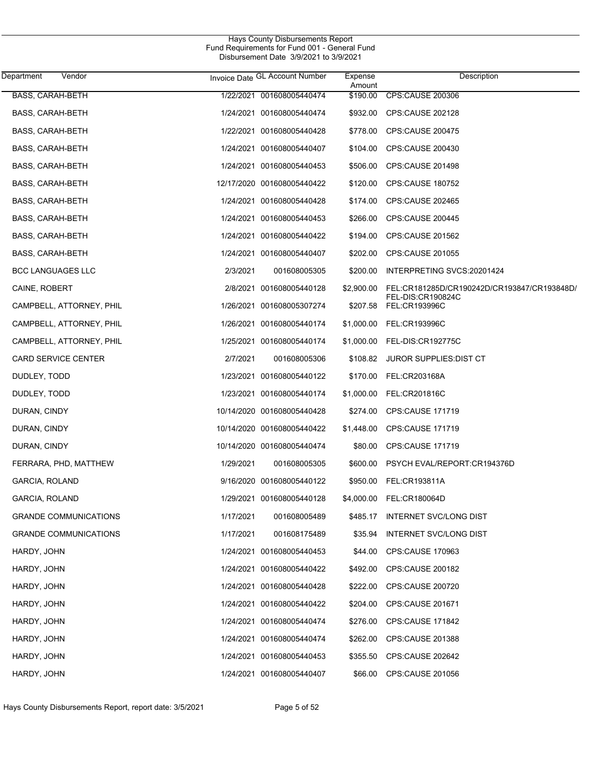Hays County Disbursements Report
Fund Requirements for Fund 001 - General Fund
Disbursement Date 3/9/2021 to 3/9/2021

| Department | Vendor | Invoice Date | GL Account Number | Expense Amount | Description |
|---|---|---|---|---|---|
| | BASS, CARAH-BETH | 1/22/2021 | 001608005440474 | $190.00 | CPS:CAUSE 200306 |
| | BASS, CARAH-BETH | 1/24/2021 | 001608005440474 | $932.00 | CPS:CAUSE 202128 |
| | BASS, CARAH-BETH | 1/22/2021 | 001608005440428 | $778.00 | CPS:CAUSE 200475 |
| | BASS, CARAH-BETH | 1/24/2021 | 001608005440407 | $104.00 | CPS:CAUSE 200430 |
| | BASS, CARAH-BETH | 1/24/2021 | 001608005440453 | $506.00 | CPS:CAUSE 201498 |
| | BASS, CARAH-BETH | 12/17/2020 | 001608005440422 | $120.00 | CPS:CAUSE 180752 |
| | BASS, CARAH-BETH | 1/24/2021 | 001608005440428 | $174.00 | CPS:CAUSE 202465 |
| | BASS, CARAH-BETH | 1/24/2021 | 001608005440453 | $266.00 | CPS:CAUSE 200445 |
| | BASS, CARAH-BETH | 1/24/2021 | 001608005440422 | $194.00 | CPS:CAUSE 201562 |
| | BASS, CARAH-BETH | 1/24/2021 | 001608005440407 | $202.00 | CPS:CAUSE 201055 |
| | BCC LANGUAGES LLC | 2/3/2021 | 001608005305 | $200.00 | INTERPRETING SVCS:20201424 |
| | CAINE, ROBERT | 2/8/2021 | 001608005440128 | $2,900.00 | FEL:CR181285D/CR190242D/CR193847/CR193848D/ FEL-DIS:CR190824C |
| | CAMPBELL, ATTORNEY, PHIL | 1/26/2021 | 001608005307274 | $207.58 | FEL:CR193996C |
| | CAMPBELL, ATTORNEY, PHIL | 1/26/2021 | 001608005440174 | $1,000.00 | FEL:CR193996C |
| | CAMPBELL, ATTORNEY, PHIL | 1/25/2021 | 001608005440174 | $1,000.00 | FEL-DIS:CR192775C |
| | CARD SERVICE CENTER | 2/7/2021 | 001608005306 | $108.82 | JUROR SUPPLIES:DIST CT |
| | DUDLEY, TODD | 1/23/2021 | 001608005440122 | $170.00 | FEL:CR203168A |
| | DUDLEY, TODD | 1/23/2021 | 001608005440174 | $1,000.00 | FEL:CR201816C |
| | DURAN, CINDY | 10/14/2020 | 001608005440428 | $274.00 | CPS:CAUSE 171719 |
| | DURAN, CINDY | 10/14/2020 | 001608005440422 | $1,448.00 | CPS:CAUSE 171719 |
| | DURAN, CINDY | 10/14/2020 | 001608005440474 | $80.00 | CPS:CAUSE 171719 |
| | FERRARA, PHD, MATTHEW | 1/29/2021 | 001608005305 | $600.00 | PSYCH EVAL/REPORT:CR194376D |
| | GARCIA, ROLAND | 9/16/2020 | 001608005440122 | $950.00 | FEL:CR193811A |
| | GARCIA, ROLAND | 1/29/2021 | 001608005440128 | $4,000.00 | FEL:CR180064D |
| | GRANDE COMMUNICATIONS | 1/17/2021 | 001608005489 | $485.17 | INTERNET SVC/LONG DIST |
| | GRANDE COMMUNICATIONS | 1/17/2021 | 001608175489 | $35.94 | INTERNET SVC/LONG DIST |
| | HARDY, JOHN | 1/24/2021 | 001608005440453 | $44.00 | CPS:CAUSE 170963 |
| | HARDY, JOHN | 1/24/2021 | 001608005440422 | $492.00 | CPS:CAUSE 200182 |
| | HARDY, JOHN | 1/24/2021 | 001608005440428 | $222.00 | CPS:CAUSE 200720 |
| | HARDY, JOHN | 1/24/2021 | 001608005440422 | $204.00 | CPS:CAUSE 201671 |
| | HARDY, JOHN | 1/24/2021 | 001608005440474 | $276.00 | CPS:CAUSE 171842 |
| | HARDY, JOHN | 1/24/2021 | 001608005440474 | $262.00 | CPS:CAUSE 201388 |
| | HARDY, JOHN | 1/24/2021 | 001608005440453 | $355.50 | CPS:CAUSE 202642 |
| | HARDY, JOHN | 1/24/2021 | 001608005440407 | $66.00 | CPS:CAUSE 201056 |

Hays County Disbursements Report, report date: 3/5/2021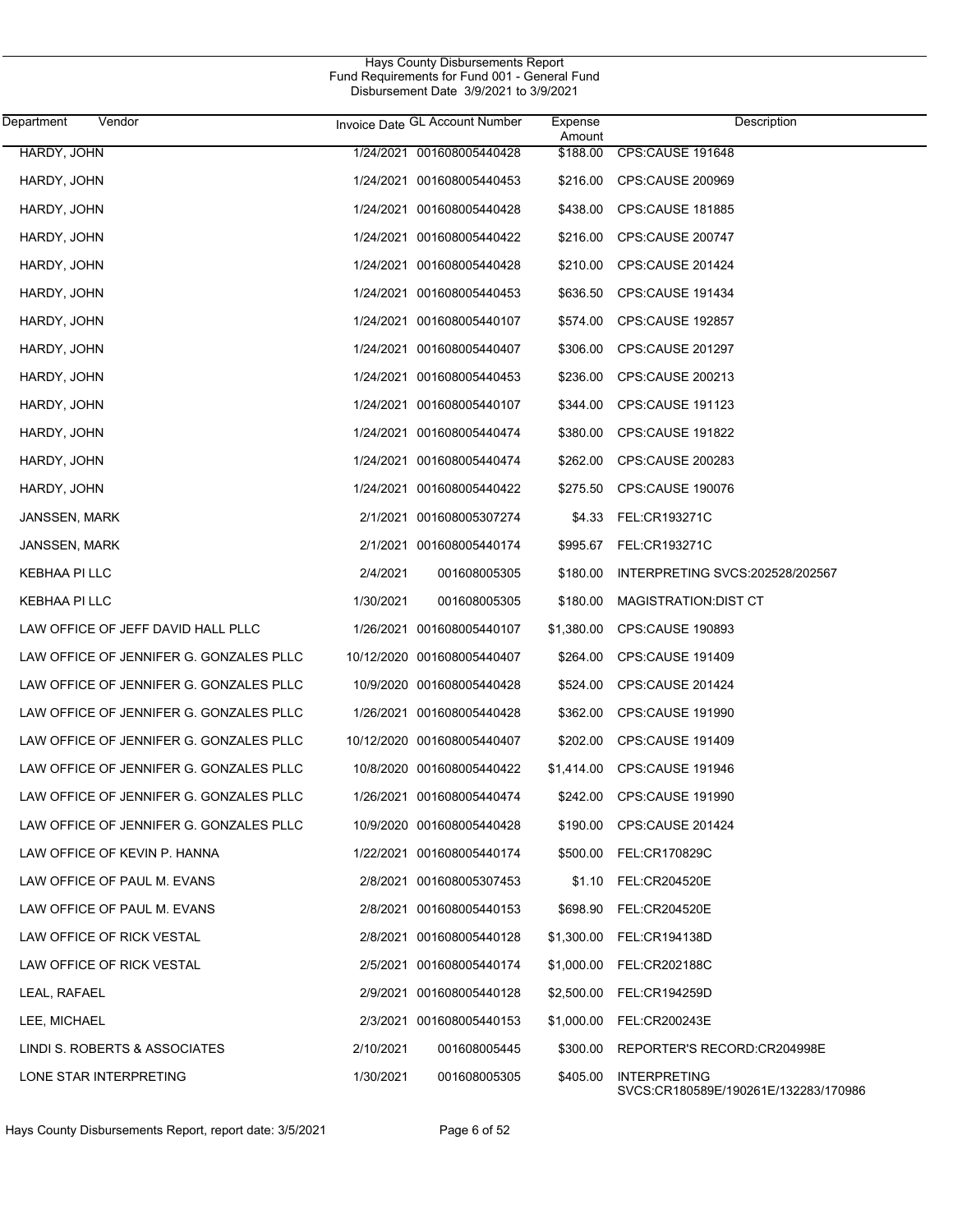# Hays County Disbursements Report
## Fund Requirements for Fund 001 - General Fund
### Disbursement Date 3/9/2021 to 3/9/2021

| Department | Vendor | Invoice Date | GL Account Number | Expense Amount | Description |
|---|---|---|---|---|---|
| | HARDY, JOHN | 1/24/2021 | 001608005440428 | $188.00 | CPS:CAUSE 191648 |
| | HARDY, JOHN | 1/24/2021 | 001608005440453 | $216.00 | CPS:CAUSE 200969 |
| | HARDY, JOHN | 1/24/2021 | 001608005440428 | $438.00 | CPS:CAUSE 181885 |
| | HARDY, JOHN | 1/24/2021 | 001608005440422 | $216.00 | CPS:CAUSE 200747 |
| | HARDY, JOHN | 1/24/2021 | 001608005440428 | $210.00 | CPS:CAUSE 201424 |
| | HARDY, JOHN | 1/24/2021 | 001608005440453 | $636.50 | CPS:CAUSE 191434 |
| | HARDY, JOHN | 1/24/2021 | 001608005440107 | $574.00 | CPS:CAUSE 192857 |
| | HARDY, JOHN | 1/24/2021 | 001608005440407 | $306.00 | CPS:CAUSE 201297 |
| | HARDY, JOHN | 1/24/2021 | 001608005440453 | $236.00 | CPS:CAUSE 200213 |
| | HARDY, JOHN | 1/24/2021 | 001608005440107 | $344.00 | CPS:CAUSE 191123 |
| | HARDY, JOHN | 1/24/2021 | 001608005440474 | $380.00 | CPS:CAUSE 191822 |
| | HARDY, JOHN | 1/24/2021 | 001608005440474 | $262.00 | CPS:CAUSE 200283 |
| | HARDY, JOHN | 1/24/2021 | 001608005440422 | $275.50 | CPS:CAUSE 190076 |
| | JANSSEN, MARK | 2/1/2021 | 001608005307274 | $4.33 | FEL:CR193271C |
| | JANSSEN, MARK | 2/1/2021 | 001608005440174 | $995.67 | FEL:CR193271C |
| | KEBHAA PI LLC | 2/4/2021 | 001608005305 | $180.00 | INTERPRETING SVCS:202528/202567 |
| | KEBHAA PI LLC | 1/30/2021 | 001608005305 | $180.00 | MAGISTRATION:DIST CT |
| | LAW OFFICE OF JEFF DAVID HALL PLLC | 1/26/2021 | 001608005440107 | $1,380.00 | CPS:CAUSE 190893 |
| | LAW OFFICE OF JENNIFER G. GONZALES PLLC | 10/12/2020 | 001608005440407 | $264.00 | CPS:CAUSE 191409 |
| | LAW OFFICE OF JENNIFER G. GONZALES PLLC | 10/9/2020 | 001608005440428 | $524.00 | CPS:CAUSE 201424 |
| | LAW OFFICE OF JENNIFER G. GONZALES PLLC | 1/26/2021 | 001608005440428 | $362.00 | CPS:CAUSE 191990 |
| | LAW OFFICE OF JENNIFER G. GONZALES PLLC | 10/12/2020 | 001608005440407 | $202.00 | CPS:CAUSE 191409 |
| | LAW OFFICE OF JENNIFER G. GONZALES PLLC | 10/8/2020 | 001608005440422 | $1,414.00 | CPS:CAUSE 191946 |
| | LAW OFFICE OF JENNIFER G. GONZALES PLLC | 1/26/2021 | 001608005440474 | $242.00 | CPS:CAUSE 191990 |
| | LAW OFFICE OF JENNIFER G. GONZALES PLLC | 10/9/2020 | 001608005440428 | $190.00 | CPS:CAUSE 201424 |
| | LAW OFFICE OF KEVIN P. HANNA | 1/22/2021 | 001608005440174 | $500.00 | FEL:CR170829C |
| | LAW OFFICE OF PAUL M. EVANS | 2/8/2021 | 001608005307453 | $1.10 | FEL:CR204520E |
| | LAW OFFICE OF PAUL M. EVANS | 2/8/2021 | 001608005440153 | $698.90 | FEL:CR204520E |
| | LAW OFFICE OF RICK VESTAL | 2/8/2021 | 001608005440128 | $1,300.00 | FEL:CR194138D |
| | LAW OFFICE OF RICK VESTAL | 2/5/2021 | 001608005440174 | $1,000.00 | FEL:CR202188C |
| | LEAL, RAFAEL | 2/9/2021 | 001608005440128 | $2,500.00 | FEL:CR194259D |
| | LEE, MICHAEL | 2/3/2021 | 001608005440153 | $1,000.00 | FEL:CR200243E |
| | LINDI S. ROBERTS & ASSOCIATES | 2/10/2021 | 001608005445 | $300.00 | REPORTER'S RECORD:CR204998E |
| | LONE STAR INTERPRETING | 1/30/2021 | 001608005305 | $405.00 | INTERPRETING SVCS:CR180589E/190261E/132283/170986 |

Hays County Disbursements Report, report date: 3/5/2021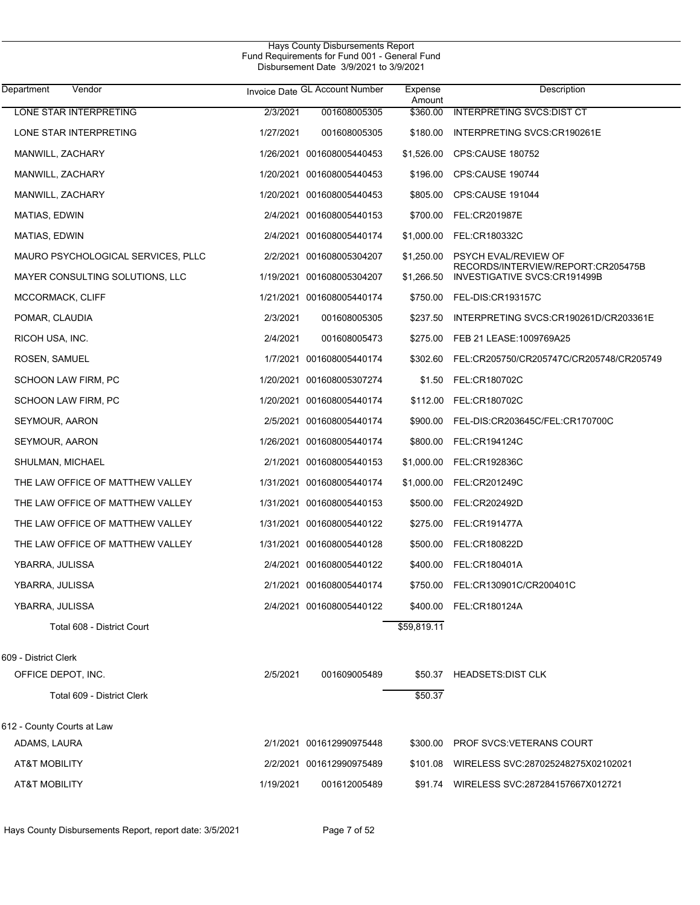Hays County Disbursements Report
Fund Requirements for Fund 001 - General Fund
Disbursement Date 3/9/2021 to 3/9/2021

| Department Vendor | Invoice Date | GL Account Number | Expense Amount | Description |
|---|---|---|---|---|
| LONE STAR INTERPRETING | 2/3/2021 | 001608005305 | $360.00 | INTERPRETING SVCS:DIST CT |
| LONE STAR INTERPRETING | 1/27/2021 | 001608005305 | $180.00 | INTERPRETING SVCS:CR190261E |
| MANWILL, ZACHARY | 1/26/2021 | 001608005440453 | $1,526.00 | CPS:CAUSE 180752 |
| MANWILL, ZACHARY | 1/20/2021 | 001608005440453 | $196.00 | CPS:CAUSE 190744 |
| MANWILL, ZACHARY | 1/20/2021 | 001608005440453 | $805.00 | CPS:CAUSE 191044 |
| MATIAS, EDWIN | 2/4/2021 | 001608005440153 | $700.00 | FEL:CR201987E |
| MATIAS, EDWIN | 2/4/2021 | 001608005440174 | $1,000.00 | FEL:CR180332C |
| MAURO PSYCHOLOGICAL SERVICES, PLLC | 2/2/2021 | 001608005304207 | $1,250.00 | PSYCH EVAL/REVIEW OF RECORDS/INTERVIEW/REPORT:CR205475B |
| MAYER CONSULTING SOLUTIONS, LLC | 1/19/2021 | 001608005304207 | $1,266.50 | INVESTIGATIVE SVCS:CR191499B |
| MCCORMACK, CLIFF | 1/21/2021 | 001608005440174 | $750.00 | FEL-DIS:CR193157C |
| POMAR, CLAUDIA | 2/3/2021 | 001608005305 | $237.50 | INTERPRETING SVCS:CR190261D/CR203361E |
| RICOH USA, INC. | 2/4/2021 | 001608005473 | $275.00 | FEB 21 LEASE:1009769A25 |
| ROSEN, SAMUEL | 1/7/2021 | 001608005440174 | $302.60 | FEL:CR205750/CR205747C/CR205748/CR205749 |
| SCHOON LAW FIRM, PC | 1/20/2021 | 001608005307274 | $1.50 | FEL:CR180702C |
| SCHOON LAW FIRM, PC | 1/20/2021 | 001608005440174 | $112.00 | FEL:CR180702C |
| SEYMOUR, AARON | 2/5/2021 | 001608005440174 | $900.00 | FEL-DIS:CR203645C/FEL:CR170700C |
| SEYMOUR, AARON | 1/26/2021 | 001608005440174 | $800.00 | FEL:CR194124C |
| SHULMAN, MICHAEL | 2/1/2021 | 001608005440153 | $1,000.00 | FEL:CR192836C |
| THE LAW OFFICE OF MATTHEW VALLEY | 1/31/2021 | 001608005440174 | $1,000.00 | FEL:CR201249C |
| THE LAW OFFICE OF MATTHEW VALLEY | 1/31/2021 | 001608005440153 | $500.00 | FEL:CR202492D |
| THE LAW OFFICE OF MATTHEW VALLEY | 1/31/2021 | 001608005440122 | $275.00 | FEL:CR191477A |
| THE LAW OFFICE OF MATTHEW VALLEY | 1/31/2021 | 001608005440128 | $500.00 | FEL:CR180822D |
| YBARRA, JULISSA | 2/4/2021 | 001608005440122 | $400.00 | FEL:CR180401A |
| YBARRA, JULISSA | 2/1/2021 | 001608005440174 | $750.00 | FEL:CR130901C/CR200401C |
| YBARRA, JULISSA | 2/4/2021 | 001608005440122 | $400.00 | FEL:CR180124A |
| Total 608 - District Court | | | $59,819.11 | |
| **609 - District Clerk** | | | | |
| OFFICE DEPOT, INC. | 2/5/2021 | 001609005489 | $50.37 | HEADSETS:DIST CLK |
| Total 609 - District Clerk | | | $50.37 | |
| **612 - County Courts at Law** | | | | |
| ADAMS, LAURA | 2/1/2021 | 001612990975448 | $300.00 | PROF SVCS:VETERANS COURT |
| AT&T MOBILITY | 2/2/2021 | 001612990975489 | $101.08 | WIRELESS SVC:287025248275X02102021 |
| AT&T MOBILITY | 1/19/2021 | 001612005489 | $91.74 | WIRELESS SVC:287284157667X012721 |

Hays County Disbursements Report, report date: 3/5/2021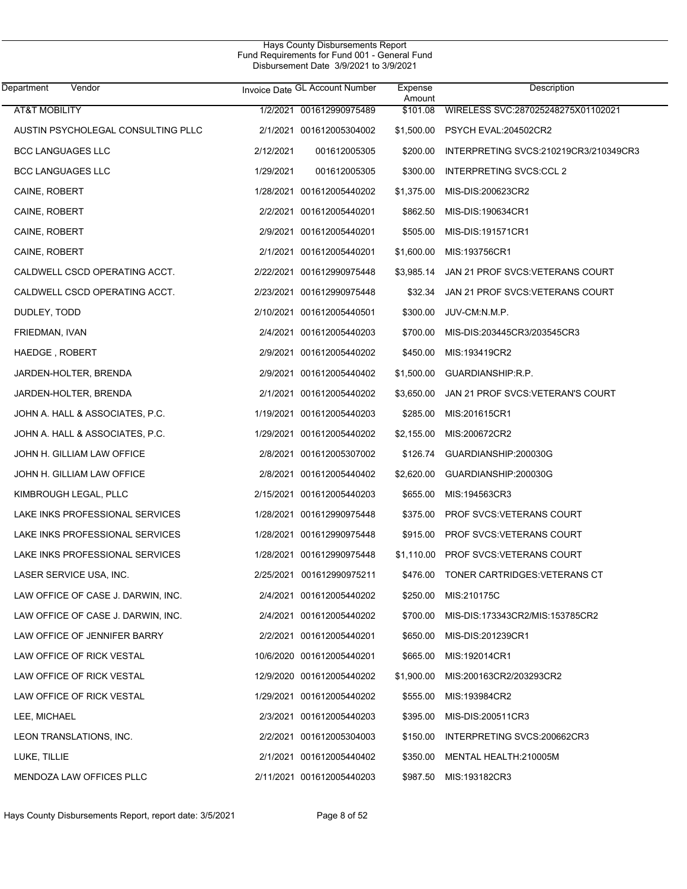Hays County Disbursements Report
Fund Requirements for Fund 001 - General Fund
Disbursement Date 3/9/2021 to 3/9/2021

| Department | Vendor | Invoice Date | GL Account Number | Expense Amount | Description |
|---|---|---|---|---|---|
| AT&T MOBILITY | | 1/2/2021 | 001612990975489 | $101.08 | WIRELESS SVC:287025248275X01102021 |
| AUSTIN PSYCHOLEGAL CONSULTING PLLC | | 2/1/2021 | 001612005304002 | $1,500.00 | PSYCH EVAL:204502CR2 |
| BCC LANGUAGES LLC | | 2/12/2021 | 001612005305 | $200.00 | INTERPRETING SVCS:210219CR3/210349CR3 |
| BCC LANGUAGES LLC | | 1/29/2021 | 001612005305 | $300.00 | INTERPRETING SVCS:CCL 2 |
| CAINE, ROBERT | | 1/28/2021 | 001612005440202 | $1,375.00 | MIS-DIS:200623CR2 |
| CAINE, ROBERT | | 2/2/2021 | 001612005440201 | $862.50 | MIS-DIS:190634CR1 |
| CAINE, ROBERT | | 2/9/2021 | 001612005440201 | $505.00 | MIS-DIS:191571CR1 |
| CAINE, ROBERT | | 2/1/2021 | 001612005440201 | $1,600.00 | MIS:193756CR1 |
| CALDWELL CSCD OPERATING ACCT. | | 2/22/2021 | 001612990975448 | $3,985.14 | JAN 21 PROF SVCS:VETERANS COURT |
| CALDWELL CSCD OPERATING ACCT. | | 2/23/2021 | 001612990975448 | $32.34 | JAN 21 PROF SVCS:VETERANS COURT |
| DUDLEY, TODD | | 2/10/2021 | 001612005440501 | $300.00 | JUV-CM:N.M.P. |
| FRIEDMAN, IVAN | | 2/4/2021 | 001612005440203 | $700.00 | MIS-DIS:203445CR3/203545CR3 |
| HAEDGE , ROBERT | | 2/9/2021 | 001612005440202 | $450.00 | MIS:193419CR2 |
| JARDEN-HOLTER, BRENDA | | 2/9/2021 | 001612005440402 | $1,500.00 | GUARDIANSHIP:R.P. |
| JARDEN-HOLTER, BRENDA | | 2/1/2021 | 001612005440202 | $3,650.00 | JAN 21 PROF SVCS:VETERAN'S COURT |
| JOHN A. HALL & ASSOCIATES, P.C. | | 1/19/2021 | 001612005440203 | $285.00 | MIS:201615CR1 |
| JOHN A. HALL & ASSOCIATES, P.C. | | 1/29/2021 | 001612005440202 | $2,155.00 | MIS:200672CR2 |
| JOHN H. GILLIAM LAW OFFICE | | 2/8/2021 | 001612005307002 | $126.74 | GUARDIANSHIP:200030G |
| JOHN H. GILLIAM LAW OFFICE | | 2/8/2021 | 001612005440402 | $2,620.00 | GUARDIANSHIP:200030G |
| KIMBROUGH LEGAL, PLLC | | 2/15/2021 | 001612005440203 | $655.00 | MIS:194563CR3 |
| LAKE INKS PROFESSIONAL SERVICES | | 1/28/2021 | 001612990975448 | $375.00 | PROF SVCS:VETERANS COURT |
| LAKE INKS PROFESSIONAL SERVICES | | 1/28/2021 | 001612990975448 | $915.00 | PROF SVCS:VETERANS COURT |
| LAKE INKS PROFESSIONAL SERVICES | | 1/28/2021 | 001612990975448 | $1,110.00 | PROF SVCS:VETERANS COURT |
| LASER SERVICE USA, INC. | | 2/25/2021 | 001612990975211 | $476.00 | TONER CARTRIDGES:VETERANS CT |
| LAW OFFICE OF CASE J. DARWIN, INC. | | 2/4/2021 | 001612005440202 | $250.00 | MIS:210175C |
| LAW OFFICE OF CASE J. DARWIN, INC. | | 2/4/2021 | 001612005440202 | $700.00 | MIS-DIS:173343CR2/MIS:153785CR2 |
| LAW OFFICE OF JENNIFER BARRY | | 2/2/2021 | 001612005440201 | $650.00 | MIS-DIS:201239CR1 |
| LAW OFFICE OF RICK VESTAL | | 10/6/2020 | 001612005440201 | $665.00 | MIS:192014CR1 |
| LAW OFFICE OF RICK VESTAL | | 12/9/2020 | 001612005440202 | $1,900.00 | MIS:200163CR2/203293CR2 |
| LAW OFFICE OF RICK VESTAL | | 1/29/2021 | 001612005440202 | $555.00 | MIS:193984CR2 |
| LEE, MICHAEL | | 2/3/2021 | 001612005440203 | $395.00 | MIS-DIS:200511CR3 |
| LEON TRANSLATIONS, INC. | | 2/2/2021 | 001612005304003 | $150.00 | INTERPRETING SVCS:200662CR3 |
| LUKE, TILLIE | | 2/1/2021 | 001612005440402 | $350.00 | MENTAL HEALTH:210005M |
| MENDOZA LAW OFFICES PLLC | | 2/11/2021 | 001612005440203 | $987.50 | MIS:193182CR3 |

Hays County Disbursements Report, report date: 3/5/2021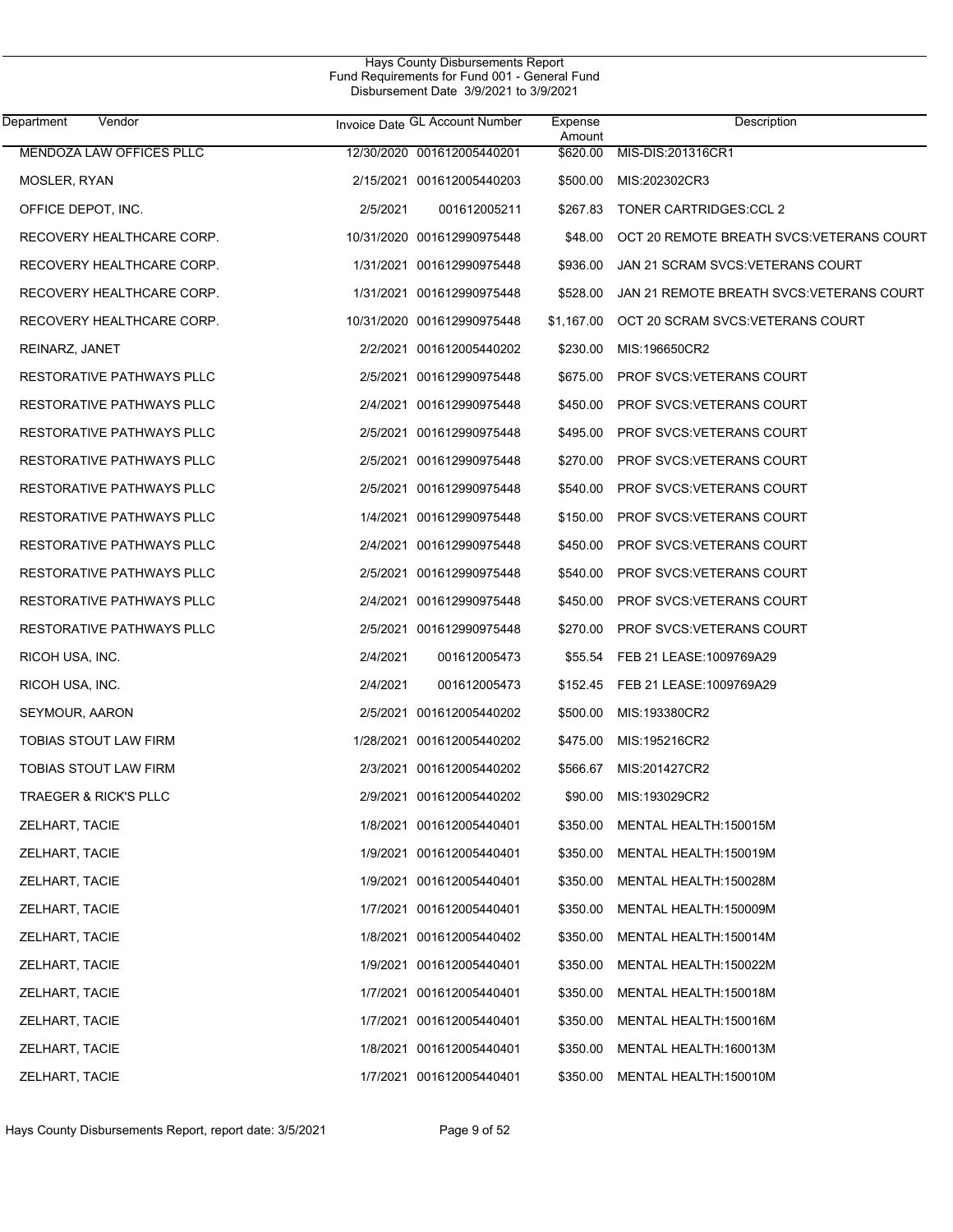Hays County Disbursements Report
Fund Requirements for Fund 001 - General Fund
Disbursement Date 3/9/2021 to 3/9/2021

| Department | Vendor | Invoice Date | GL Account Number | Expense Amount | Description |
|---|---|---|---|---|---|
| | MENDOZA LAW OFFICES PLLC | 12/30/2020 | 001612005440201 | $620.00 | MIS-DIS:201316CR1 |
| | MOSLER, RYAN | 2/15/2021 | 001612005440203 | $500.00 | MIS:202302CR3 |
| | OFFICE DEPOT, INC. | 2/5/2021 | 001612005211 | $267.83 | TONER CARTRIDGES:CCL 2 |
| | RECOVERY HEALTHCARE CORP. | 10/31/2020 | 001612990975448 | $48.00 | OCT 20 REMOTE BREATH SVCS:VETERANS COURT |
| | RECOVERY HEALTHCARE CORP. | 1/31/2021 | 001612990975448 | $936.00 | JAN 21 SCRAM SVCS:VETERANS COURT |
| | RECOVERY HEALTHCARE CORP. | 1/31/2021 | 001612990975448 | $528.00 | JAN 21 REMOTE BREATH SVCS:VETERANS COURT |
| | RECOVERY HEALTHCARE CORP. | 10/31/2020 | 001612990975448 | $1,167.00 | OCT 20 SCRAM SVCS:VETERANS COURT |
| | REINARZ, JANET | 2/2/2021 | 001612005440202 | $230.00 | MIS:196650CR2 |
| | RESTORATIVE PATHWAYS PLLC | 2/5/2021 | 001612990975448 | $675.00 | PROF SVCS:VETERANS COURT |
| | RESTORATIVE PATHWAYS PLLC | 2/4/2021 | 001612990975448 | $450.00 | PROF SVCS:VETERANS COURT |
| | RESTORATIVE PATHWAYS PLLC | 2/5/2021 | 001612990975448 | $495.00 | PROF SVCS:VETERANS COURT |
| | RESTORATIVE PATHWAYS PLLC | 2/5/2021 | 001612990975448 | $270.00 | PROF SVCS:VETERANS COURT |
| | RESTORATIVE PATHWAYS PLLC | 2/5/2021 | 001612990975448 | $540.00 | PROF SVCS:VETERANS COURT |
| | RESTORATIVE PATHWAYS PLLC | 1/4/2021 | 001612990975448 | $150.00 | PROF SVCS:VETERANS COURT |
| | RESTORATIVE PATHWAYS PLLC | 2/4/2021 | 001612990975448 | $450.00 | PROF SVCS:VETERANS COURT |
| | RESTORATIVE PATHWAYS PLLC | 2/5/2021 | 001612990975448 | $540.00 | PROF SVCS:VETERANS COURT |
| | RESTORATIVE PATHWAYS PLLC | 2/4/2021 | 001612990975448 | $450.00 | PROF SVCS:VETERANS COURT |
| | RESTORATIVE PATHWAYS PLLC | 2/5/2021 | 001612990975448 | $270.00 | PROF SVCS:VETERANS COURT |
| | RICOH USA, INC. | 2/4/2021 | 001612005473 | $55.54 | FEB 21 LEASE:1009769A29 |
| | RICOH USA, INC. | 2/4/2021 | 001612005473 | $152.45 | FEB 21 LEASE:1009769A29 |
| | SEYMOUR, AARON | 2/5/2021 | 001612005440202 | $500.00 | MIS:193380CR2 |
| | TOBIAS STOUT LAW FIRM | 1/28/2021 | 001612005440202 | $475.00 | MIS:195216CR2 |
| | TOBIAS STOUT LAW FIRM | 2/3/2021 | 001612005440202 | $566.67 | MIS:201427CR2 |
| | TRAEGER & RICK'S PLLC | 2/9/2021 | 001612005440202 | $90.00 | MIS:193029CR2 |
| | ZELHART, TACIE | 1/8/2021 | 001612005440401 | $350.00 | MENTAL HEALTH:150015M |
| | ZELHART, TACIE | 1/9/2021 | 001612005440401 | $350.00 | MENTAL HEALTH:150019M |
| | ZELHART, TACIE | 1/9/2021 | 001612005440401 | $350.00 | MENTAL HEALTH:150028M |
| | ZELHART, TACIE | 1/7/2021 | 001612005440401 | $350.00 | MENTAL HEALTH:150009M |
| | ZELHART, TACIE | 1/8/2021 | 001612005440402 | $350.00 | MENTAL HEALTH:150014M |
| | ZELHART, TACIE | 1/9/2021 | 001612005440401 | $350.00 | MENTAL HEALTH:150022M |
| | ZELHART, TACIE | 1/7/2021 | 001612005440401 | $350.00 | MENTAL HEALTH:150018M |
| | ZELHART, TACIE | 1/7/2021 | 001612005440401 | $350.00 | MENTAL HEALTH:150016M |
| | ZELHART, TACIE | 1/8/2021 | 001612005440401 | $350.00 | MENTAL HEALTH:160013M |
| | ZELHART, TACIE | 1/7/2021 | 001612005440401 | $350.00 | MENTAL HEALTH:150010M |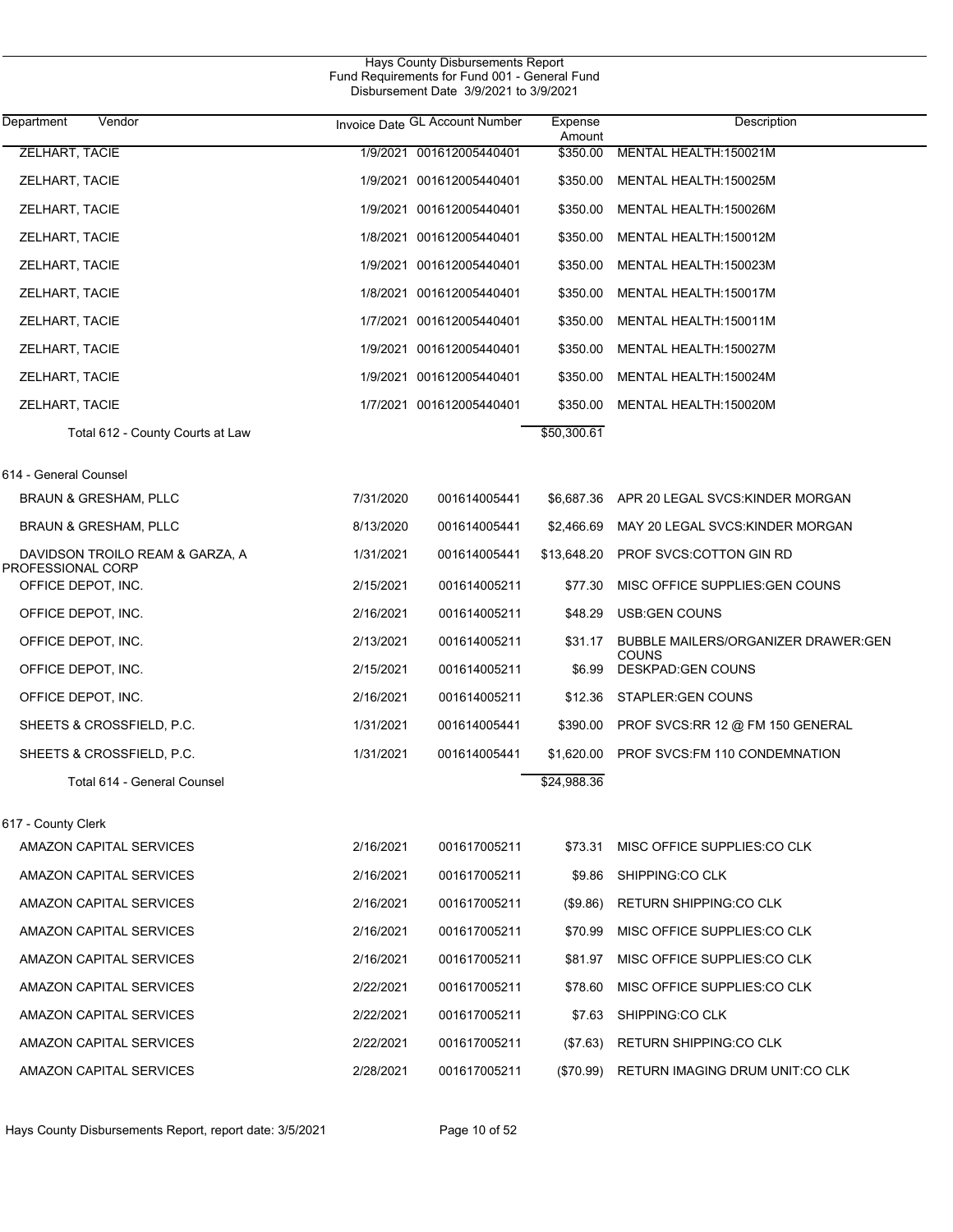Hays County Disbursements Report
Fund Requirements for Fund 001 - General Fund
Disbursement Date 3/9/2021 to 3/9/2021

| Department | Vendor | Invoice Date | GL Account Number | Expense Amount | Description |
|---|---|---|---|---|---|
| | ZELHART, TACIE | 1/9/2021 | 001612005440401 | $350.00 | MENTAL HEALTH:150021M |
| | ZELHART, TACIE | 1/9/2021 | 001612005440401 | $350.00 | MENTAL HEALTH:150025M |
| | ZELHART, TACIE | 1/9/2021 | 001612005440401 | $350.00 | MENTAL HEALTH:150026M |
| | ZELHART, TACIE | 1/8/2021 | 001612005440401 | $350.00 | MENTAL HEALTH:150012M |
| | ZELHART, TACIE | 1/9/2021 | 001612005440401 | $350.00 | MENTAL HEALTH:150023M |
| | ZELHART, TACIE | 1/8/2021 | 001612005440401 | $350.00 | MENTAL HEALTH:150017M |
| | ZELHART, TACIE | 1/7/2021 | 001612005440401 | $350.00 | MENTAL HEALTH:150011M |
| | ZELHART, TACIE | 1/9/2021 | 001612005440401 | $350.00 | MENTAL HEALTH:150027M |
| | ZELHART, TACIE | 1/9/2021 | 001612005440401 | $350.00 | MENTAL HEALTH:150024M |
| | ZELHART, TACIE | 1/7/2021 | 001612005440401 | $350.00 | MENTAL HEALTH:150020M |
| | Total 612 - County Courts at Law | | | $50,300.61 | |
| 614 - General Counsel | | | | | |
| | BRAUN & GRESHAM, PLLC | 7/31/2020 | 001614005441 | $6,687.36 | APR 20 LEGAL SVCS:KINDER MORGAN |
| | BRAUN & GRESHAM, PLLC | 8/13/2020 | 001614005441 | $2,466.69 | MAY 20 LEGAL SVCS:KINDER MORGAN |
| | DAVIDSON TROILO REAM & GARZA, A PROFESSIONAL CORP | 1/31/2021 | 001614005441 | $13,648.20 | PROF SVCS:COTTON GIN RD |
| | OFFICE DEPOT, INC. | 2/15/2021 | 001614005211 | $77.30 | MISC OFFICE SUPPLIES:GEN COUNS |
| | OFFICE DEPOT, INC. | 2/16/2021 | 001614005211 | $48.29 | USB:GEN COUNS |
| | OFFICE DEPOT, INC. | 2/13/2021 | 001614005211 | $31.17 | BUBBLE MAILERS/ORGANIZER DRAWER:GEN COUNS |
| | OFFICE DEPOT, INC. | 2/15/2021 | 001614005211 | $6.99 | DESKPAD:GEN COUNS |
| | OFFICE DEPOT, INC. | 2/16/2021 | 001614005211 | $12.36 | STAPLER:GEN COUNS |
| | SHEETS & CROSSFIELD, P.C. | 1/31/2021 | 001614005441 | $390.00 | PROF SVCS:RR 12 @ FM 150 GENERAL |
| | SHEETS & CROSSFIELD, P.C. | 1/31/2021 | 001614005441 | $1,620.00 | PROF SVCS:FM 110 CONDEMNATION |
| | Total 614 - General Counsel | | | $24,988.36 | |
| 617 - County Clerk | | | | | |
| | AMAZON CAPITAL SERVICES | 2/16/2021 | 001617005211 | $73.31 | MISC OFFICE SUPPLIES:CO CLK |
| | AMAZON CAPITAL SERVICES | 2/16/2021 | 001617005211 | $9.86 | SHIPPING:CO CLK |
| | AMAZON CAPITAL SERVICES | 2/16/2021 | 001617005211 | ($9.86) | RETURN SHIPPING:CO CLK |
| | AMAZON CAPITAL SERVICES | 2/16/2021 | 001617005211 | $70.99 | MISC OFFICE SUPPLIES:CO CLK |
| | AMAZON CAPITAL SERVICES | 2/16/2021 | 001617005211 | $81.97 | MISC OFFICE SUPPLIES:CO CLK |
| | AMAZON CAPITAL SERVICES | 2/22/2021 | 001617005211 | $78.60 | MISC OFFICE SUPPLIES:CO CLK |
| | AMAZON CAPITAL SERVICES | 2/22/2021 | 001617005211 | $7.63 | SHIPPING:CO CLK |
| | AMAZON CAPITAL SERVICES | 2/22/2021 | 001617005211 | ($7.63) | RETURN SHIPPING:CO CLK |
| | AMAZON CAPITAL SERVICES | 2/28/2021 | 001617005211 | ($70.99) | RETURN IMAGING DRUM UNIT:CO CLK |

Hays County Disbursements Report, report date: 3/5/2021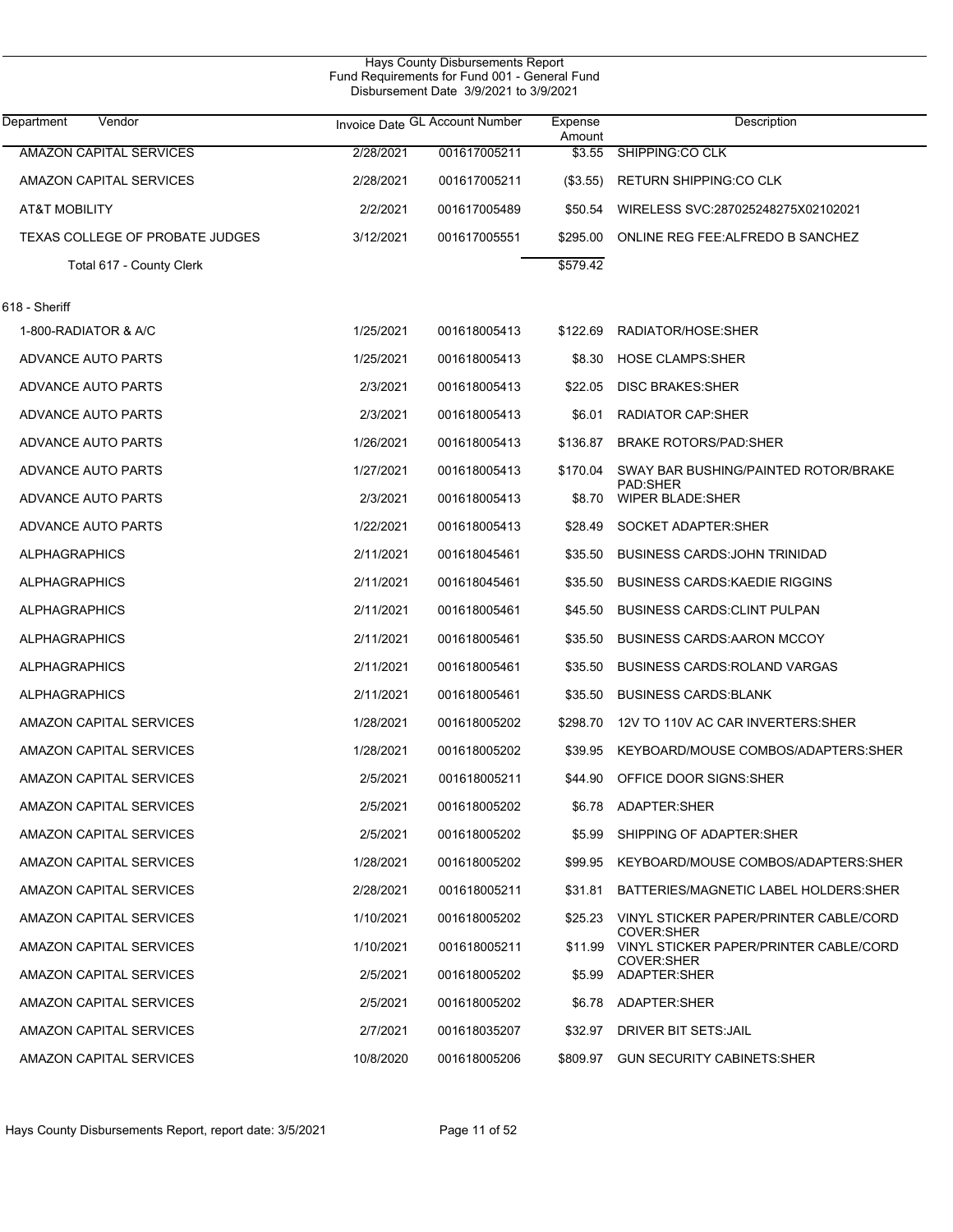Hays County Disbursements Report
Fund Requirements for Fund 001 - General Fund
Disbursement Date 3/9/2021 to 3/9/2021

| Department Vendor | Invoice Date | GL Account Number | Expense Amount | Description |
|---|---|---|---|---|
| AMAZON CAPITAL SERVICES | 2/28/2021 | 001617005211 | $3.55 | SHIPPING:CO CLK |
| AMAZON CAPITAL SERVICES | 2/28/2021 | 001617005211 | ($3.55) | RETURN SHIPPING:CO CLK |
| AT&T MOBILITY | 2/2/2021 | 001617005489 | $50.54 | WIRELESS SVC:287025248275X02102021 |
| TEXAS COLLEGE OF PROBATE JUDGES | 3/12/2021 | 001617005551 | $295.00 | ONLINE REG FEE:ALFREDO B SANCHEZ |
| Total 617 - County Clerk | | | $579.42 | |
| **618 - Sheriff** | | | | |
| 1-800-RADIATOR & A/C | 1/25/2021 | 001618005413 | $122.69 | RADIATOR/HOSE:SHER |
| ADVANCE AUTO PARTS | 1/25/2021 | 001618005413 | $8.30 | HOSE CLAMPS:SHER |
| ADVANCE AUTO PARTS | 2/3/2021 | 001618005413 | $22.05 | DISC BRAKES:SHER |
| ADVANCE AUTO PARTS | 2/3/2021 | 001618005413 | $6.01 | RADIATOR CAP:SHER |
| ADVANCE AUTO PARTS | 1/26/2021 | 001618005413 | $136.87 | BRAKE ROTORS/PAD:SHER |
| ADVANCE AUTO PARTS | 1/27/2021 | 001618005413 | $170.04 | SWAY BAR BUSHING/PAINTED ROTOR/BRAKE PAD:SHER |
| ADVANCE AUTO PARTS | 2/3/2021 | 001618005413 | $8.70 | WIPER BLADE:SHER |
| ADVANCE AUTO PARTS | 1/22/2021 | 001618005413 | $28.49 | SOCKET ADAPTER:SHER |
| ALPHAGRAPHICS | 2/11/2021 | 001618045461 | $35.50 | BUSINESS CARDS:JOHN TRINIDAD |
| ALPHAGRAPHICS | 2/11/2021 | 001618045461 | $35.50 | BUSINESS CARDS:KAEDIE RIGGINS |
| ALPHAGRAPHICS | 2/11/2021 | 001618005461 | $45.50 | BUSINESS CARDS:CLINT PULPAN |
| ALPHAGRAPHICS | 2/11/2021 | 001618005461 | $35.50 | BUSINESS CARDS:AARON MCCOY |
| ALPHAGRAPHICS | 2/11/2021 | 001618005461 | $35.50 | BUSINESS CARDS:ROLAND VARGAS |
| ALPHAGRAPHICS | 2/11/2021 | 001618005461 | $35.50 | BUSINESS CARDS:BLANK |
| AMAZON CAPITAL SERVICES | 1/28/2021 | 001618005202 | $298.70 | 12V TO 110V AC CAR INVERTERS:SHER |
| AMAZON CAPITAL SERVICES | 1/28/2021 | 001618005202 | $39.95 | KEYBOARD/MOUSE COMBOS/ADAPTERS:SHER |
| AMAZON CAPITAL SERVICES | 2/5/2021 | 001618005211 | $44.90 | OFFICE DOOR SIGNS:SHER |
| AMAZON CAPITAL SERVICES | 2/5/2021 | 001618005202 | $6.78 | ADAPTER:SHER |
| AMAZON CAPITAL SERVICES | 2/5/2021 | 001618005202 | $5.99 | SHIPPING OF ADAPTER:SHER |
| AMAZON CAPITAL SERVICES | 1/28/2021 | 001618005202 | $99.95 | KEYBOARD/MOUSE COMBOS/ADAPTERS:SHER |
| AMAZON CAPITAL SERVICES | 2/28/2021 | 001618005211 | $31.81 | BATTERIES/MAGNETIC LABEL HOLDERS:SHER |
| AMAZON CAPITAL SERVICES | 1/10/2021 | 001618005202 | $25.23 | VINYL STICKER PAPER/PRINTER CABLE/CORD COVER:SHER |
| AMAZON CAPITAL SERVICES | 1/10/2021 | 001618005211 | $11.99 | VINYL STICKER PAPER/PRINTER CABLE/CORD COVER:SHER |
| AMAZON CAPITAL SERVICES | 2/5/2021 | 001618005202 | $5.99 | ADAPTER:SHER |
| AMAZON CAPITAL SERVICES | 2/5/2021 | 001618005202 | $6.78 | ADAPTER:SHER |
| AMAZON CAPITAL SERVICES | 2/7/2021 | 001618035207 | $32.97 | DRIVER BIT SETS:JAIL |
| AMAZON CAPITAL SERVICES | 10/8/2020 | 001618005206 | $809.97 | GUN SECURITY CABINETS:SHER |

Hays County Disbursements Report, report date: 3/5/2021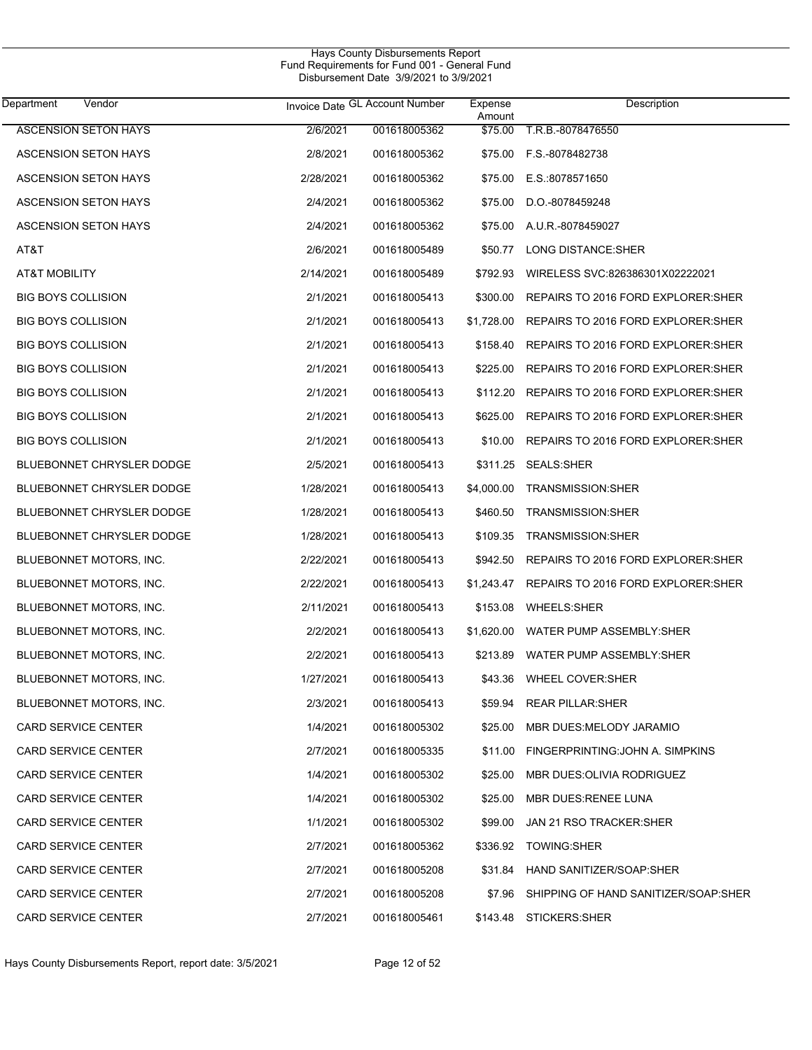Hays County Disbursements Report
Fund Requirements for Fund 001 - General Fund
Disbursement Date 3/9/2021 to 3/9/2021

| Department | Vendor | Invoice Date | GL Account Number | Expense Amount | Description |
|---|---|---|---|---|---|
| | ASCENSION SETON HAYS | 2/6/2021 | 001618005362 | $75.00 | T.R.B.-8078476550 |
| | ASCENSION SETON HAYS | 2/8/2021 | 001618005362 | $75.00 | F.S.-8078482738 |
| | ASCENSION SETON HAYS | 2/28/2021 | 001618005362 | $75.00 | E.S.:8078571650 |
| | ASCENSION SETON HAYS | 2/4/2021 | 001618005362 | $75.00 | D.O.-8078459248 |
| | ASCENSION SETON HAYS | 2/4/2021 | 001618005362 | $75.00 | A.U.R.-8078459027 |
| | AT&T | 2/6/2021 | 001618005489 | $50.77 | LONG DISTANCE:SHER |
| | AT&T MOBILITY | 2/14/2021 | 001618005489 | $792.93 | WIRELESS SVC:826386301X02222021 |
| | BIG BOYS COLLISION | 2/1/2021 | 001618005413 | $300.00 | REPAIRS TO 2016 FORD EXPLORER:SHER |
| | BIG BOYS COLLISION | 2/1/2021 | 001618005413 | $1,728.00 | REPAIRS TO 2016 FORD EXPLORER:SHER |
| | BIG BOYS COLLISION | 2/1/2021 | 001618005413 | $158.40 | REPAIRS TO 2016 FORD EXPLORER:SHER |
| | BIG BOYS COLLISION | 2/1/2021 | 001618005413 | $225.00 | REPAIRS TO 2016 FORD EXPLORER:SHER |
| | BIG BOYS COLLISION | 2/1/2021 | 001618005413 | $112.20 | REPAIRS TO 2016 FORD EXPLORER:SHER |
| | BIG BOYS COLLISION | 2/1/2021 | 001618005413 | $625.00 | REPAIRS TO 2016 FORD EXPLORER:SHER |
| | BIG BOYS COLLISION | 2/1/2021 | 001618005413 | $10.00 | REPAIRS TO 2016 FORD EXPLORER:SHER |
| | BLUEBONNET CHRYSLER DODGE | 2/5/2021 | 001618005413 | $311.25 | SEALS:SHER |
| | BLUEBONNET CHRYSLER DODGE | 1/28/2021 | 001618005413 | $4,000.00 | TRANSMISSION:SHER |
| | BLUEBONNET CHRYSLER DODGE | 1/28/2021 | 001618005413 | $460.50 | TRANSMISSION:SHER |
| | BLUEBONNET CHRYSLER DODGE | 1/28/2021 | 001618005413 | $109.35 | TRANSMISSION:SHER |
| | BLUEBONNET MOTORS, INC. | 2/22/2021 | 001618005413 | $942.50 | REPAIRS TO 2016 FORD EXPLORER:SHER |
| | BLUEBONNET MOTORS, INC. | 2/22/2021 | 001618005413 | $1,243.47 | REPAIRS TO 2016 FORD EXPLORER:SHER |
| | BLUEBONNET MOTORS, INC. | 2/11/2021 | 001618005413 | $153.08 | WHEELS:SHER |
| | BLUEBONNET MOTORS, INC. | 2/2/2021 | 001618005413 | $1,620.00 | WATER PUMP ASSEMBLY:SHER |
| | BLUEBONNET MOTORS, INC. | 2/2/2021 | 001618005413 | $213.89 | WATER PUMP ASSEMBLY:SHER |
| | BLUEBONNET MOTORS, INC. | 1/27/2021 | 001618005413 | $43.36 | WHEEL COVER:SHER |
| | BLUEBONNET MOTORS, INC. | 2/3/2021 | 001618005413 | $59.94 | REAR PILLAR:SHER |
| | CARD SERVICE CENTER | 1/4/2021 | 001618005302 | $25.00 | MBR DUES:MELODY JARAMIO |
| | CARD SERVICE CENTER | 2/7/2021 | 001618005335 | $11.00 | FINGERPRINTING:JOHN A. SIMPKINS |
| | CARD SERVICE CENTER | 1/4/2021 | 001618005302 | $25.00 | MBR DUES:OLIVIA RODRIGUEZ |
| | CARD SERVICE CENTER | 1/4/2021 | 001618005302 | $25.00 | MBR DUES:RENEE LUNA |
| | CARD SERVICE CENTER | 1/1/2021 | 001618005302 | $99.00 | JAN 21 RSO TRACKER:SHER |
| | CARD SERVICE CENTER | 2/7/2021 | 001618005362 | $336.92 | TOWING:SHER |
| | CARD SERVICE CENTER | 2/7/2021 | 001618005208 | $31.84 | HAND SANITIZER/SOAP:SHER |
| | CARD SERVICE CENTER | 2/7/2021 | 001618005208 | $7.96 | SHIPPING OF HAND SANITIZER/SOAP:SHER |
| | CARD SERVICE CENTER | 2/7/2021 | 001618005461 | $143.48 | STICKERS:SHER |

Hays County Disbursements Report, report date: 3/5/2021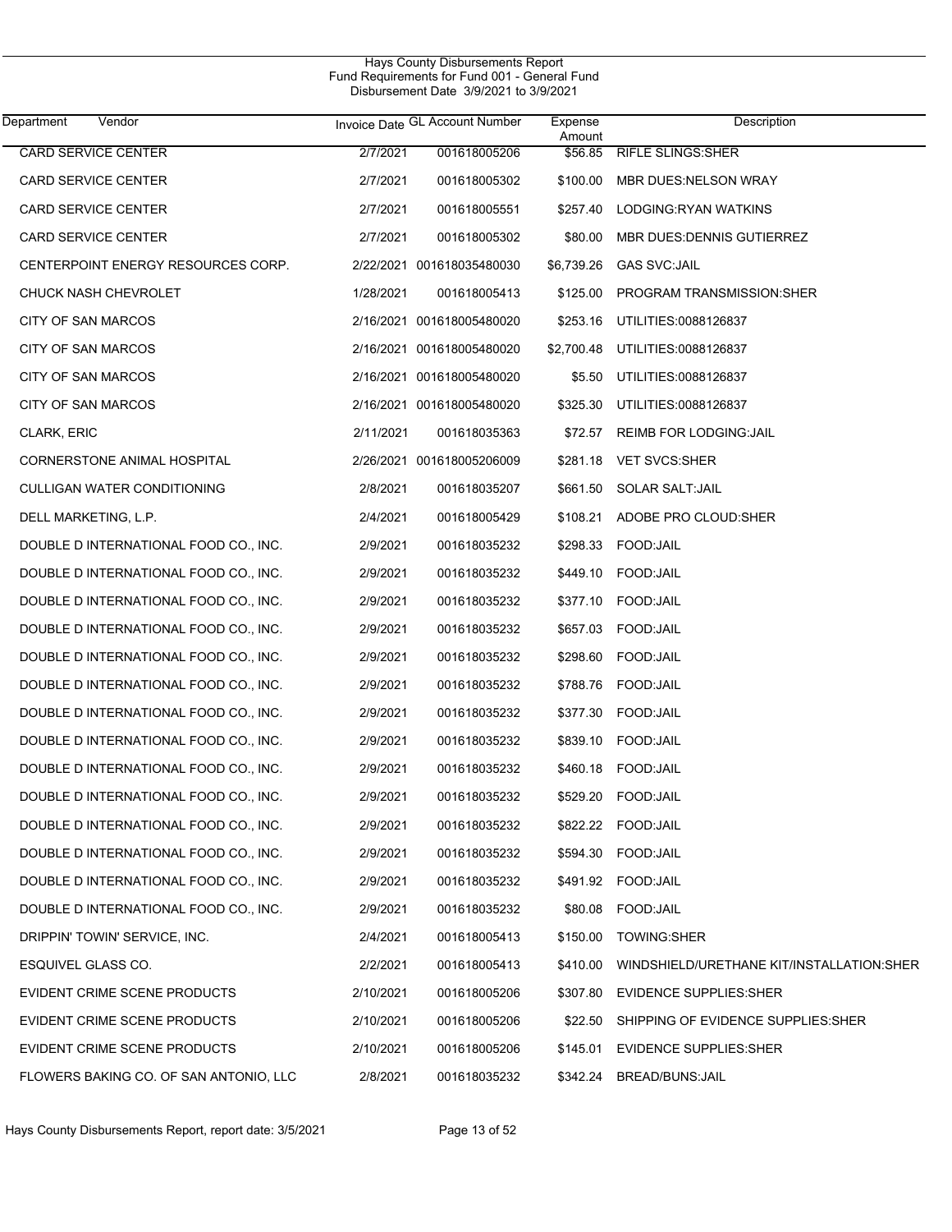Hays County Disbursements Report
Fund Requirements for Fund 001 - General Fund
Disbursement Date 3/9/2021 to 3/9/2021

| Department Vendor | Invoice Date | GL Account Number | Expense Amount | Description |
|---|---|---|---|---|
| CARD SERVICE CENTER | 2/7/2021 | 001618005206 | $56.85 | RIFLE SLINGS:SHER |
| CARD SERVICE CENTER | 2/7/2021 | 001618005302 | $100.00 | MBR DUES:NELSON WRAY |
| CARD SERVICE CENTER | 2/7/2021 | 001618005551 | $257.40 | LODGING:RYAN WATKINS |
| CARD SERVICE CENTER | 2/7/2021 | 001618005302 | $80.00 | MBR DUES:DENNIS GUTIERREZ |
| CENTERPOINT ENERGY RESOURCES CORP. | 2/22/2021 | 001618035480030 | $6,739.26 | GAS SVC:JAIL |
| CHUCK NASH CHEVROLET | 1/28/2021 | 001618005413 | $125.00 | PROGRAM TRANSMISSION:SHER |
| CITY OF SAN MARCOS | 2/16/2021 | 001618005480020 | $253.16 | UTILITIES:0088126837 |
| CITY OF SAN MARCOS | 2/16/2021 | 001618005480020 | $2,700.48 | UTILITIES:0088126837 |
| CITY OF SAN MARCOS | 2/16/2021 | 001618005480020 | $5.50 | UTILITIES:0088126837 |
| CITY OF SAN MARCOS | 2/16/2021 | 001618005480020 | $325.30 | UTILITIES:0088126837 |
| CLARK, ERIC | 2/11/2021 | 001618035363 | $72.57 | REIMB FOR LODGING:JAIL |
| CORNERSTONE ANIMAL HOSPITAL | 2/26/2021 | 001618005206009 | $281.18 | VET SVCS:SHER |
| CULLIGAN WATER CONDITIONING | 2/8/2021 | 001618035207 | $661.50 | SOLAR SALT:JAIL |
| DELL MARKETING, L.P. | 2/4/2021 | 001618005429 | $108.21 | ADOBE PRO CLOUD:SHER |
| DOUBLE D INTERNATIONAL FOOD CO., INC. | 2/9/2021 | 001618035232 | $298.33 | FOOD:JAIL |
| DOUBLE D INTERNATIONAL FOOD CO., INC. | 2/9/2021 | 001618035232 | $449.10 | FOOD:JAIL |
| DOUBLE D INTERNATIONAL FOOD CO., INC. | 2/9/2021 | 001618035232 | $377.10 | FOOD:JAIL |
| DOUBLE D INTERNATIONAL FOOD CO., INC. | 2/9/2021 | 001618035232 | $657.03 | FOOD:JAIL |
| DOUBLE D INTERNATIONAL FOOD CO., INC. | 2/9/2021 | 001618035232 | $298.60 | FOOD:JAIL |
| DOUBLE D INTERNATIONAL FOOD CO., INC. | 2/9/2021 | 001618035232 | $788.76 | FOOD:JAIL |
| DOUBLE D INTERNATIONAL FOOD CO., INC. | 2/9/2021 | 001618035232 | $377.30 | FOOD:JAIL |
| DOUBLE D INTERNATIONAL FOOD CO., INC. | 2/9/2021 | 001618035232 | $839.10 | FOOD:JAIL |
| DOUBLE D INTERNATIONAL FOOD CO., INC. | 2/9/2021 | 001618035232 | $460.18 | FOOD:JAIL |
| DOUBLE D INTERNATIONAL FOOD CO., INC. | 2/9/2021 | 001618035232 | $529.20 | FOOD:JAIL |
| DOUBLE D INTERNATIONAL FOOD CO., INC. | 2/9/2021 | 001618035232 | $822.22 | FOOD:JAIL |
| DOUBLE D INTERNATIONAL FOOD CO., INC. | 2/9/2021 | 001618035232 | $594.30 | FOOD:JAIL |
| DOUBLE D INTERNATIONAL FOOD CO., INC. | 2/9/2021 | 001618035232 | $491.92 | FOOD:JAIL |
| DOUBLE D INTERNATIONAL FOOD CO., INC. | 2/9/2021 | 001618035232 | $80.08 | FOOD:JAIL |
| DRIPPIN' TOWIN' SERVICE, INC. | 2/4/2021 | 001618005413 | $150.00 | TOWING:SHER |
| ESQUIVEL GLASS CO. | 2/2/2021 | 001618005413 | $410.00 | WINDSHIELD/URETHANE KIT/INSTALLATION:SHER |
| EVIDENT CRIME SCENE PRODUCTS | 2/10/2021 | 001618005206 | $307.80 | EVIDENCE SUPPLIES:SHER |
| EVIDENT CRIME SCENE PRODUCTS | 2/10/2021 | 001618005206 | $22.50 | SHIPPING OF EVIDENCE SUPPLIES:SHER |
| EVIDENT CRIME SCENE PRODUCTS | 2/10/2021 | 001618005206 | $145.01 | EVIDENCE SUPPLIES:SHER |
| FLOWERS BAKING CO. OF SAN ANTONIO, LLC | 2/8/2021 | 001618035232 | $342.24 | BREAD/BUNS:JAIL |

Hays County Disbursements Report, report date: 3/5/2021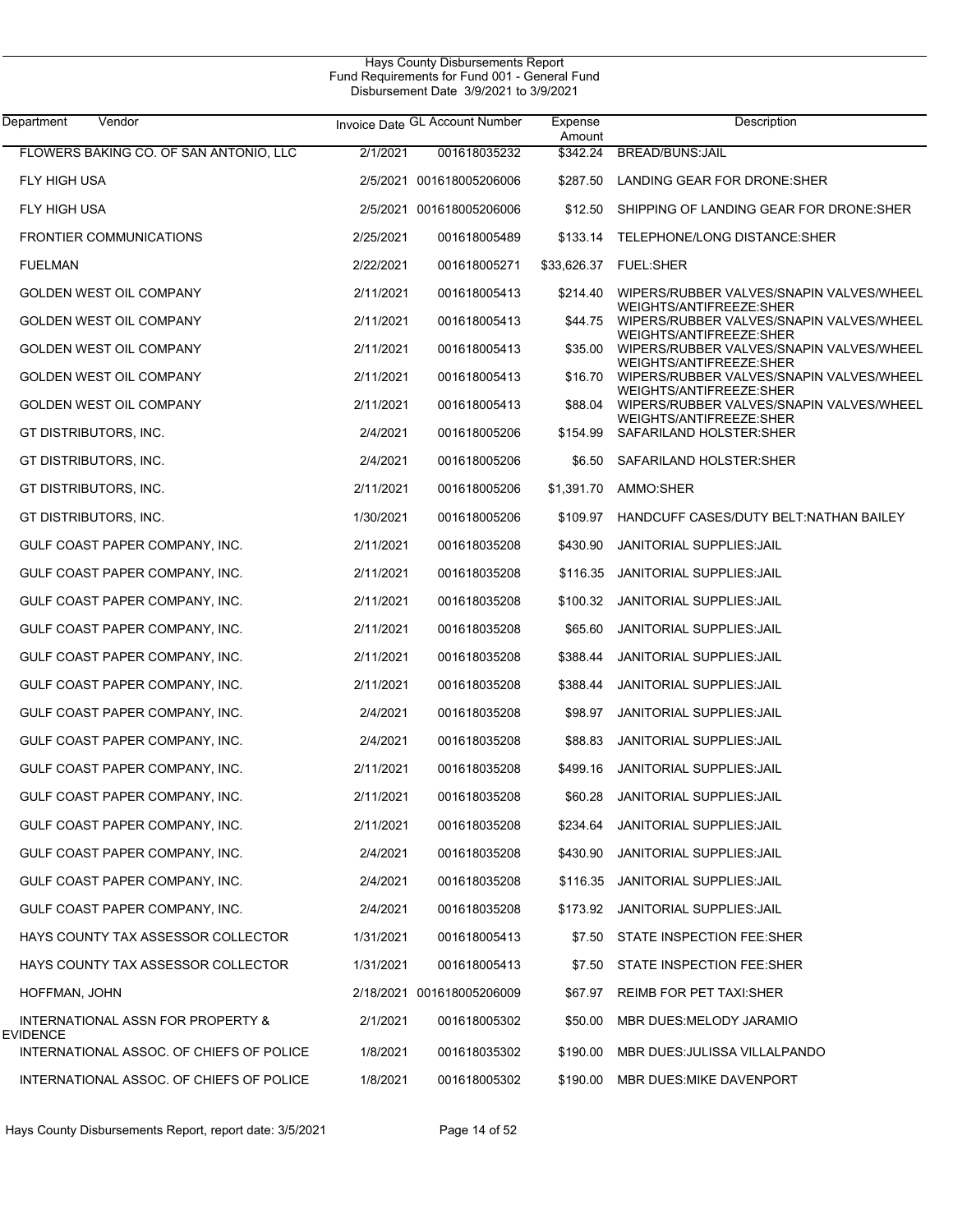Hays County Disbursements Report
Fund Requirements for Fund 001 - General Fund
Disbursement Date 3/9/2021 to 3/9/2021

| Department Vendor | Invoice Date | GL Account Number | Expense Amount | Description |
|---|---|---|---|---|
| FLOWERS BAKING CO. OF SAN ANTONIO, LLC | 2/1/2021 | 001618035232 | $342.24 | BREAD/BUNS:JAIL |
| FLY HIGH USA | 2/5/2021 | 001618005206006 | $287.50 | LANDING GEAR FOR DRONE:SHER |
| FLY HIGH USA | 2/5/2021 | 001618005206006 | $12.50 | SHIPPING OF LANDING GEAR FOR DRONE:SHER |
| FRONTIER COMMUNICATIONS | 2/25/2021 | 001618005489 | $133.14 | TELEPHONE/LONG DISTANCE:SHER |
| FUELMAN | 2/22/2021 | 001618005271 | $33,626.37 | FUEL:SHER |
| GOLDEN WEST OIL COMPANY | 2/11/2021 | 001618005413 | $214.40 | WIPERS/RUBBER VALVES/SNAPIN VALVES/WHEEL WEIGHTS/ANTIFREEZE:SHER |
| GOLDEN WEST OIL COMPANY | 2/11/2021 | 001618005413 | $44.75 | WIPERS/RUBBER VALVES/SNAPIN VALVES/WHEEL WEIGHTS/ANTIFREEZE:SHER |
| GOLDEN WEST OIL COMPANY | 2/11/2021 | 001618005413 | $35.00 | WIPERS/RUBBER VALVES/SNAPIN VALVES/WHEEL WEIGHTS/ANTIFREEZE:SHER |
| GOLDEN WEST OIL COMPANY | 2/11/2021 | 001618005413 | $16.70 | WIPERS/RUBBER VALVES/SNAPIN VALVES/WHEEL WEIGHTS/ANTIFREEZE:SHER |
| GOLDEN WEST OIL COMPANY | 2/11/2021 | 001618005413 | $88.04 | WIPERS/RUBBER VALVES/SNAPIN VALVES/WHEEL WEIGHTS/ANTIFREEZE:SHER |
| GT DISTRIBUTORS, INC. | 2/4/2021 | 001618005206 | $154.99 | SAFARILAND HOLSTER:SHER |
| GT DISTRIBUTORS, INC. | 2/4/2021 | 001618005206 | $6.50 | SAFARILAND HOLSTER:SHER |
| GT DISTRIBUTORS, INC. | 2/11/2021 | 001618005206 | $1,391.70 | AMMO:SHER |
| GT DISTRIBUTORS, INC. | 1/30/2021 | 001618005206 | $109.97 | HANDCUFF CASES/DUTY BELT:NATHAN BAILEY |
| GULF COAST PAPER COMPANY, INC. | 2/11/2021 | 001618035208 | $430.90 | JANITORIAL SUPPLIES:JAIL |
| GULF COAST PAPER COMPANY, INC. | 2/11/2021 | 001618035208 | $116.35 | JANITORIAL SUPPLIES:JAIL |
| GULF COAST PAPER COMPANY, INC. | 2/11/2021 | 001618035208 | $100.32 | JANITORIAL SUPPLIES:JAIL |
| GULF COAST PAPER COMPANY, INC. | 2/11/2021 | 001618035208 | $65.60 | JANITORIAL SUPPLIES:JAIL |
| GULF COAST PAPER COMPANY, INC. | 2/11/2021 | 001618035208 | $388.44 | JANITORIAL SUPPLIES:JAIL |
| GULF COAST PAPER COMPANY, INC. | 2/11/2021 | 001618035208 | $388.44 | JANITORIAL SUPPLIES:JAIL |
| GULF COAST PAPER COMPANY, INC. | 2/4/2021 | 001618035208 | $98.97 | JANITORIAL SUPPLIES:JAIL |
| GULF COAST PAPER COMPANY, INC. | 2/4/2021 | 001618035208 | $88.83 | JANITORIAL SUPPLIES:JAIL |
| GULF COAST PAPER COMPANY, INC. | 2/11/2021 | 001618035208 | $499.16 | JANITORIAL SUPPLIES:JAIL |
| GULF COAST PAPER COMPANY, INC. | 2/11/2021 | 001618035208 | $60.28 | JANITORIAL SUPPLIES:JAIL |
| GULF COAST PAPER COMPANY, INC. | 2/11/2021 | 001618035208 | $234.64 | JANITORIAL SUPPLIES:JAIL |
| GULF COAST PAPER COMPANY, INC. | 2/4/2021 | 001618035208 | $430.90 | JANITORIAL SUPPLIES:JAIL |
| GULF COAST PAPER COMPANY, INC. | 2/4/2021 | 001618035208 | $116.35 | JANITORIAL SUPPLIES:JAIL |
| GULF COAST PAPER COMPANY, INC. | 2/4/2021 | 001618035208 | $173.92 | JANITORIAL SUPPLIES:JAIL |
| HAYS COUNTY TAX ASSESSOR COLLECTOR | 1/31/2021 | 001618005413 | $7.50 | STATE INSPECTION FEE:SHER |
| HAYS COUNTY TAX ASSESSOR COLLECTOR | 1/31/2021 | 001618005413 | $7.50 | STATE INSPECTION FEE:SHER |
| HOFFMAN, JOHN | 2/18/2021 | 001618005206009 | $67.97 | REIMB FOR PET TAXI:SHER |
| INTERNATIONAL ASSN FOR PROPERTY & EVIDENCE | 2/1/2021 | 001618005302 | $50.00 | MBR DUES:MELODY JARAMIO |
| INTERNATIONAL ASSOC. OF CHIEFS OF POLICE | 1/8/2021 | 001618035302 | $190.00 | MBR DUES:JULISSA VILLALPANDO |
| INTERNATIONAL ASSOC. OF CHIEFS OF POLICE | 1/8/2021 | 001618005302 | $190.00 | MBR DUES:MIKE DAVENPORT |

Hays County Disbursements Report, report date: 3/5/2021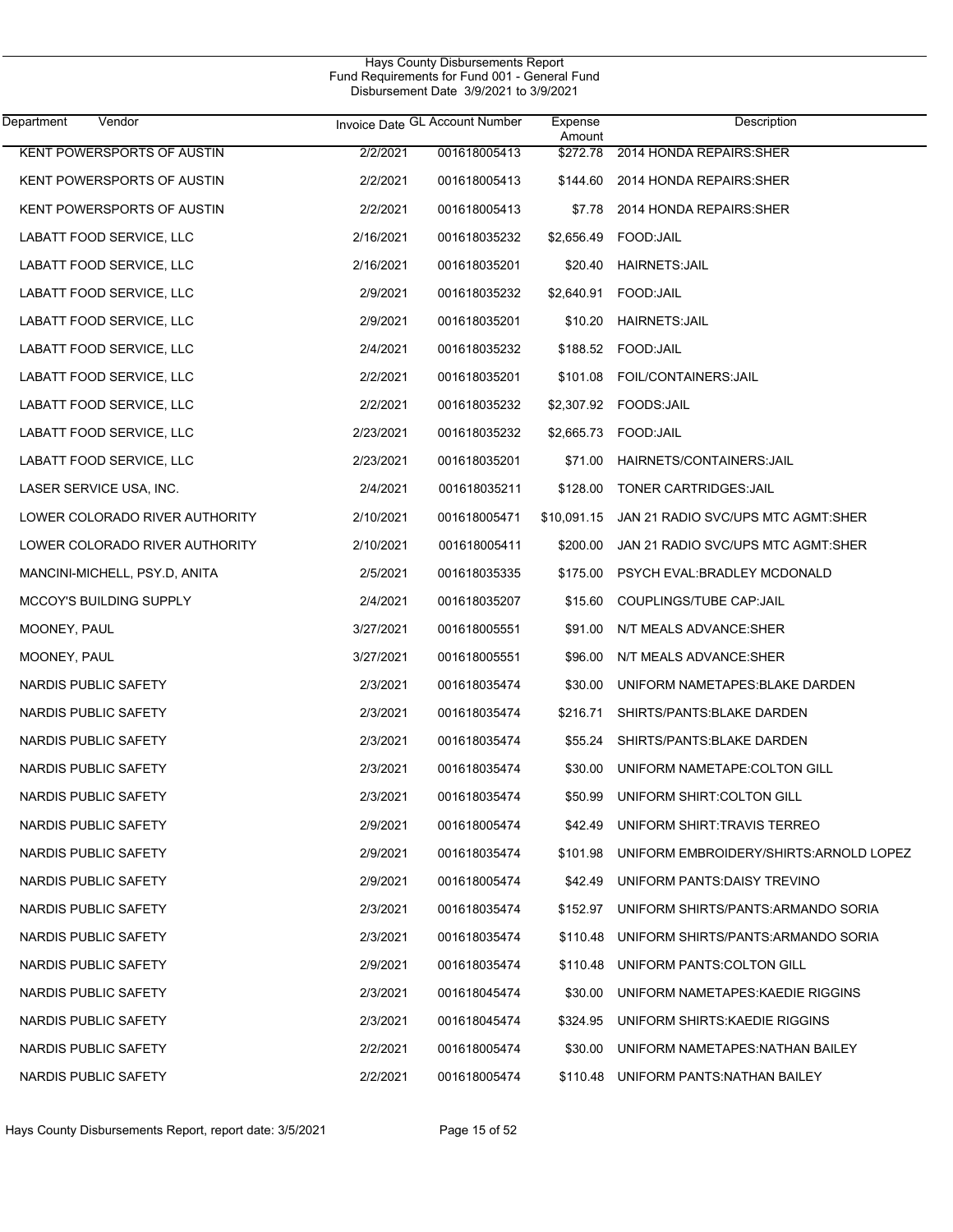Hays County Disbursements Report
Fund Requirements for Fund 001 - General Fund
Disbursement Date 3/9/2021 to 3/9/2021

| Department Vendor | Invoice Date | GL Account Number | Expense Amount | Description |
|---|---|---|---|---|
| KENT POWERSPORTS OF AUSTIN | 2/2/2021 | 001618005413 | $272.78 | 2014 HONDA REPAIRS:SHER |
| KENT POWERSPORTS OF AUSTIN | 2/2/2021 | 001618005413 | $144.60 | 2014 HONDA REPAIRS:SHER |
| KENT POWERSPORTS OF AUSTIN | 2/2/2021 | 001618005413 | $7.78 | 2014 HONDA REPAIRS:SHER |
| LABATT FOOD SERVICE, LLC | 2/16/2021 | 001618035232 | $2,656.49 | FOOD:JAIL |
| LABATT FOOD SERVICE, LLC | 2/16/2021 | 001618035201 | $20.40 | HAIRNETS:JAIL |
| LABATT FOOD SERVICE, LLC | 2/9/2021 | 001618035232 | $2,640.91 | FOOD:JAIL |
| LABATT FOOD SERVICE, LLC | 2/9/2021 | 001618035201 | $10.20 | HAIRNETS:JAIL |
| LABATT FOOD SERVICE, LLC | 2/4/2021 | 001618035232 | $188.52 | FOOD:JAIL |
| LABATT FOOD SERVICE, LLC | 2/2/2021 | 001618035201 | $101.08 | FOIL/CONTAINERS:JAIL |
| LABATT FOOD SERVICE, LLC | 2/2/2021 | 001618035232 | $2,307.92 | FOODS:JAIL |
| LABATT FOOD SERVICE, LLC | 2/23/2021 | 001618035232 | $2,665.73 | FOOD:JAIL |
| LABATT FOOD SERVICE, LLC | 2/23/2021 | 001618035201 | $71.00 | HAIRNETS/CONTAINERS:JAIL |
| LASER SERVICE USA, INC. | 2/4/2021 | 001618035211 | $128.00 | TONER CARTRIDGES:JAIL |
| LOWER COLORADO RIVER AUTHORITY | 2/10/2021 | 001618005471 | $10,091.15 | JAN 21 RADIO SVC/UPS MTC AGMT:SHER |
| LOWER COLORADO RIVER AUTHORITY | 2/10/2021 | 001618005411 | $200.00 | JAN 21 RADIO SVC/UPS MTC AGMT:SHER |
| MANCINI-MICHELL, PSY.D, ANITA | 2/5/2021 | 001618035335 | $175.00 | PSYCH EVAL:BRADLEY MCDONALD |
| MCCOY'S BUILDING SUPPLY | 2/4/2021 | 001618035207 | $15.60 | COUPLINGS/TUBE CAP:JAIL |
| MOONEY, PAUL | 3/27/2021 | 001618005551 | $91.00 | N/T MEALS ADVANCE:SHER |
| MOONEY, PAUL | 3/27/2021 | 001618005551 | $96.00 | N/T MEALS ADVANCE:SHER |
| NARDIS PUBLIC SAFETY | 2/3/2021 | 001618035474 | $30.00 | UNIFORM NAMETAPES:BLAKE DARDEN |
| NARDIS PUBLIC SAFETY | 2/3/2021 | 001618035474 | $216.71 | SHIRTS/PANTS:BLAKE DARDEN |
| NARDIS PUBLIC SAFETY | 2/3/2021 | 001618035474 | $55.24 | SHIRTS/PANTS:BLAKE DARDEN |
| NARDIS PUBLIC SAFETY | 2/3/2021 | 001618035474 | $30.00 | UNIFORM NAMETAPE:COLTON GILL |
| NARDIS PUBLIC SAFETY | 2/3/2021 | 001618035474 | $50.99 | UNIFORM SHIRT:COLTON GILL |
| NARDIS PUBLIC SAFETY | 2/9/2021 | 001618005474 | $42.49 | UNIFORM SHIRT:TRAVIS TERREO |
| NARDIS PUBLIC SAFETY | 2/9/2021 | 001618035474 | $101.98 | UNIFORM EMBROIDERY/SHIRTS:ARNOLD LOPEZ |
| NARDIS PUBLIC SAFETY | 2/9/2021 | 001618005474 | $42.49 | UNIFORM PANTS:DAISY TREVINO |
| NARDIS PUBLIC SAFETY | 2/3/2021 | 001618035474 | $152.97 | UNIFORM SHIRTS/PANTS:ARMANDO SORIA |
| NARDIS PUBLIC SAFETY | 2/3/2021 | 001618035474 | $110.48 | UNIFORM SHIRTS/PANTS:ARMANDO SORIA |
| NARDIS PUBLIC SAFETY | 2/9/2021 | 001618035474 | $110.48 | UNIFORM PANTS:COLTON GILL |
| NARDIS PUBLIC SAFETY | 2/3/2021 | 001618045474 | $30.00 | UNIFORM NAMETAPES:KAEDIE RIGGINS |
| NARDIS PUBLIC SAFETY | 2/3/2021 | 001618045474 | $324.95 | UNIFORM SHIRTS:KAEDIE RIGGINS |
| NARDIS PUBLIC SAFETY | 2/2/2021 | 001618005474 | $30.00 | UNIFORM NAMETAPES:NATHAN BAILEY |
| NARDIS PUBLIC SAFETY | 2/2/2021 | 001618005474 | $110.48 | UNIFORM PANTS:NATHAN BAILEY |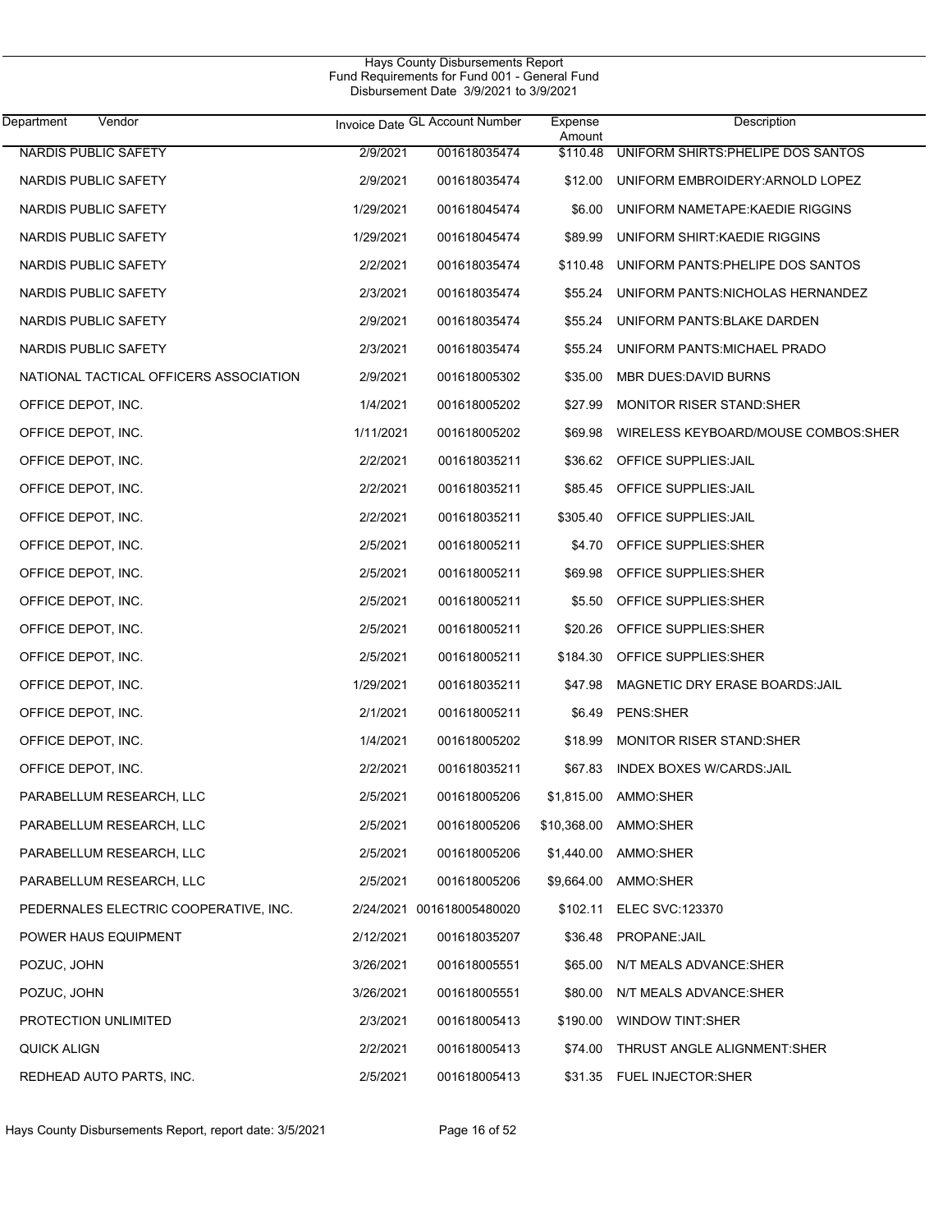Hays County Disbursements Report
Fund Requirements for Fund 001 - General Fund
Disbursement Date 3/9/2021 to 3/9/2021

| Department Vendor | Invoice Date | GL Account Number | Expense Amount | Description |
|---|---|---|---|---|
| NARDIS PUBLIC SAFETY | 2/9/2021 | 001618035474 | $110.48 | UNIFORM SHIRTS:PHELIPE DOS SANTOS |
| NARDIS PUBLIC SAFETY | 2/9/2021 | 001618035474 | $12.00 | UNIFORM EMBROIDERY:ARNOLD LOPEZ |
| NARDIS PUBLIC SAFETY | 1/29/2021 | 001618045474 | $6.00 | UNIFORM NAMETAPE:KAEDIE RIGGINS |
| NARDIS PUBLIC SAFETY | 1/29/2021 | 001618045474 | $89.99 | UNIFORM SHIRT:KAEDIE RIGGINS |
| NARDIS PUBLIC SAFETY | 2/2/2021 | 001618035474 | $110.48 | UNIFORM PANTS:PHELIPE DOS SANTOS |
| NARDIS PUBLIC SAFETY | 2/3/2021 | 001618035474 | $55.24 | UNIFORM PANTS:NICHOLAS HERNANDEZ |
| NARDIS PUBLIC SAFETY | 2/9/2021 | 001618035474 | $55.24 | UNIFORM PANTS:BLAKE DARDEN |
| NARDIS PUBLIC SAFETY | 2/3/2021 | 001618035474 | $55.24 | UNIFORM PANTS:MICHAEL PRADO |
| NATIONAL TACTICAL OFFICERS ASSOCIATION | 2/9/2021 | 001618005302 | $35.00 | MBR DUES:DAVID BURNS |
| OFFICE DEPOT, INC. | 1/4/2021 | 001618005202 | $27.99 | MONITOR RISER STAND:SHER |
| OFFICE DEPOT, INC. | 1/11/2021 | 001618005202 | $69.98 | WIRELESS KEYBOARD/MOUSE COMBOS:SHER |
| OFFICE DEPOT, INC. | 2/2/2021 | 001618035211 | $36.62 | OFFICE SUPPLIES:JAIL |
| OFFICE DEPOT, INC. | 2/2/2021 | 001618035211 | $85.45 | OFFICE SUPPLIES:JAIL |
| OFFICE DEPOT, INC. | 2/2/2021 | 001618035211 | $305.40 | OFFICE SUPPLIES:JAIL |
| OFFICE DEPOT, INC. | 2/5/2021 | 001618005211 | $4.70 | OFFICE SUPPLIES:SHER |
| OFFICE DEPOT, INC. | 2/5/2021 | 001618005211 | $69.98 | OFFICE SUPPLIES:SHER |
| OFFICE DEPOT, INC. | 2/5/2021 | 001618005211 | $5.50 | OFFICE SUPPLIES:SHER |
| OFFICE DEPOT, INC. | 2/5/2021 | 001618005211 | $20.26 | OFFICE SUPPLIES:SHER |
| OFFICE DEPOT, INC. | 2/5/2021 | 001618005211 | $184.30 | OFFICE SUPPLIES:SHER |
| OFFICE DEPOT, INC. | 1/29/2021 | 001618035211 | $47.98 | MAGNETIC DRY ERASE BOARDS:JAIL |
| OFFICE DEPOT, INC. | 2/1/2021 | 001618005211 | $6.49 | PENS:SHER |
| OFFICE DEPOT, INC. | 1/4/2021 | 001618005202 | $18.99 | MONITOR RISER STAND:SHER |
| OFFICE DEPOT, INC. | 2/2/2021 | 001618035211 | $67.83 | INDEX BOXES W/CARDS:JAIL |
| PARABELLUM RESEARCH, LLC | 2/5/2021 | 001618005206 | $1,815.00 | AMMO:SHER |
| PARABELLUM RESEARCH, LLC | 2/5/2021 | 001618005206 | $10,368.00 | AMMO:SHER |
| PARABELLUM RESEARCH, LLC | 2/5/2021 | 001618005206 | $1,440.00 | AMMO:SHER |
| PARABELLUM RESEARCH, LLC | 2/5/2021 | 001618005206 | $9,664.00 | AMMO:SHER |
| PEDERNALES ELECTRIC COOPERATIVE, INC. | 2/24/2021 | 001618005480020 | $102.11 | ELEC SVC:123370 |
| POWER HAUS EQUIPMENT | 2/12/2021 | 001618035207 | $36.48 | PROPANE:JAIL |
| POZUC, JOHN | 3/26/2021 | 001618005551 | $65.00 | N/T MEALS ADVANCE:SHER |
| POZUC, JOHN | 3/26/2021 | 001618005551 | $80.00 | N/T MEALS ADVANCE:SHER |
| PROTECTION UNLIMITED | 2/3/2021 | 001618005413 | $190.00 | WINDOW TINT:SHER |
| QUICK ALIGN | 2/2/2021 | 001618005413 | $74.00 | THRUST ANGLE ALIGNMENT:SHER |
| REDHEAD AUTO PARTS, INC. | 2/5/2021 | 001618005413 | $31.35 | FUEL INJECTOR:SHER |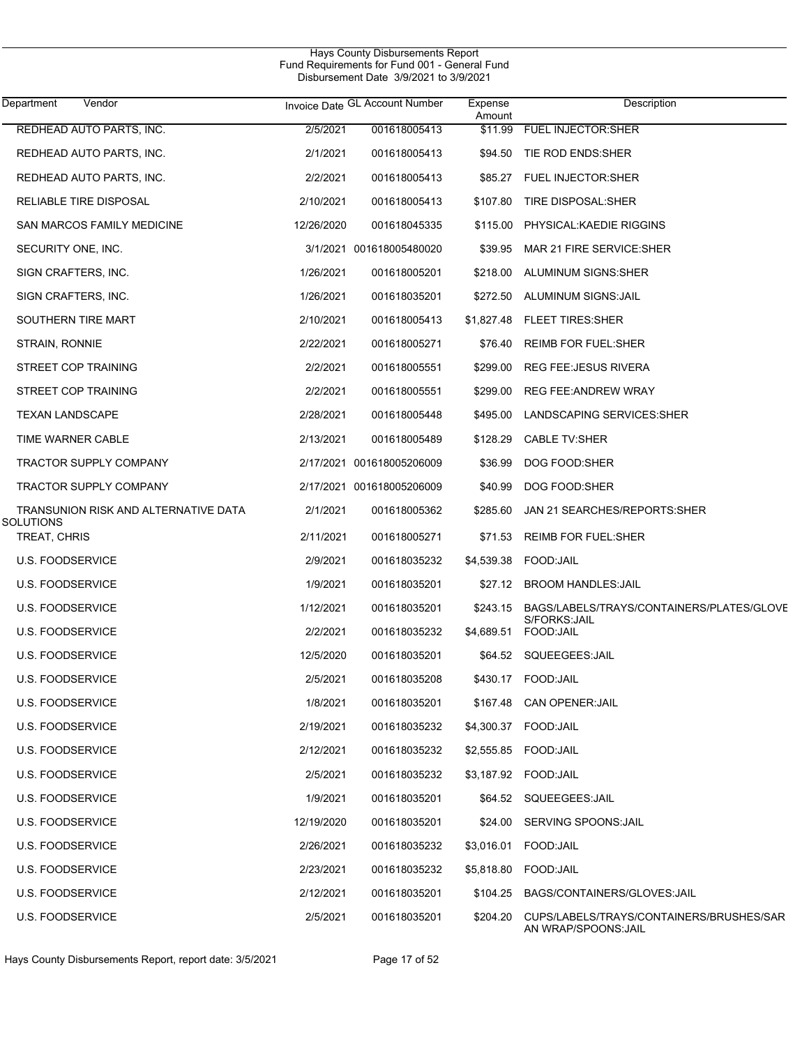Hays County Disbursements Report
Fund Requirements for Fund 001 - General Fund
Disbursement Date 3/9/2021 to 3/9/2021

| Department Vendor | Invoice Date | GL Account Number | Expense Amount | Description |
|---|---|---|---|---|
| REDHEAD AUTO PARTS, INC. | 2/5/2021 | 001618005413 | $11.99 | FUEL INJECTOR:SHER |
| REDHEAD AUTO PARTS, INC. | 2/1/2021 | 001618005413 | $94.50 | TIE ROD ENDS:SHER |
| REDHEAD AUTO PARTS, INC. | 2/2/2021 | 001618005413 | $85.27 | FUEL INJECTOR:SHER |
| RELIABLE TIRE DISPOSAL | 2/10/2021 | 001618005413 | $107.80 | TIRE DISPOSAL:SHER |
| SAN MARCOS FAMILY MEDICINE | 12/26/2020 | 001618045335 | $115.00 | PHYSICAL:KAEDIE RIGGINS |
| SECURITY ONE, INC. | 3/1/2021 | 001618005480020 | $39.95 | MAR 21 FIRE SERVICE:SHER |
| SIGN CRAFTERS, INC. | 1/26/2021 | 001618005201 | $218.00 | ALUMINUM SIGNS:SHER |
| SIGN CRAFTERS, INC. | 1/26/2021 | 001618035201 | $272.50 | ALUMINUM SIGNS:JAIL |
| SOUTHERN TIRE MART | 2/10/2021 | 001618005413 | $1,827.48 | FLEET TIRES:SHER |
| STRAIN, RONNIE | 2/22/2021 | 001618005271 | $76.40 | REIMB FOR FUEL:SHER |
| STREET COP TRAINING | 2/2/2021 | 001618005551 | $299.00 | REG FEE:JESUS RIVERA |
| STREET COP TRAINING | 2/2/2021 | 001618005551 | $299.00 | REG FEE:ANDREW WRAY |
| TEXAN LANDSCAPE | 2/28/2021 | 001618005448 | $495.00 | LANDSCAPING SERVICES:SHER |
| TIME WARNER CABLE | 2/13/2021 | 001618005489 | $128.29 | CABLE TV:SHER |
| TRACTOR SUPPLY COMPANY | 2/17/2021 | 001618005206009 | $36.99 | DOG FOOD:SHER |
| TRACTOR SUPPLY COMPANY | 2/17/2021 | 001618005206009 | $40.99 | DOG FOOD:SHER |
| TRANSUNION RISK AND ALTERNATIVE DATA SOLUTIONS | 2/1/2021 | 001618005362 | $285.60 | JAN 21 SEARCHES/REPORTS:SHER |
| TREAT, CHRIS | 2/11/2021 | 001618005271 | $71.53 | REIMB FOR FUEL:SHER |
| U.S. FOODSERVICE | 2/9/2021 | 001618035232 | $4,539.38 | FOOD:JAIL |
| U.S. FOODSERVICE | 1/9/2021 | 001618035201 | $27.12 | BROOM HANDLES:JAIL |
| U.S. FOODSERVICE | 1/12/2021 | 001618035201 | $243.15 | BAGS/LABELS/TRAYS/CONTAINERS/PLATES/GLOVES/FORKS:JAIL |
| U.S. FOODSERVICE | 2/2/2021 | 001618035232 | $4,689.51 | FOOD:JAIL |
| U.S. FOODSERVICE | 12/5/2020 | 001618035201 | $64.52 | SQUEEGEES:JAIL |
| U.S. FOODSERVICE | 2/5/2021 | 001618035208 | $430.17 | FOOD:JAIL |
| U.S. FOODSERVICE | 1/8/2021 | 001618035201 | $167.48 | CAN OPENER:JAIL |
| U.S. FOODSERVICE | 2/19/2021 | 001618035232 | $4,300.37 | FOOD:JAIL |
| U.S. FOODSERVICE | 2/12/2021 | 001618035232 | $2,555.85 | FOOD:JAIL |
| U.S. FOODSERVICE | 2/5/2021 | 001618035232 | $3,187.92 | FOOD:JAIL |
| U.S. FOODSERVICE | 1/9/2021 | 001618035201 | $64.52 | SQUEEGEES:JAIL |
| U.S. FOODSERVICE | 12/19/2020 | 001618035201 | $24.00 | SERVING SPOONS:JAIL |
| U.S. FOODSERVICE | 2/26/2021 | 001618035232 | $3,016.01 | FOOD:JAIL |
| U.S. FOODSERVICE | 2/23/2021 | 001618035232 | $5,818.80 | FOOD:JAIL |
| U.S. FOODSERVICE | 2/12/2021 | 001618035201 | $104.25 | BAGS/CONTAINERS/GLOVES:JAIL |
| U.S. FOODSERVICE | 2/5/2021 | 001618035201 | $204.20 | CUPS/LABELS/TRAYS/CONTAINERS/BRUSHES/SARAN WRAP/SPOONS:JAIL |

Hays County Disbursements Report, report date: 3/5/2021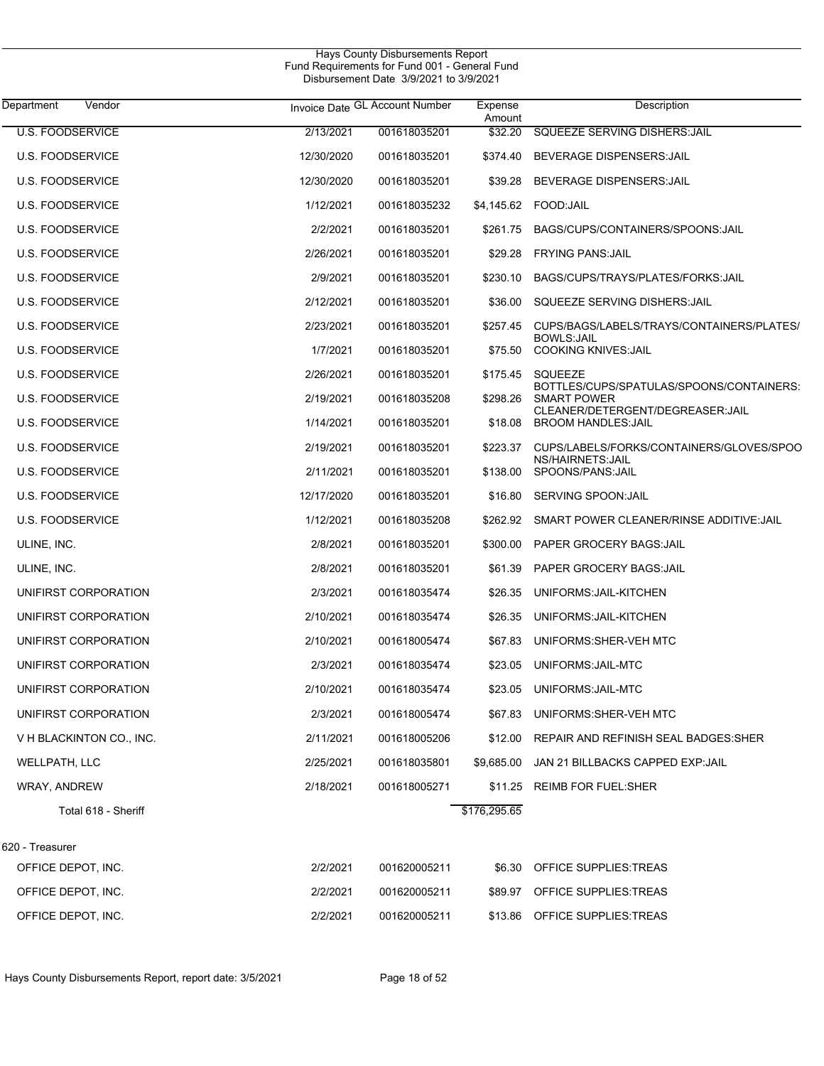Hays County Disbursements Report
Fund Requirements for Fund 001 - General Fund
Disbursement Date 3/9/2021 to 3/9/2021

| Department Vendor | Invoice Date | GL Account Number | Expense Amount | Description |
|---|---|---|---|---|
| U.S. FOODSERVICE | 2/13/2021 | 001618035201 | $32.20 | SQUEEZE SERVING DISHERS:JAIL |
| U.S. FOODSERVICE | 12/30/2020 | 001618035201 | $374.40 | BEVERAGE DISPENSERS:JAIL |
| U.S. FOODSERVICE | 12/30/2020 | 001618035201 | $39.28 | BEVERAGE DISPENSERS:JAIL |
| U.S. FOODSERVICE | 1/12/2021 | 001618035232 | $4,145.62 | FOOD:JAIL |
| U.S. FOODSERVICE | 2/2/2021 | 001618035201 | $261.75 | BAGS/CUPS/CONTAINERS/SPOONS:JAIL |
| U.S. FOODSERVICE | 2/26/2021 | 001618035201 | $29.28 | FRYING PANS:JAIL |
| U.S. FOODSERVICE | 2/9/2021 | 001618035201 | $230.10 | BAGS/CUPS/TRAYS/PLATES/FORKS:JAIL |
| U.S. FOODSERVICE | 2/12/2021 | 001618035201 | $36.00 | SQUEEZE SERVING DISHERS:JAIL |
| U.S. FOODSERVICE | 2/23/2021 | 001618035201 | $257.45 | CUPS/BAGS/LABELS/TRAYS/CONTAINERS/PLATES/BOWLS:JAIL |
| U.S. FOODSERVICE | 1/7/2021 | 001618035201 | $75.50 | COOKING KNIVES:JAIL |
| U.S. FOODSERVICE | 2/26/2021 | 001618035201 | $175.45 | SQUEEZE BOTTLES/CUPS/SPATULAS/SPOONS/CONTAINERS: |
| U.S. FOODSERVICE | 2/19/2021 | 001618035208 | $298.26 | SMART POWER CLEANER/DETERGENT/DEGREASER:JAIL |
| U.S. FOODSERVICE | 1/14/2021 | 001618035201 | $18.08 | BROOM HANDLES:JAIL |
| U.S. FOODSERVICE | 2/19/2021 | 001618035201 | $223.37 | CUPS/LABELS/FORKS/CONTAINERS/GLOVES/SPOONS/HAIRNETS:JAIL |
| U.S. FOODSERVICE | 2/11/2021 | 001618035201 | $138.00 | SPOONS/PANS:JAIL |
| U.S. FOODSERVICE | 12/17/2020 | 001618035201 | $16.80 | SERVING SPOON:JAIL |
| U.S. FOODSERVICE | 1/12/2021 | 001618035208 | $262.92 | SMART POWER CLEANER/RINSE ADDITIVE:JAIL |
| ULINE, INC. | 2/8/2021 | 001618035201 | $300.00 | PAPER GROCERY BAGS:JAIL |
| ULINE, INC. | 2/8/2021 | 001618035201 | $61.39 | PAPER GROCERY BAGS:JAIL |
| UNIFIRST CORPORATION | 2/3/2021 | 001618035474 | $26.35 | UNIFORMS:JAIL-KITCHEN |
| UNIFIRST CORPORATION | 2/10/2021 | 001618035474 | $26.35 | UNIFORMS:JAIL-KITCHEN |
| UNIFIRST CORPORATION | 2/10/2021 | 001618005474 | $67.83 | UNIFORMS:SHER-VEH MTC |
| UNIFIRST CORPORATION | 2/3/2021 | 001618035474 | $23.05 | UNIFORMS:JAIL-MTC |
| UNIFIRST CORPORATION | 2/10/2021 | 001618035474 | $23.05 | UNIFORMS:JAIL-MTC |
| UNIFIRST CORPORATION | 2/3/2021 | 001618005474 | $67.83 | UNIFORMS:SHER-VEH MTC |
| V H BLACKINTON CO., INC. | 2/11/2021 | 001618005206 | $12.00 | REPAIR AND REFINISH SEAL BADGES:SHER |
| WELLPATH, LLC | 2/25/2021 | 001618035801 | $9,685.00 | JAN 21 BILLBACKS CAPPED EXP:JAIL |
| WRAY, ANDREW | 2/18/2021 | 001618005271 | $11.25 | REIMB FOR FUEL:SHER |
| Total 618 - Sheriff | | | $176,295.65 | |
| **620 - Treasurer** | | | | |
| OFFICE DEPOT, INC. | 2/2/2021 | 001620005211 | $6.30 | OFFICE SUPPLIES:TREAS |
| OFFICE DEPOT, INC. | 2/2/2021 | 001620005211 | $89.97 | OFFICE SUPPLIES:TREAS |
| OFFICE DEPOT, INC. | 2/2/2021 | 001620005211 | $13.86 | OFFICE SUPPLIES:TREAS |

Hays County Disbursements Report, report date: 3/5/2021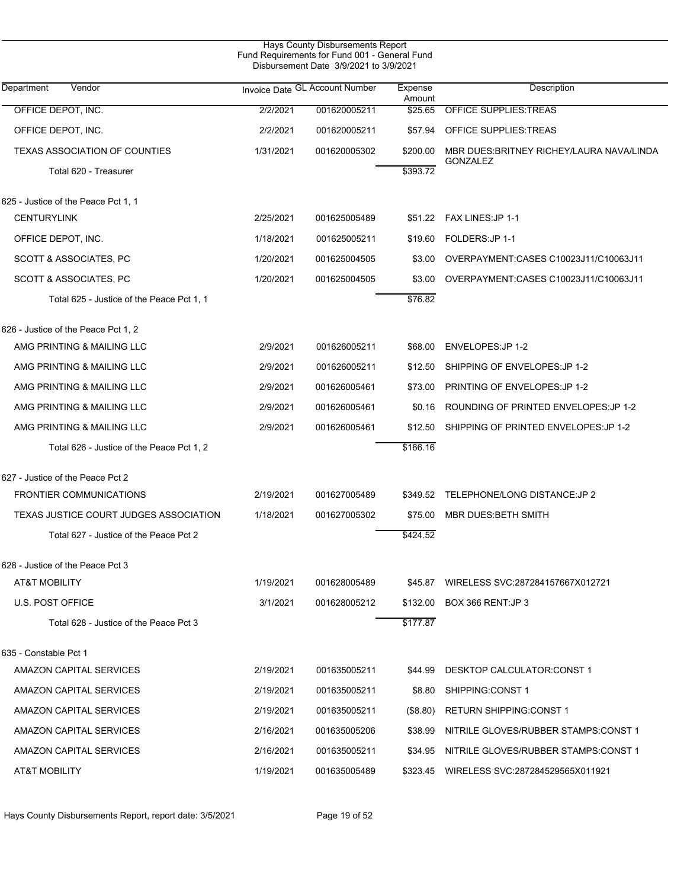Hays County Disbursements Report
Fund Requirements for Fund 001 - General Fund
Disbursement Date 3/9/2021 to 3/9/2021

| Department Vendor | Invoice Date | GL Account Number | Expense Amount | Description |
|---|---|---|---|---|
| OFFICE DEPOT, INC. | 2/2/2021 | 001620005211 | $25.65 | OFFICE SUPPLIES:TREAS |
| OFFICE DEPOT, INC. | 2/2/2021 | 001620005211 | $57.94 | OFFICE SUPPLIES:TREAS |
| TEXAS ASSOCIATION OF COUNTIES | 1/31/2021 | 001620005302 | $200.00 | MBR DUES:BRITNEY RICHEY/LAURA NAVA/LINDA GONZALEZ |
| Total 620 - Treasurer | | | $393.72 | |
| **625 - Justice of the Peace Pct 1, 1** | | | | |
| CENTURYLINK | 2/25/2021 | 001625005489 | $51.22 | FAX LINES:JP 1-1 |
| OFFICE DEPOT, INC. | 1/18/2021 | 001625005211 | $19.60 | FOLDERS:JP 1-1 |
| SCOTT & ASSOCIATES, PC | 1/20/2021 | 001625004505 | $3.00 | OVERPAYMENT:CASES C10023J11/C10063J11 |
| SCOTT & ASSOCIATES, PC | 1/20/2021 | 001625004505 | $3.00 | OVERPAYMENT:CASES C10023J11/C10063J11 |
| Total 625 - Justice of the Peace Pct 1, 1 | | | $76.82 | |
| **626 - Justice of the Peace Pct 1, 2** | | | | |
| AMG PRINTING & MAILING LLC | 2/9/2021 | 001626005211 | $68.00 | ENVELOPES:JP 1-2 |
| AMG PRINTING & MAILING LLC | 2/9/2021 | 001626005211 | $12.50 | SHIPPING OF ENVELOPES:JP 1-2 |
| AMG PRINTING & MAILING LLC | 2/9/2021 | 001626005461 | $73.00 | PRINTING OF ENVELOPES:JP 1-2 |
| AMG PRINTING & MAILING LLC | 2/9/2021 | 001626005461 | $0.16 | ROUNDING OF PRINTED ENVELOPES:JP 1-2 |
| AMG PRINTING & MAILING LLC | 2/9/2021 | 001626005461 | $12.50 | SHIPPING OF PRINTED ENVELOPES:JP 1-2 |
| Total 626 - Justice of the Peace Pct 1, 2 | | | $166.16 | |
| **627 - Justice of the Peace Pct 2** | | | | |
| FRONTIER COMMUNICATIONS | 2/19/2021 | 001627005489 | $349.52 | TELEPHONE/LONG DISTANCE:JP 2 |
| TEXAS JUSTICE COURT JUDGES ASSOCIATION | 1/18/2021 | 001627005302 | $75.00 | MBR DUES:BETH SMITH |
| Total 627 - Justice of the Peace Pct 2 | | | $424.52 | |
| **628 - Justice of the Peace Pct 3** | | | | |
| AT&T MOBILITY | 1/19/2021 | 001628005489 | $45.87 | WIRELESS SVC:287284157667X012721 |
| U.S. POST OFFICE | 3/1/2021 | 001628005212 | $132.00 | BOX 366 RENT:JP 3 |
| Total 628 - Justice of the Peace Pct 3 | | | $177.87 | |
| **635 - Constable Pct 1** | | | | |
| AMAZON CAPITAL SERVICES | 2/19/2021 | 001635005211 | $44.99 | DESKTOP CALCULATOR:CONST 1 |
| AMAZON CAPITAL SERVICES | 2/19/2021 | 001635005211 | $8.80 | SHIPPING:CONST 1 |
| AMAZON CAPITAL SERVICES | 2/19/2021 | 001635005211 | ($8.80) | RETURN SHIPPING:CONST 1 |
| AMAZON CAPITAL SERVICES | 2/16/2021 | 001635005206 | $38.99 | NITRILE GLOVES/RUBBER STAMPS:CONST 1 |
| AMAZON CAPITAL SERVICES | 2/16/2021 | 001635005211 | $34.95 | NITRILE GLOVES/RUBBER STAMPS:CONST 1 |
| AT&T MOBILITY | 1/19/2021 | 001635005489 | $323.45 | WIRELESS SVC:287284529565X011921 |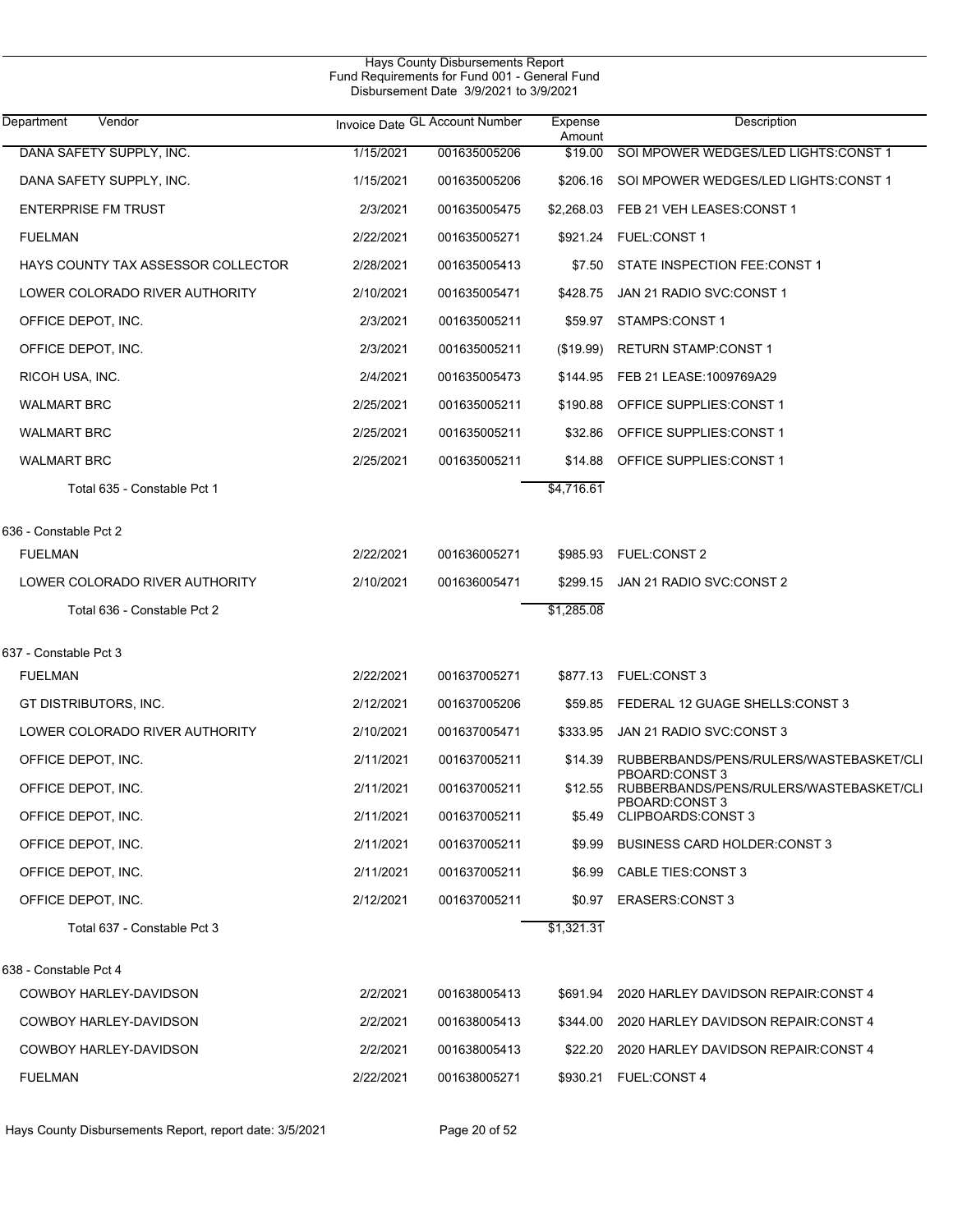Hays County Disbursements Report
Fund Requirements for Fund 001 - General Fund
Disbursement Date 3/9/2021 to 3/9/2021

| Department Vendor | Invoice Date | GL Account Number | Expense Amount | Description |
|---|---|---|---|---|
| DANA SAFETY SUPPLY, INC. | 1/15/2021 | 001635005206 | $19.00 | SOI MPOWER WEDGES/LED LIGHTS:CONST 1 |
| DANA SAFETY SUPPLY, INC. | 1/15/2021 | 001635005206 | $206.16 | SOI MPOWER WEDGES/LED LIGHTS:CONST 1 |
| ENTERPRISE FM TRUST | 2/3/2021 | 001635005475 | $2,268.03 | FEB 21 VEH LEASES:CONST 1 |
| FUELMAN | 2/22/2021 | 001635005271 | $921.24 | FUEL:CONST 1 |
| HAYS COUNTY TAX ASSESSOR COLLECTOR | 2/28/2021 | 001635005413 | $7.50 | STATE INSPECTION FEE:CONST 1 |
| LOWER COLORADO RIVER AUTHORITY | 2/10/2021 | 001635005471 | $428.75 | JAN 21 RADIO SVC:CONST 1 |
| OFFICE DEPOT, INC. | 2/3/2021 | 001635005211 | $59.97 | STAMPS:CONST 1 |
| OFFICE DEPOT, INC. | 2/3/2021 | 001635005211 | ($19.99) | RETURN STAMP:CONST 1 |
| RICOH USA, INC. | 2/4/2021 | 001635005473 | $144.95 | FEB 21 LEASE:1009769A29 |
| WALMART BRC | 2/25/2021 | 001635005211 | $190.88 | OFFICE SUPPLIES:CONST 1 |
| WALMART BRC | 2/25/2021 | 001635005211 | $32.86 | OFFICE SUPPLIES:CONST 1 |
| WALMART BRC | 2/25/2021 | 001635005211 | $14.88 | OFFICE SUPPLIES:CONST 1 |
| Total 635 - Constable Pct 1 | | | $4,716.61 | |
| **636 - Constable Pct 2** | | | | |
| FUELMAN | 2/22/2021 | 001636005271 | $985.93 | FUEL:CONST 2 |
| LOWER COLORADO RIVER AUTHORITY | 2/10/2021 | 001636005471 | $299.15 | JAN 21 RADIO SVC:CONST 2 |
| Total 636 - Constable Pct 2 | | | $1,285.08 | |
| **637 - Constable Pct 3** | | | | |
| FUELMAN | 2/22/2021 | 001637005271 | $877.13 | FUEL:CONST 3 |
| GT DISTRIBUTORS, INC. | 2/12/2021 | 001637005206 | $59.85 | FEDERAL 12 GUAGE SHELLS:CONST 3 |
| LOWER COLORADO RIVER AUTHORITY | 2/10/2021 | 001637005471 | $333.95 | JAN 21 RADIO SVC:CONST 3 |
| OFFICE DEPOT, INC. | 2/11/2021 | 001637005211 | $14.39 | RUBBERBANDS/PENS/RULERS/WASTEBASKET/CLIPBOARD:CONST 3 |
| OFFICE DEPOT, INC. | 2/11/2021 | 001637005211 | $12.55 | RUBBERBANDS/PENS/RULERS/WASTEBASKET/CLIPBOARD:CONST 3 |
| OFFICE DEPOT, INC. | 2/11/2021 | 001637005211 | $5.49 | CLIPBOARDS:CONST 3 |
| OFFICE DEPOT, INC. | 2/11/2021 | 001637005211 | $9.99 | BUSINESS CARD HOLDER:CONST 3 |
| OFFICE DEPOT, INC. | 2/11/2021 | 001637005211 | $6.99 | CABLE TIES:CONST 3 |
| OFFICE DEPOT, INC. | 2/12/2021 | 001637005211 | $0.97 | ERASERS:CONST 3 |
| Total 637 - Constable Pct 3 | | | $1,321.31 | |
| **638 - Constable Pct 4** | | | | |
| COWBOY HARLEY-DAVIDSON | 2/2/2021 | 001638005413 | $691.94 | 2020 HARLEY DAVIDSON REPAIR:CONST 4 |
| COWBOY HARLEY-DAVIDSON | 2/2/2021 | 001638005413 | $344.00 | 2020 HARLEY DAVIDSON REPAIR:CONST 4 |
| COWBOY HARLEY-DAVIDSON | 2/2/2021 | 001638005413 | $22.20 | 2020 HARLEY DAVIDSON REPAIR:CONST 4 |
| FUELMAN | 2/22/2021 | 001638005271 | $930.21 | FUEL:CONST 4 |

Hays County Disbursements Report, report date: 3/5/2021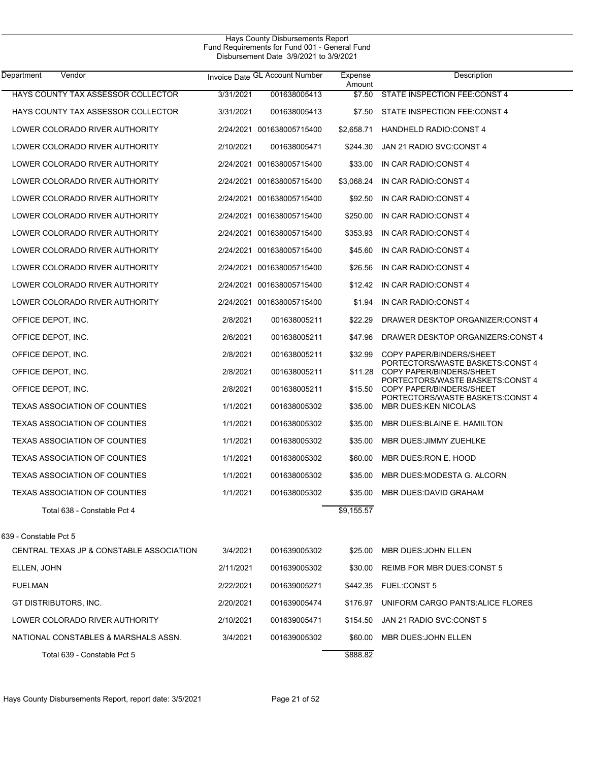Hays County Disbursements Report
Fund Requirements for Fund 001 - General Fund
Disbursement Date 3/9/2021 to 3/9/2021

| Department | Vendor | Invoice Date | GL Account Number | Expense Amount | Description |
|---|---|---|---|---|---|
| | HAYS COUNTY TAX ASSESSOR COLLECTOR | 3/31/2021 | 001638005413 | $7.50 | STATE INSPECTION FEE:CONST 4 |
| | HAYS COUNTY TAX ASSESSOR COLLECTOR | 3/31/2021 | 001638005413 | $7.50 | STATE INSPECTION FEE:CONST 4 |
| | LOWER COLORADO RIVER AUTHORITY | 2/24/2021 | 001638005715400 | $2,658.71 | HANDHELD RADIO:CONST 4 |
| | LOWER COLORADO RIVER AUTHORITY | 2/10/2021 | 001638005471 | $244.30 | JAN 21 RADIO SVC:CONST 4 |
| | LOWER COLORADO RIVER AUTHORITY | 2/24/2021 | 001638005715400 | $33.00 | IN CAR RADIO:CONST 4 |
| | LOWER COLORADO RIVER AUTHORITY | 2/24/2021 | 001638005715400 | $3,068.24 | IN CAR RADIO:CONST 4 |
| | LOWER COLORADO RIVER AUTHORITY | 2/24/2021 | 001638005715400 | $92.50 | IN CAR RADIO:CONST 4 |
| | LOWER COLORADO RIVER AUTHORITY | 2/24/2021 | 001638005715400 | $250.00 | IN CAR RADIO:CONST 4 |
| | LOWER COLORADO RIVER AUTHORITY | 2/24/2021 | 001638005715400 | $353.93 | IN CAR RADIO:CONST 4 |
| | LOWER COLORADO RIVER AUTHORITY | 2/24/2021 | 001638005715400 | $45.60 | IN CAR RADIO:CONST 4 |
| | LOWER COLORADO RIVER AUTHORITY | 2/24/2021 | 001638005715400 | $26.56 | IN CAR RADIO:CONST 4 |
| | LOWER COLORADO RIVER AUTHORITY | 2/24/2021 | 001638005715400 | $12.42 | IN CAR RADIO:CONST 4 |
| | LOWER COLORADO RIVER AUTHORITY | 2/24/2021 | 001638005715400 | $1.94 | IN CAR RADIO:CONST 4 |
| | OFFICE DEPOT, INC. | 2/8/2021 | 001638005211 | $22.29 | DRAWER DESKTOP ORGANIZER:CONST 4 |
| | OFFICE DEPOT, INC. | 2/6/2021 | 001638005211 | $47.96 | DRAWER DESKTOP ORGANIZERS:CONST 4 |
| | OFFICE DEPOT, INC. | 2/8/2021 | 001638005211 | $32.99 | COPY PAPER/BINDERS/SHEET PORTECTORS/WASTE BASKETS:CONST 4 |
| | OFFICE DEPOT, INC. | 2/8/2021 | 001638005211 | $11.28 | COPY PAPER/BINDERS/SHEET PORTECTORS/WASTE BASKETS:CONST 4 |
| | OFFICE DEPOT, INC. | 2/8/2021 | 001638005211 | $15.50 | COPY PAPER/BINDERS/SHEET PORTECTORS/WASTE BASKETS:CONST 4 |
| | TEXAS ASSOCIATION OF COUNTIES | 1/1/2021 | 001638005302 | $35.00 | MBR DUES:KEN NICOLAS |
| | TEXAS ASSOCIATION OF COUNTIES | 1/1/2021 | 001638005302 | $35.00 | MBR DUES:BLAINE E. HAMILTON |
| | TEXAS ASSOCIATION OF COUNTIES | 1/1/2021 | 001638005302 | $35.00 | MBR DUES:JIMMY ZUEHLKE |
| | TEXAS ASSOCIATION OF COUNTIES | 1/1/2021 | 001638005302 | $60.00 | MBR DUES:RON E. HOOD |
| | TEXAS ASSOCIATION OF COUNTIES | 1/1/2021 | 001638005302 | $35.00 | MBR DUES:MODESTA G. ALCORN |
| | TEXAS ASSOCIATION OF COUNTIES | 1/1/2021 | 001638005302 | $35.00 | MBR DUES:DAVID GRAHAM |
| | Total 638 - Constable Pct 4 | | | $9,155.57 | |
| 639 - Constable Pct 5 | | | | | |
| | CENTRAL TEXAS JP & CONSTABLE ASSOCIATION | 3/4/2021 | 001639005302 | $25.00 | MBR DUES:JOHN ELLEN |
| | ELLEN, JOHN | 2/11/2021 | 001639005302 | $30.00 | REIMB FOR MBR DUES:CONST 5 |
| | FUELMAN | 2/22/2021 | 001639005271 | $442.35 | FUEL:CONST 5 |
| | GT DISTRIBUTORS, INC. | 2/20/2021 | 001639005474 | $176.97 | UNIFORM CARGO PANTS:ALICE FLORES |
| | LOWER COLORADO RIVER AUTHORITY | 2/10/2021 | 001639005471 | $154.50 | JAN 21 RADIO SVC:CONST 5 |
| | NATIONAL CONSTABLES & MARSHALS ASSN. | 3/4/2021 | 001639005302 | $60.00 | MBR DUES:JOHN ELLEN |
| | Total 639 - Constable Pct 5 | | | $888.82 | |

Hays County Disbursements Report, report date: 3/5/2021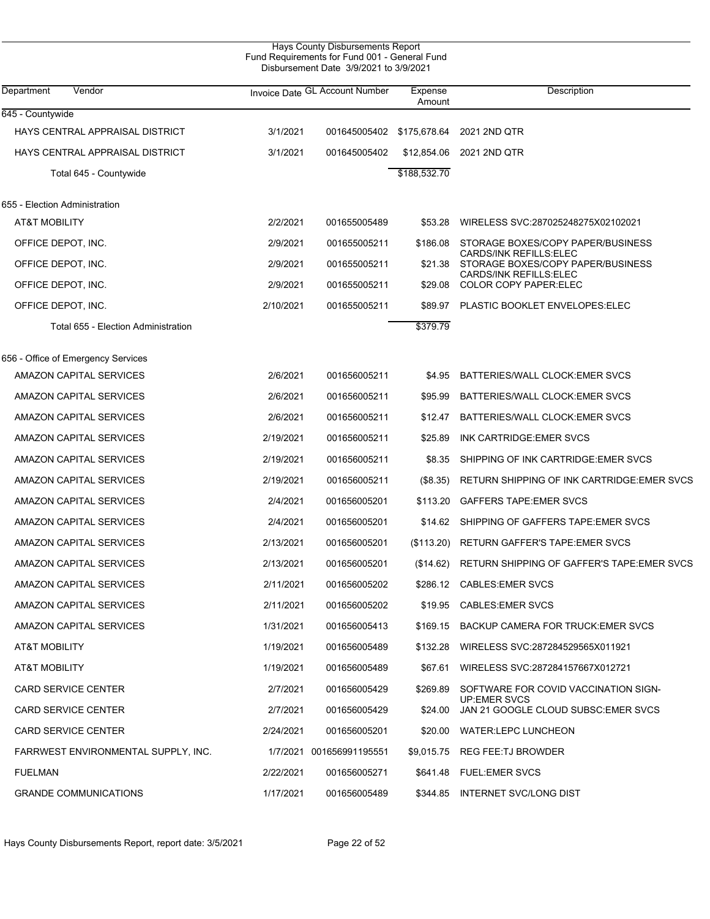Hays County Disbursements Report
Fund Requirements for Fund 001 - General Fund
Disbursement Date 3/9/2021 to 3/9/2021

| Department | Vendor | Invoice Date | GL Account Number | Expense Amount | Description |
|---|---|---|---|---|---|
| 645 - Countywide | | | | | |
| | HAYS CENTRAL APPRAISAL DISTRICT | 3/1/2021 | 001645005402 | $175,678.64 | 2021 2ND QTR |
| | HAYS CENTRAL APPRAISAL DISTRICT | 3/1/2021 | 001645005402 | $12,854.06 | 2021 2ND QTR |
| | Total 645 - Countywide | | | $188,532.70 | |
| 655 - Election Administration | | | | | |
| | AT&T MOBILITY | 2/2/2021 | 001655005489 | $53.28 | WIRELESS SVC:287025248275X02102021 |
| | OFFICE DEPOT, INC. | 2/9/2021 | 001655005211 | $186.08 | STORAGE BOXES/COPY PAPER/BUSINESS CARDS/INK REFILLS:ELEC |
| | OFFICE DEPOT, INC. | 2/9/2021 | 001655005211 | $21.38 | STORAGE BOXES/COPY PAPER/BUSINESS CARDS/INK REFILLS:ELEC |
| | OFFICE DEPOT, INC. | 2/9/2021 | 001655005211 | $29.08 | COLOR COPY PAPER:ELEC |
| | OFFICE DEPOT, INC. | 2/10/2021 | 001655005211 | $89.97 | PLASTIC BOOKLET ENVELOPES:ELEC |
| | Total 655 - Election Administration | | | $379.79 | |
| 656 - Office of Emergency Services | | | | | |
| | AMAZON CAPITAL SERVICES | 2/6/2021 | 001656005211 | $4.95 | BATTERIES/WALL CLOCK:EMER SVCS |
| | AMAZON CAPITAL SERVICES | 2/6/2021 | 001656005211 | $95.99 | BATTERIES/WALL CLOCK:EMER SVCS |
| | AMAZON CAPITAL SERVICES | 2/6/2021 | 001656005211 | $12.47 | BATTERIES/WALL CLOCK:EMER SVCS |
| | AMAZON CAPITAL SERVICES | 2/19/2021 | 001656005211 | $25.89 | INK CARTRIDGE:EMER SVCS |
| | AMAZON CAPITAL SERVICES | 2/19/2021 | 001656005211 | $8.35 | SHIPPING OF INK CARTRIDGE:EMER SVCS |
| | AMAZON CAPITAL SERVICES | 2/19/2021 | 001656005211 | ($8.35) | RETURN SHIPPING OF INK CARTRIDGE:EMER SVCS |
| | AMAZON CAPITAL SERVICES | 2/4/2021 | 001656005201 | $113.20 | GAFFERS TAPE:EMER SVCS |
| | AMAZON CAPITAL SERVICES | 2/4/2021 | 001656005201 | $14.62 | SHIPPING OF GAFFERS TAPE:EMER SVCS |
| | AMAZON CAPITAL SERVICES | 2/13/2021 | 001656005201 | ($113.20) | RETURN GAFFER'S TAPE:EMER SVCS |
| | AMAZON CAPITAL SERVICES | 2/13/2021 | 001656005201 | ($14.62) | RETURN SHIPPING OF GAFFER'S TAPE:EMER SVCS |
| | AMAZON CAPITAL SERVICES | 2/11/2021 | 001656005202 | $286.12 | CABLES:EMER SVCS |
| | AMAZON CAPITAL SERVICES | 2/11/2021 | 001656005202 | $19.95 | CABLES:EMER SVCS |
| | AMAZON CAPITAL SERVICES | 1/31/2021 | 001656005413 | $169.15 | BACKUP CAMERA FOR TRUCK:EMER SVCS |
| | AT&T MOBILITY | 1/19/2021 | 001656005489 | $132.28 | WIRELESS SVC:287284529565X011921 |
| | AT&T MOBILITY | 1/19/2021 | 001656005489 | $67.61 | WIRELESS SVC:287284157667X012721 |
| | CARD SERVICE CENTER | 2/7/2021 | 001656005429 | $269.89 | SOFTWARE FOR COVID VACCINATION SIGN-UP:EMER SVCS |
| | CARD SERVICE CENTER | 2/7/2021 | 001656005429 | $24.00 | JAN 21 GOOGLE CLOUD SUBSC:EMER SVCS |
| | CARD SERVICE CENTER | 2/24/2021 | 001656005201 | $20.00 | WATER:LEPC LUNCHEON |
| | FARRWEST ENVIRONMENTAL SUPPLY, INC. | 1/7/2021 | 001656991195551 | $9,015.75 | REG FEE:TJ BROWDER |
| | FUELMAN | 2/22/2021 | 001656005271 | $641.48 | FUEL:EMER SVCS |
| | GRANDE COMMUNICATIONS | 1/17/2021 | 001656005489 | $344.85 | INTERNET SVC/LONG DIST |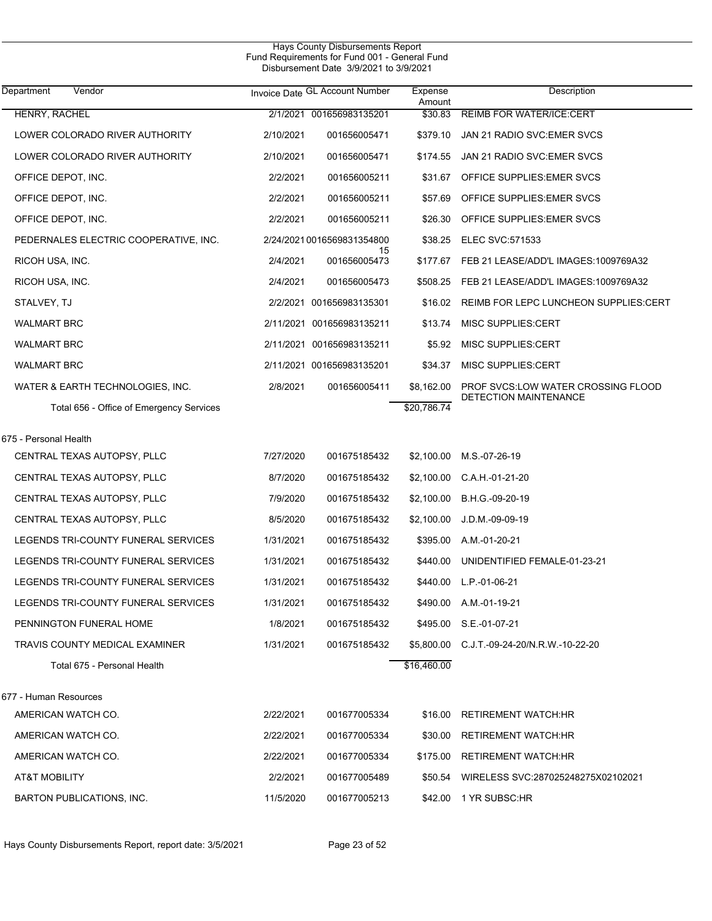Hays County Disbursements Report
Fund Requirements for Fund 001 - General Fund
Disbursement Date 3/9/2021 to 3/9/2021

| Department Vendor | Invoice Date | GL Account Number | Expense Amount | Description |
|---|---|---|---|---|
| HENRY, RACHEL | 2/1/2021 | 001656983135201 | $30.83 | REIMB FOR WATER/ICE:CERT |
| LOWER COLORADO RIVER AUTHORITY | 2/10/2021 | 001656005471 | $379.10 | JAN 21 RADIO SVC:EMER SVCS |
| LOWER COLORADO RIVER AUTHORITY | 2/10/2021 | 001656005471 | $174.55 | JAN 21 RADIO SVC:EMER SVCS |
| OFFICE DEPOT, INC. | 2/2/2021 | 001656005211 | $31.67 | OFFICE SUPPLIES:EMER SVCS |
| OFFICE DEPOT, INC. | 2/2/2021 | 001656005211 | $57.69 | OFFICE SUPPLIES:EMER SVCS |
| OFFICE DEPOT, INC. | 2/2/2021 | 001656005211 | $26.30 | OFFICE SUPPLIES:EMER SVCS |
| PEDERNALES ELECTRIC COOPERATIVE, INC. | 2/24/2021 | 001656983135480015 | $38.25 | ELEC SVC:571533 |
| RICOH USA, INC. | 2/4/2021 | 001656005473 | $177.67 | FEB 21 LEASE/ADD'L IMAGES:1009769A32 |
| RICOH USA, INC. | 2/4/2021 | 001656005473 | $508.25 | FEB 21 LEASE/ADD'L IMAGES:1009769A32 |
| STALVEY, TJ | 2/2/2021 | 001656983135301 | $16.02 | REIMB FOR LEPC LUNCHEON SUPPLIES:CERT |
| WALMART BRC | 2/11/2021 | 001656983135211 | $13.74 | MISC SUPPLIES:CERT |
| WALMART BRC | 2/11/2021 | 001656983135211 | $5.92 | MISC SUPPLIES:CERT |
| WALMART BRC | 2/11/2021 | 001656983135201 | $34.37 | MISC SUPPLIES:CERT |
| WATER & EARTH TECHNOLOGIES, INC. | 2/8/2021 | 001656005411 | $8,162.00 | PROF SVCS:LOW WATER CROSSING FLOOD DETECTION MAINTENANCE |
| Total 656 - Office of Emergency Services | | | $20,786.74 | |
| **675 - Personal Health** | | | | |
| CENTRAL TEXAS AUTOPSY, PLLC | 7/27/2020 | 001675185432 | $2,100.00 | M.S.-07-26-19 |
| CENTRAL TEXAS AUTOPSY, PLLC | 8/7/2020 | 001675185432 | $2,100.00 | C.A.H.-01-21-20 |
| CENTRAL TEXAS AUTOPSY, PLLC | 7/9/2020 | 001675185432 | $2,100.00 | B.H.G.-09-20-19 |
| CENTRAL TEXAS AUTOPSY, PLLC | 8/5/2020 | 001675185432 | $2,100.00 | J.D.M.-09-09-19 |
| LEGENDS TRI-COUNTY FUNERAL SERVICES | 1/31/2021 | 001675185432 | $395.00 | A.M.-01-20-21 |
| LEGENDS TRI-COUNTY FUNERAL SERVICES | 1/31/2021 | 001675185432 | $440.00 | UNIDENTIFIED FEMALE-01-23-21 |
| LEGENDS TRI-COUNTY FUNERAL SERVICES | 1/31/2021 | 001675185432 | $440.00 | L.P.-01-06-21 |
| LEGENDS TRI-COUNTY FUNERAL SERVICES | 1/31/2021 | 001675185432 | $490.00 | A.M.-01-19-21 |
| PENNINGTON FUNERAL HOME | 1/8/2021 | 001675185432 | $495.00 | S.E.-01-07-21 |
| TRAVIS COUNTY MEDICAL EXAMINER | 1/31/2021 | 001675185432 | $5,800.00 | C.J.T.-09-24-20/N.R.W.-10-22-20 |
| Total 675 - Personal Health | | | $16,460.00 | |
| **677 - Human Resources** | | | | |
| AMERICAN WATCH CO. | 2/22/2021 | 001677005334 | $16.00 | RETIREMENT WATCH:HR |
| AMERICAN WATCH CO. | 2/22/2021 | 001677005334 | $30.00 | RETIREMENT WATCH:HR |
| AMERICAN WATCH CO. | 2/22/2021 | 001677005334 | $175.00 | RETIREMENT WATCH:HR |
| AT&T MOBILITY | 2/2/2021 | 001677005489 | $50.54 | WIRELESS SVC:287025248275X02102021 |
| BARTON PUBLICATIONS, INC. | 11/5/2020 | 001677005213 | $42.00 | 1 YR SUBSC:HR |

Hays County Disbursements Report, report date: 3/5/2021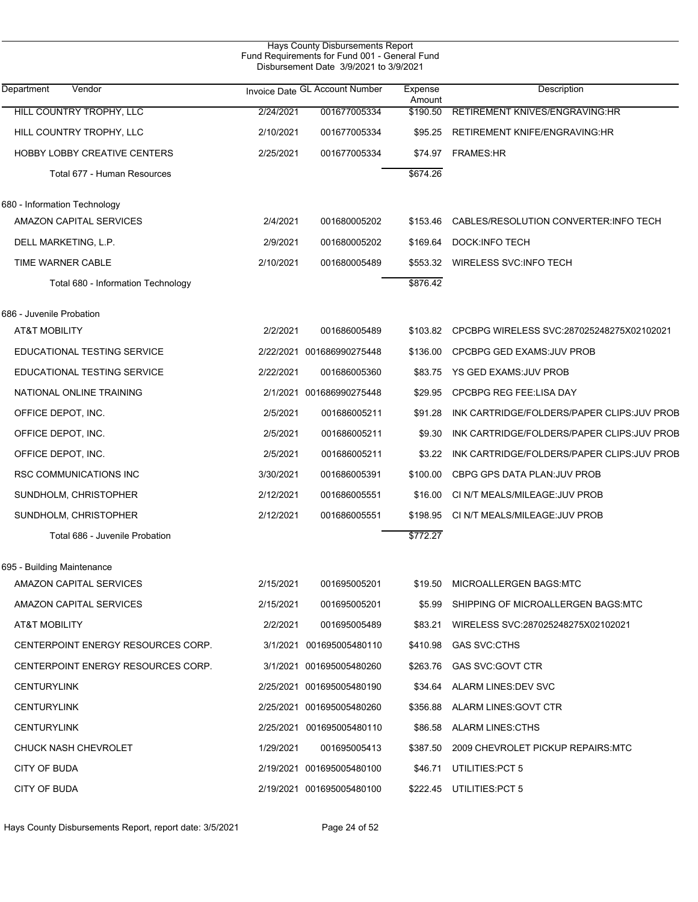Hays County Disbursements Report
Fund Requirements for Fund 001 - General Fund
Disbursement Date 3/9/2021 to 3/9/2021

| Department Vendor | Invoice Date | GL Account Number | Expense Amount | Description |
|---|---|---|---|---|
| HILL COUNTRY TROPHY, LLC | 2/24/2021 | 001677005334 | $190.50 | RETIREMENT KNIVES/ENGRAVING:HR |
| HILL COUNTRY TROPHY, LLC | 2/10/2021 | 001677005334 | $95.25 | RETIREMENT KNIFE/ENGRAVING:HR |
| HOBBY LOBBY CREATIVE CENTERS | 2/25/2021 | 001677005334 | $74.97 | FRAMES:HR |
| Total 677 - Human Resources | | | $674.26 | |
| 680 - Information Technology | | | | |
| AMAZON CAPITAL SERVICES | 2/4/2021 | 001680005202 | $153.46 | CABLES/RESOLUTION CONVERTER:INFO TECH |
| DELL MARKETING, L.P. | 2/9/2021 | 001680005202 | $169.64 | DOCK:INFO TECH |
| TIME WARNER CABLE | 2/10/2021 | 001680005489 | $553.32 | WIRELESS SVC:INFO TECH |
| Total 680 - Information Technology | | | $876.42 | |
| 686 - Juvenile Probation | | | | |
| AT&T MOBILITY | 2/2/2021 | 001686005489 | $103.82 | CPCBPG WIRELESS SVC:287025248275X02102021 |
| EDUCATIONAL TESTING SERVICE | 2/22/2021 | 001686990275448 | $136.00 | CPCBPG GED EXAMS:JUV PROB |
| EDUCATIONAL TESTING SERVICE | 2/22/2021 | 001686005360 | $83.75 | YS GED EXAMS:JUV PROB |
| NATIONAL ONLINE TRAINING | 2/1/2021 | 001686990275448 | $29.95 | CPCBPG REG FEE:LISA DAY |
| OFFICE DEPOT, INC. | 2/5/2021 | 001686005211 | $91.28 | INK CARTRIDGE/FOLDERS/PAPER CLIPS:JUV PROB |
| OFFICE DEPOT, INC. | 2/5/2021 | 001686005211 | $9.30 | INK CARTRIDGE/FOLDERS/PAPER CLIPS:JUV PROB |
| OFFICE DEPOT, INC. | 2/5/2021 | 001686005211 | $3.22 | INK CARTRIDGE/FOLDERS/PAPER CLIPS:JUV PROB |
| RSC COMMUNICATIONS INC | 3/30/2021 | 001686005391 | $100.00 | CBPG GPS DATA PLAN:JUV PROB |
| SUNDHOLM, CHRISTOPHER | 2/12/2021 | 001686005551 | $16.00 | CI N/T MEALS/MILEAGE:JUV PROB |
| SUNDHOLM, CHRISTOPHER | 2/12/2021 | 001686005551 | $198.95 | CI N/T MEALS/MILEAGE:JUV PROB |
| Total 686 - Juvenile Probation | | | $772.27 | |
| 695 - Building Maintenance | | | | |
| AMAZON CAPITAL SERVICES | 2/15/2021 | 001695005201 | $19.50 | MICROALLERGEN BAGS:MTC |
| AMAZON CAPITAL SERVICES | 2/15/2021 | 001695005201 | $5.99 | SHIPPING OF MICROALLERGEN BAGS:MTC |
| AT&T MOBILITY | 2/2/2021 | 001695005489 | $83.21 | WIRELESS SVC:287025248275X02102021 |
| CENTERPOINT ENERGY RESOURCES CORP. | 3/1/2021 | 001695005480110 | $410.98 | GAS SVC:CTHS |
| CENTERPOINT ENERGY RESOURCES CORP. | 3/1/2021 | 001695005480260 | $263.76 | GAS SVC:GOVT CTR |
| CENTURYLINK | 2/25/2021 | 001695005480190 | $34.64 | ALARM LINES:DEV SVC |
| CENTURYLINK | 2/25/2021 | 001695005480260 | $356.88 | ALARM LINES:GOVT CTR |
| CENTURYLINK | 2/25/2021 | 001695005480110 | $86.58 | ALARM LINES:CTHS |
| CHUCK NASH CHEVROLET | 1/29/2021 | 001695005413 | $387.50 | 2009 CHEVROLET PICKUP REPAIRS:MTC |
| CITY OF BUDA | 2/19/2021 | 001695005480100 | $46.71 | UTILITIES:PCT 5 |
| CITY OF BUDA | 2/19/2021 | 001695005480100 | $222.45 | UTILITIES:PCT 5 |

Hays County Disbursements Report, report date: 3/5/2021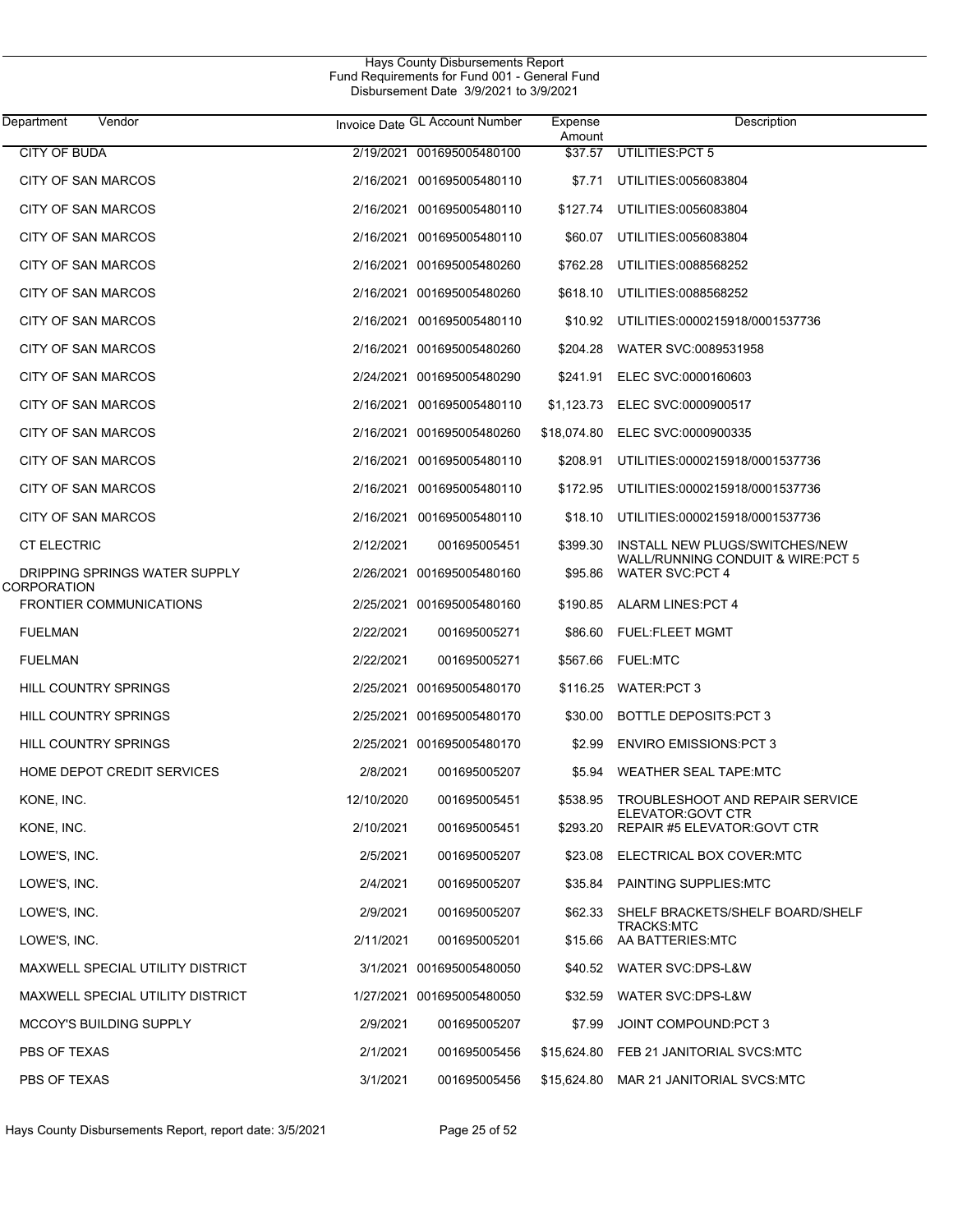Hays County Disbursements Report
Fund Requirements for Fund 001 - General Fund
Disbursement Date 3/9/2021 to 3/9/2021

| Department | Vendor | Invoice Date | GL Account Number | Expense Amount | Description |
|---|---|---|---|---|---|
| | CITY OF BUDA | 2/19/2021 | 001695005480100 | $37.57 | UTILITIES:PCT 5 |
| | CITY OF SAN MARCOS | 2/16/2021 | 001695005480110 | $7.71 | UTILITIES:0056083804 |
| | CITY OF SAN MARCOS | 2/16/2021 | 001695005480110 | $127.74 | UTILITIES:0056083804 |
| | CITY OF SAN MARCOS | 2/16/2021 | 001695005480110 | $60.07 | UTILITIES:0056083804 |
| | CITY OF SAN MARCOS | 2/16/2021 | 001695005480260 | $762.28 | UTILITIES:0088568252 |
| | CITY OF SAN MARCOS | 2/16/2021 | 001695005480260 | $618.10 | UTILITIES:0088568252 |
| | CITY OF SAN MARCOS | 2/16/2021 | 001695005480110 | $10.92 | UTILITIES:0000215918/0001537736 |
| | CITY OF SAN MARCOS | 2/16/2021 | 001695005480260 | $204.28 | WATER SVC:0089531958 |
| | CITY OF SAN MARCOS | 2/24/2021 | 001695005480290 | $241.91 | ELEC SVC:0000160603 |
| | CITY OF SAN MARCOS | 2/16/2021 | 001695005480110 | $1,123.73 | ELEC SVC:0000900517 |
| | CITY OF SAN MARCOS | 2/16/2021 | 001695005480260 | $18,074.80 | ELEC SVC:0000900335 |
| | CITY OF SAN MARCOS | 2/16/2021 | 001695005480110 | $208.91 | UTILITIES:0000215918/0001537736 |
| | CITY OF SAN MARCOS | 2/16/2021 | 001695005480110 | $172.95 | UTILITIES:0000215918/0001537736 |
| | CITY OF SAN MARCOS | 2/16/2021 | 001695005480110 | $18.10 | UTILITIES:0000215918/0001537736 |
| | CT ELECTRIC | 2/12/2021 | 001695005451 | $399.30 | INSTALL NEW PLUGS/SWITCHES/NEW WALL/RUNNING CONDUIT & WIRE:PCT 5 |
| | DRIPPING SPRINGS WATER SUPPLY CORPORATION | 2/26/2021 | 001695005480160 | $95.86 | WATER SVC:PCT 4 |
| | FRONTIER COMMUNICATIONS | 2/25/2021 | 001695005480160 | $190.85 | ALARM LINES:PCT 4 |
| | FUELMAN | 2/22/2021 | 001695005271 | $86.60 | FUEL:FLEET MGMT |
| | FUELMAN | 2/22/2021 | 001695005271 | $567.66 | FUEL:MTC |
| | HILL COUNTRY SPRINGS | 2/25/2021 | 001695005480170 | $116.25 | WATER:PCT 3 |
| | HILL COUNTRY SPRINGS | 2/25/2021 | 001695005480170 | $30.00 | BOTTLE DEPOSITS:PCT 3 |
| | HILL COUNTRY SPRINGS | 2/25/2021 | 001695005480170 | $2.99 | ENVIRO EMISSIONS:PCT 3 |
| | HOME DEPOT CREDIT SERVICES | 2/8/2021 | 001695005207 | $5.94 | WEATHER SEAL TAPE:MTC |
| | KONE, INC. | 12/10/2020 | 001695005451 | $538.95 | TROUBLESHOOT AND REPAIR SERVICE ELEVATOR:GOVT CTR |
| | KONE, INC. | 2/10/2021 | 001695005451 | $293.20 | REPAIR #5 ELEVATOR:GOVT CTR |
| | LOWE'S, INC. | 2/5/2021 | 001695005207 | $23.08 | ELECTRICAL BOX COVER:MTC |
| | LOWE'S, INC. | 2/4/2021 | 001695005207 | $35.84 | PAINTING SUPPLIES:MTC |
| | LOWE'S, INC. | 2/9/2021 | 001695005207 | $62.33 | SHELF BRACKETS/SHELF BOARD/SHELF TRACKS:MTC |
| | LOWE'S, INC. | 2/11/2021 | 001695005201 | $15.66 | AA BATTERIES:MTC |
| | MAXWELL SPECIAL UTILITY DISTRICT | 3/1/2021 | 001695005480050 | $40.52 | WATER SVC:DPS-L&W |
| | MAXWELL SPECIAL UTILITY DISTRICT | 1/27/2021 | 001695005480050 | $32.59 | WATER SVC:DPS-L&W |
| | MCCOY'S BUILDING SUPPLY | 2/9/2021 | 001695005207 | $7.99 | JOINT COMPOUND:PCT 3 |
| | PBS OF TEXAS | 2/1/2021 | 001695005456 | $15,624.80 | FEB 21 JANITORIAL SVCS:MTC |
| | PBS OF TEXAS | 3/1/2021 | 001695005456 | $15,624.80 | MAR 21 JANITORIAL SVCS:MTC |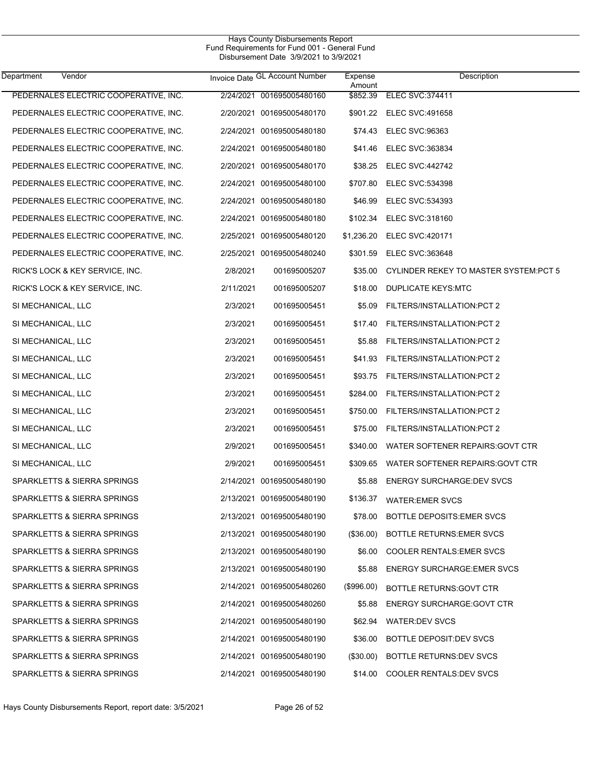Hays County Disbursements Report
Fund Requirements for Fund 001 - General Fund
Disbursement Date 3/9/2021 to 3/9/2021

| Department | Vendor | Invoice Date | GL Account Number | Expense Amount | Description |
|---|---|---|---|---|---|
| | PEDERNALES ELECTRIC COOPERATIVE, INC. | 2/24/2021 | 001695005480160 | $852.39 | ELEC SVC:374411 |
| | PEDERNALES ELECTRIC COOPERATIVE, INC. | 2/20/2021 | 001695005480170 | $901.22 | ELEC SVC:491658 |
| | PEDERNALES ELECTRIC COOPERATIVE, INC. | 2/24/2021 | 001695005480180 | $74.43 | ELEC SVC:96363 |
| | PEDERNALES ELECTRIC COOPERATIVE, INC. | 2/24/2021 | 001695005480180 | $41.46 | ELEC SVC:363834 |
| | PEDERNALES ELECTRIC COOPERATIVE, INC. | 2/20/2021 | 001695005480170 | $38.25 | ELEC SVC:442742 |
| | PEDERNALES ELECTRIC COOPERATIVE, INC. | 2/24/2021 | 001695005480100 | $707.80 | ELEC SVC:534398 |
| | PEDERNALES ELECTRIC COOPERATIVE, INC. | 2/24/2021 | 001695005480180 | $46.99 | ELEC SVC:534393 |
| | PEDERNALES ELECTRIC COOPERATIVE, INC. | 2/24/2021 | 001695005480180 | $102.34 | ELEC SVC:318160 |
| | PEDERNALES ELECTRIC COOPERATIVE, INC. | 2/25/2021 | 001695005480120 | $1,236.20 | ELEC SVC:420171 |
| | PEDERNALES ELECTRIC COOPERATIVE, INC. | 2/25/2021 | 001695005480240 | $301.59 | ELEC SVC:363648 |
| | RICK'S LOCK & KEY SERVICE, INC. | 2/8/2021 | 001695005207 | $35.00 | CYLINDER REKEY TO MASTER SYSTEM:PCT 5 |
| | RICK'S LOCK & KEY SERVICE, INC. | 2/11/2021 | 001695005207 | $18.00 | DUPLICATE KEYS:MTC |
| | SI MECHANICAL, LLC | 2/3/2021 | 001695005451 | $5.09 | FILTERS/INSTALLATION:PCT 2 |
| | SI MECHANICAL, LLC | 2/3/2021 | 001695005451 | $17.40 | FILTERS/INSTALLATION:PCT 2 |
| | SI MECHANICAL, LLC | 2/3/2021 | 001695005451 | $5.88 | FILTERS/INSTALLATION:PCT 2 |
| | SI MECHANICAL, LLC | 2/3/2021 | 001695005451 | $41.93 | FILTERS/INSTALLATION:PCT 2 |
| | SI MECHANICAL, LLC | 2/3/2021 | 001695005451 | $93.75 | FILTERS/INSTALLATION:PCT 2 |
| | SI MECHANICAL, LLC | 2/3/2021 | 001695005451 | $284.00 | FILTERS/INSTALLATION:PCT 2 |
| | SI MECHANICAL, LLC | 2/3/2021 | 001695005451 | $750.00 | FILTERS/INSTALLATION:PCT 2 |
| | SI MECHANICAL, LLC | 2/3/2021 | 001695005451 | $75.00 | FILTERS/INSTALLATION:PCT 2 |
| | SI MECHANICAL, LLC | 2/9/2021 | 001695005451 | $340.00 | WATER SOFTENER REPAIRS:GOVT CTR |
| | SI MECHANICAL, LLC | 2/9/2021 | 001695005451 | $309.65 | WATER SOFTENER REPAIRS:GOVT CTR |
| | SPARKLETTS & SIERRA SPRINGS | 2/14/2021 | 001695005480190 | $5.88 | ENERGY SURCHARGE:DEV SVCS |
| | SPARKLETTS & SIERRA SPRINGS | 2/13/2021 | 001695005480190 | $136.37 | WATER:EMER SVCS |
| | SPARKLETTS & SIERRA SPRINGS | 2/13/2021 | 001695005480190 | $78.00 | BOTTLE DEPOSITS:EMER SVCS |
| | SPARKLETTS & SIERRA SPRINGS | 2/13/2021 | 001695005480190 | ($36.00) | BOTTLE RETURNS:EMER SVCS |
| | SPARKLETTS & SIERRA SPRINGS | 2/13/2021 | 001695005480190 | $6.00 | COOLER RENTALS:EMER SVCS |
| | SPARKLETTS & SIERRA SPRINGS | 2/13/2021 | 001695005480190 | $5.88 | ENERGY SURCHARGE:EMER SVCS |
| | SPARKLETTS & SIERRA SPRINGS | 2/14/2021 | 001695005480260 | ($996.00) | BOTTLE RETURNS:GOVT CTR |
| | SPARKLETTS & SIERRA SPRINGS | 2/14/2021 | 001695005480260 | $5.88 | ENERGY SURCHARGE:GOVT CTR |
| | SPARKLETTS & SIERRA SPRINGS | 2/14/2021 | 001695005480190 | $62.94 | WATER:DEV SVCS |
| | SPARKLETTS & SIERRA SPRINGS | 2/14/2021 | 001695005480190 | $36.00 | BOTTLE DEPOSIT:DEV SVCS |
| | SPARKLETTS & SIERRA SPRINGS | 2/14/2021 | 001695005480190 | ($30.00) | BOTTLE RETURNS:DEV SVCS |
| | SPARKLETTS & SIERRA SPRINGS | 2/14/2021 | 001695005480190 | $14.00 | COOLER RENTALS:DEV SVCS |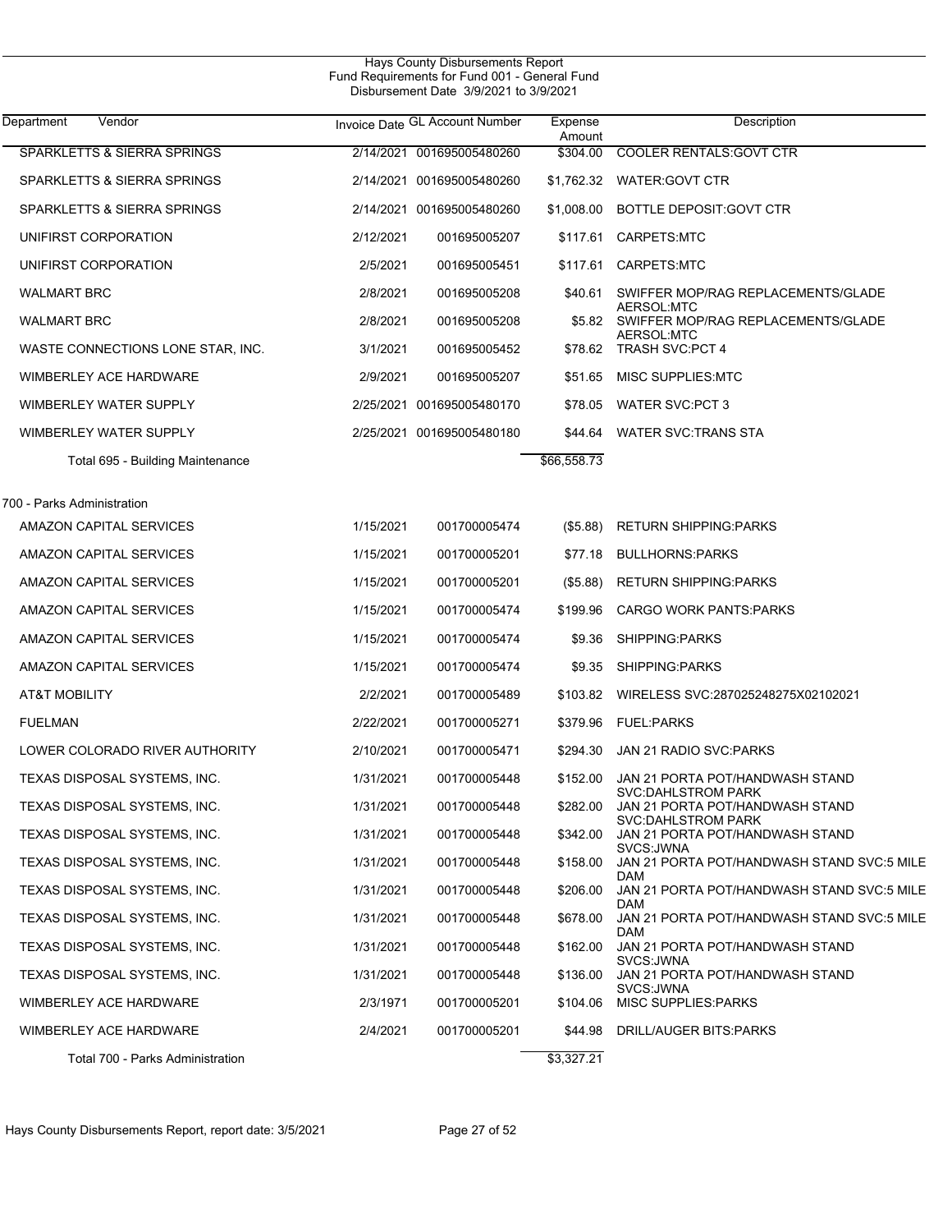# Hays County Disbursements Report
## Fund Requirements for Fund 001 - General Fund
### Disbursement Date 3/9/2021 to 3/9/2021

| Department | Vendor | Invoice Date | GL Account Number | Expense Amount | Description |
|---|---|---|---|---|---|
| | SPARKLETTS & SIERRA SPRINGS | 2/14/2021 | 001695005480260 | $304.00 | COOLER RENTALS:GOVT CTR |
| | SPARKLETTS & SIERRA SPRINGS | 2/14/2021 | 001695005480260 | $1,762.32 | WATER:GOVT CTR |
| | SPARKLETTS & SIERRA SPRINGS | 2/14/2021 | 001695005480260 | $1,008.00 | BOTTLE DEPOSIT:GOVT CTR |
| | UNIFIRST CORPORATION | 2/12/2021 | 001695005207 | $117.61 | CARPETS:MTC |
| | UNIFIRST CORPORATION | 2/5/2021 | 001695005451 | $117.61 | CARPETS:MTC |
| | WALMART BRC | 2/8/2021 | 001695005208 | $40.61 | SWIFFER MOP/RAG REPLACEMENTS/GLADE AERSOL:MTC |
| | WALMART BRC | 2/8/2021 | 001695005208 | $5.82 | SWIFFER MOP/RAG REPLACEMENTS/GLADE AERSOL:MTC |
| | WASTE CONNECTIONS LONE STAR, INC. | 3/1/2021 | 001695005452 | $78.62 | TRASH SVC:PCT 4 |
| | WIMBERLEY ACE HARDWARE | 2/9/2021 | 001695005207 | $51.65 | MISC SUPPLIES:MTC |
| | WIMBERLEY WATER SUPPLY | 2/25/2021 | 001695005480170 | $78.05 | WATER SVC:PCT 3 |
| | WIMBERLEY WATER SUPPLY | 2/25/2021 | 001695005480180 | $44.64 | WATER SVC:TRANS STA |
| | Total 695 - Building Maintenance | | | $66,558.73 | |
| 700 - Parks Administration | | | | | |
| | AMAZON CAPITAL SERVICES | 1/15/2021 | 001700005474 | ($5.88) | RETURN SHIPPING:PARKS |
| | AMAZON CAPITAL SERVICES | 1/15/2021 | 001700005201 | $77.18 | BULLHORNS:PARKS |
| | AMAZON CAPITAL SERVICES | 1/15/2021 | 001700005201 | ($5.88) | RETURN SHIPPING:PARKS |
| | AMAZON CAPITAL SERVICES | 1/15/2021 | 001700005474 | $199.96 | CARGO WORK PANTS:PARKS |
| | AMAZON CAPITAL SERVICES | 1/15/2021 | 001700005474 | $9.36 | SHIPPING:PARKS |
| | AMAZON CAPITAL SERVICES | 1/15/2021 | 001700005474 | $9.35 | SHIPPING:PARKS |
| | AT&T MOBILITY | 2/2/2021 | 001700005489 | $103.82 | WIRELESS SVC:287025248275X02102021 |
| | FUELMAN | 2/22/2021 | 001700005271 | $379.96 | FUEL:PARKS |
| | LOWER COLORADO RIVER AUTHORITY | 2/10/2021 | 001700005471 | $294.30 | JAN 21 RADIO SVC:PARKS |
| | TEXAS DISPOSAL SYSTEMS, INC. | 1/31/2021 | 001700005448 | $152.00 | JAN 21 PORTA POT/HANDWASH STAND SVC:DAHLSTROM PARK |
| | TEXAS DISPOSAL SYSTEMS, INC. | 1/31/2021 | 001700005448 | $282.00 | JAN 21 PORTA POT/HANDWASH STAND SVC:DAHLSTROM PARK |
| | TEXAS DISPOSAL SYSTEMS, INC. | 1/31/2021 | 001700005448 | $342.00 | JAN 21 PORTA POT/HANDWASH STAND SVCS:JWNA |
| | TEXAS DISPOSAL SYSTEMS, INC. | 1/31/2021 | 001700005448 | $158.00 | JAN 21 PORTA POT/HANDWASH STAND SVC:5 MILE DAM |
| | TEXAS DISPOSAL SYSTEMS, INC. | 1/31/2021 | 001700005448 | $206.00 | JAN 21 PORTA POT/HANDWASH STAND SVC:5 MILE DAM |
| | TEXAS DISPOSAL SYSTEMS, INC. | 1/31/2021 | 001700005448 | $678.00 | JAN 21 PORTA POT/HANDWASH STAND SVC:5 MILE DAM |
| | TEXAS DISPOSAL SYSTEMS, INC. | 1/31/2021 | 001700005448 | $162.00 | JAN 21 PORTA POT/HANDWASH STAND SVCS:JWNA |
| | TEXAS DISPOSAL SYSTEMS, INC. | 1/31/2021 | 001700005448 | $136.00 | JAN 21 PORTA POT/HANDWASH STAND SVCS:JWNA |
| | WIMBERLEY ACE HARDWARE | 2/3/1971 | 001700005201 | $104.06 | MISC SUPPLIES:PARKS |
| | WIMBERLEY ACE HARDWARE | 2/4/2021 | 001700005201 | $44.98 | DRILL/AUGER BITS:PARKS |
| | Total 700 - Parks Administration | | | $3,327.21 | |

Hays County Disbursements Report, report date: 3/5/2021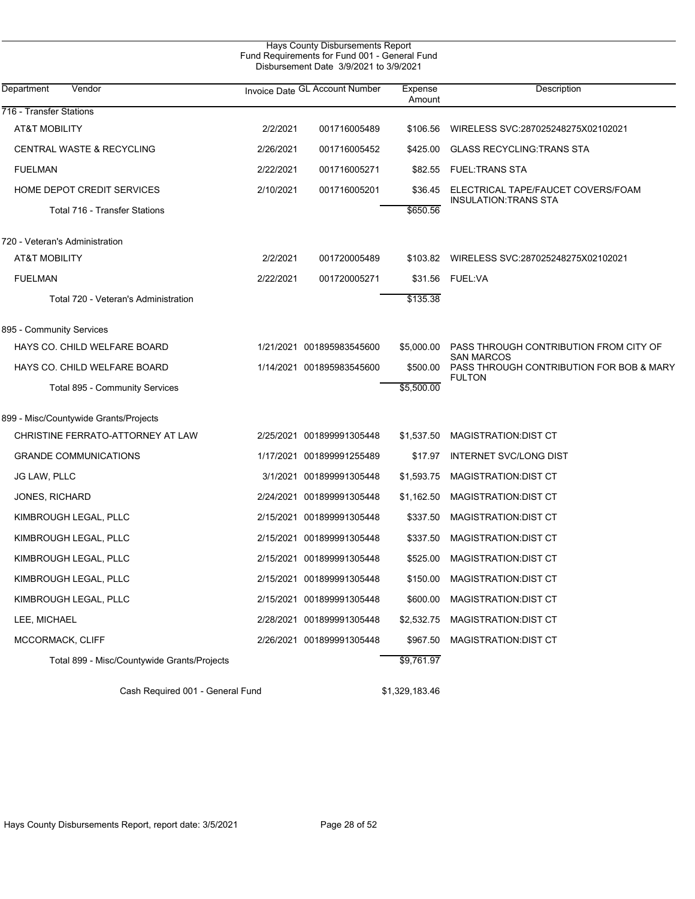# Hays County Disbursements Report
## Fund Requirements for Fund 001 - General Fund
### Disbursement Date 3/9/2021 to 3/9/2021

| Department | Vendor | Invoice Date | GL Account Number | Expense Amount | Description |
|---|---|---|---|---|---|
| **716 - Transfer Stations** | | | | | |
| | AT&T MOBILITY | 2/2/2021 | 001716005489 | $106.56 | WIRELESS SVC:287025248275X02102021 |
| | CENTRAL WASTE & RECYCLING | 2/26/2021 | 001716005452 | $425.00 | GLASS RECYCLING:TRANS STA |
| | FUELMAN | 2/22/2021 | 001716005271 | $82.55 | FUEL:TRANS STA |
| | HOME DEPOT CREDIT SERVICES | 2/10/2021 | 001716005201 | $36.45 | ELECTRICAL TAPE/FAUCET COVERS/FOAM INSULATION:TRANS STA |
| | Total 716 - Transfer Stations | | | $650.56 | |
| **720 - Veteran's Administration** | | | | | |
| | AT&T MOBILITY | 2/2/2021 | 001720005489 | $103.82 | WIRELESS SVC:287025248275X02102021 |
| | FUELMAN | 2/22/2021 | 001720005271 | $31.56 | FUEL:VA |
| | Total 720 - Veteran's Administration | | | $135.38 | |
| **895 - Community Services** | | | | | |
| | HAYS CO. CHILD WELFARE BOARD | 1/21/2021 | 001895983545600 | $5,000.00 | PASS THROUGH CONTRIBUTION FROM CITY OF SAN MARCOS |
| | HAYS CO. CHILD WELFARE BOARD | 1/14/2021 | 001895983545600 | $500.00 | PASS THROUGH CONTRIBUTION FOR BOB & MARY FULTON |
| | Total 895 - Community Services | | | $5,500.00 | |
| **899 - Misc/Countywide Grants/Projects** | | | | | |
| | CHRISTINE FERRATO-ATTORNEY AT LAW | 2/25/2021 | 001899991305448 | $1,537.50 | MAGISTRATION:DIST CT |
| | GRANDE COMMUNICATIONS | 1/17/2021 | 001899991255489 | $17.97 | INTERNET SVC/LONG DIST |
| | JG LAW, PLLC | 3/1/2021 | 001899991305448 | $1,593.75 | MAGISTRATION:DIST CT |
| | JONES, RICHARD | 2/24/2021 | 001899991305448 | $1,162.50 | MAGISTRATION:DIST CT |
| | KIMBROUGH LEGAL, PLLC | 2/15/2021 | 001899991305448 | $337.50 | MAGISTRATION:DIST CT |
| | KIMBROUGH LEGAL, PLLC | 2/15/2021 | 001899991305448 | $337.50 | MAGISTRATION:DIST CT |
| | KIMBROUGH LEGAL, PLLC | 2/15/2021 | 001899991305448 | $525.00 | MAGISTRATION:DIST CT |
| | KIMBROUGH LEGAL, PLLC | 2/15/2021 | 001899991305448 | $150.00 | MAGISTRATION:DIST CT |
| | KIMBROUGH LEGAL, PLLC | 2/15/2021 | 001899991305448 | $600.00 | MAGISTRATION:DIST CT |
| | LEE, MICHAEL | 2/28/2021 | 001899991305448 | $2,532.75 | MAGISTRATION:DIST CT |
| | MCCORMACK, CLIFF | 2/26/2021 | 001899991305448 | $967.50 | MAGISTRATION:DIST CT |
| | Total 899 - Misc/Countywide Grants/Projects | | | $9,761.97 | |
| | Cash Required 001 - General Fund | | | $1,329,183.46 | |

Hays County Disbursements Report, report date: 3/5/2021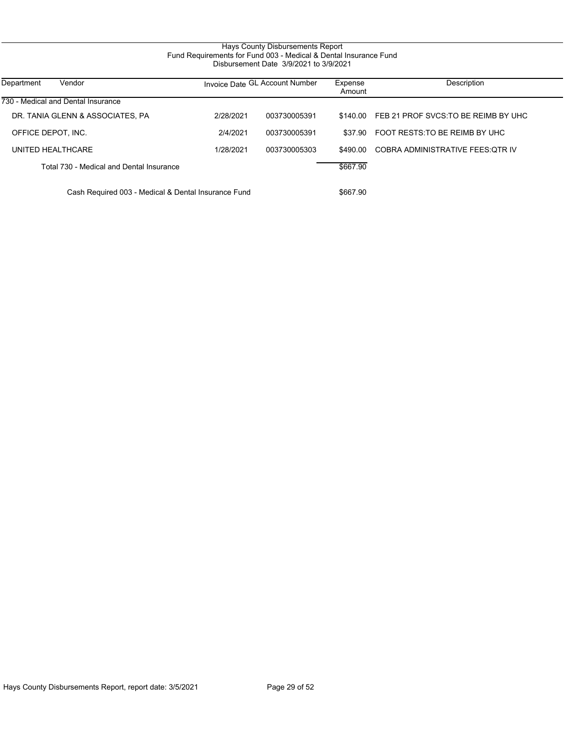# Hays County Disbursements Report
## Fund Requirements for Fund 003 - Medical & Dental Insurance Fund
### Disbursement Date 3/9/2021 to 3/9/2021

| Department | Vendor | Invoice Date | GL Account Number | Expense Amount | Description |
|---|---|---|---|---|---|
| 730 - Medical and Dental Insurance | | | | | |
| | DR. TANIA GLENN & ASSOCIATES, PA | 2/28/2021 | 003730005391 | $140.00 | FEB 21 PROF SVCS:TO BE REIMB BY UHC |
| | OFFICE DEPOT, INC. | 2/4/2021 | 003730005391 | $37.90 | FOOT RESTS:TO BE REIMB BY UHC |
| | UNITED HEALTHCARE | 1/28/2021 | 003730005303 | $490.00 | COBRA ADMINISTRATIVE FEES:QTR IV |
| | Total 730 - Medical and Dental Insurance | | | $667.90 | |
| | Cash Required 003 - Medical & Dental Insurance Fund | | | $667.90 | |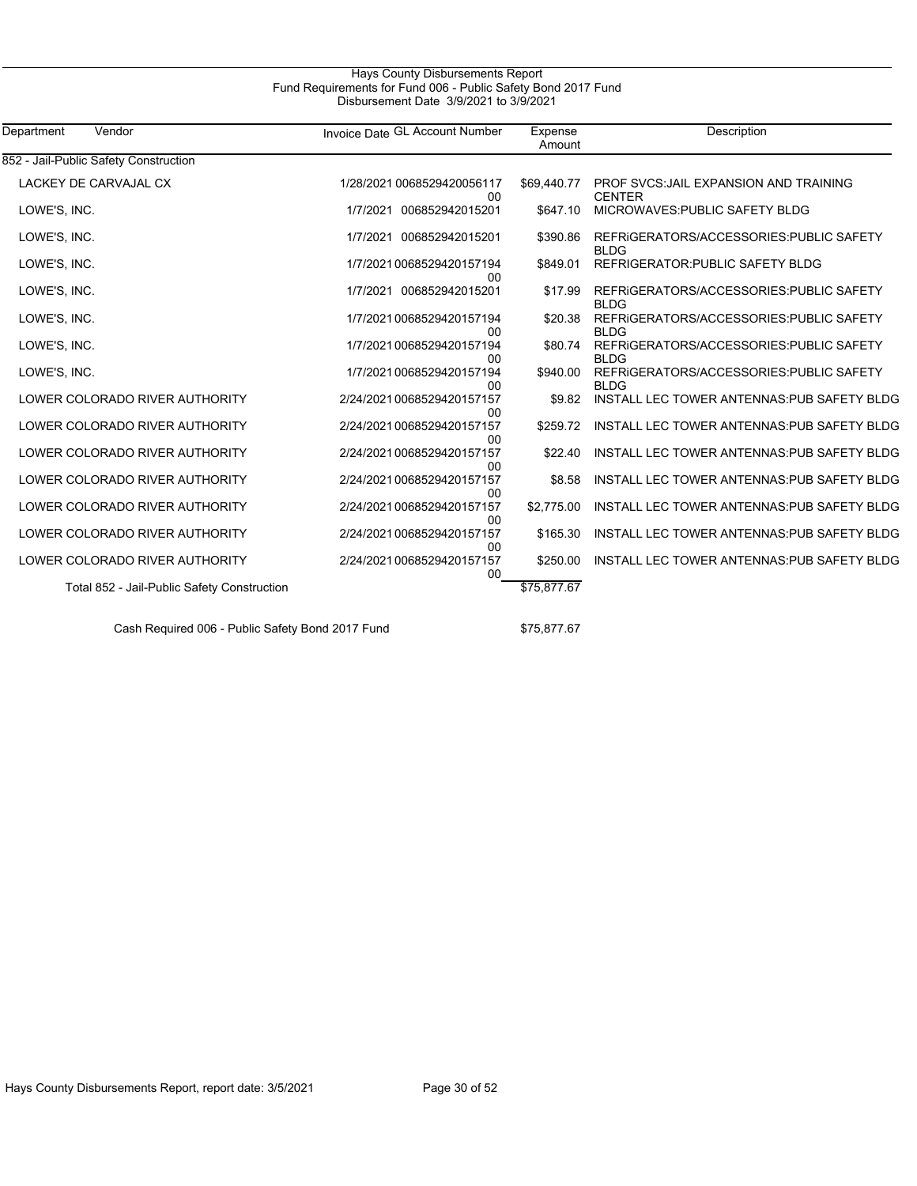# Hays County Disbursements Report

## Fund Requirements for Fund 006 - Public Safety Bond 2017 Fund

Disbursement Date 3/9/2021 to 3/9/2021

| Department | Vendor | Invoice Date | GL Account Number | Expense Amount | Description |
|---|---|---|---|---|---|
| 852 - Jail-Public Safety Construction | | | | | |
| | LACKEY DE CARVAJAL CX | 1/28/2021 | 006852942005611700 | $69,440.77 | PROF SVCS:JAIL EXPANSION AND TRAINING CENTER |
| | LOWE'S, INC. | 1/7/2021 | 006852942015201 | $647.10 | MICROWAVES:PUBLIC SAFETY BLDG |
| | LOWE'S, INC. | 1/7/2021 | 006852942015201 | $390.86 | REFRIGERATORS/ACCESSORIES:PUBLIC SAFETY BLDG |
| | LOWE'S, INC. | 1/7/2021 | 006852942015719400 | $849.01 | REFRIGERATOR:PUBLIC SAFETY BLDG |
| | LOWE'S, INC. | 1/7/2021 | 006852942015201 | $17.99 | REFRIGERATORS/ACCESSORIES:PUBLIC SAFETY BLDG |
| | LOWE'S, INC. | 1/7/2021 | 006852942015719400 | $20.38 | REFRIGERATORS/ACCESSORIES:PUBLIC SAFETY BLDG |
| | LOWE'S, INC. | 1/7/2021 | 006852942015719400 | $80.74 | REFRIGERATORS/ACCESSORIES:PUBLIC SAFETY BLDG |
| | LOWE'S, INC. | 1/7/2021 | 006852942015719400 | $940.00 | REFRIGERATORS/ACCESSORIES:PUBLIC SAFETY BLDG |
| | LOWER COLORADO RIVER AUTHORITY | 2/24/2021 | 006852942015715700 | $9.82 | INSTALL LEC TOWER ANTENNAS:PUB SAFETY BLDG |
| | LOWER COLORADO RIVER AUTHORITY | 2/24/2021 | 006852942015715700 | $259.72 | INSTALL LEC TOWER ANTENNAS:PUB SAFETY BLDG |
| | LOWER COLORADO RIVER AUTHORITY | 2/24/2021 | 006852942015715700 | $22.40 | INSTALL LEC TOWER ANTENNAS:PUB SAFETY BLDG |
| | LOWER COLORADO RIVER AUTHORITY | 2/24/2021 | 006852942015715700 | $8.58 | INSTALL LEC TOWER ANTENNAS:PUB SAFETY BLDG |
| | LOWER COLORADO RIVER AUTHORITY | 2/24/2021 | 006852942015715700 | $2,775.00 | INSTALL LEC TOWER ANTENNAS:PUB SAFETY BLDG |
| | LOWER COLORADO RIVER AUTHORITY | 2/24/2021 | 006852942015715700 | $165.30 | INSTALL LEC TOWER ANTENNAS:PUB SAFETY BLDG |
| | LOWER COLORADO RIVER AUTHORITY | 2/24/2021 | 006852942015715700 | $250.00 | INSTALL LEC TOWER ANTENNAS:PUB SAFETY BLDG |
| | Total 852 - Jail-Public Safety Construction | | | $75,877.67 | |

Cash Required 006 - Public Safety Bond 2017 Fund $75,877.67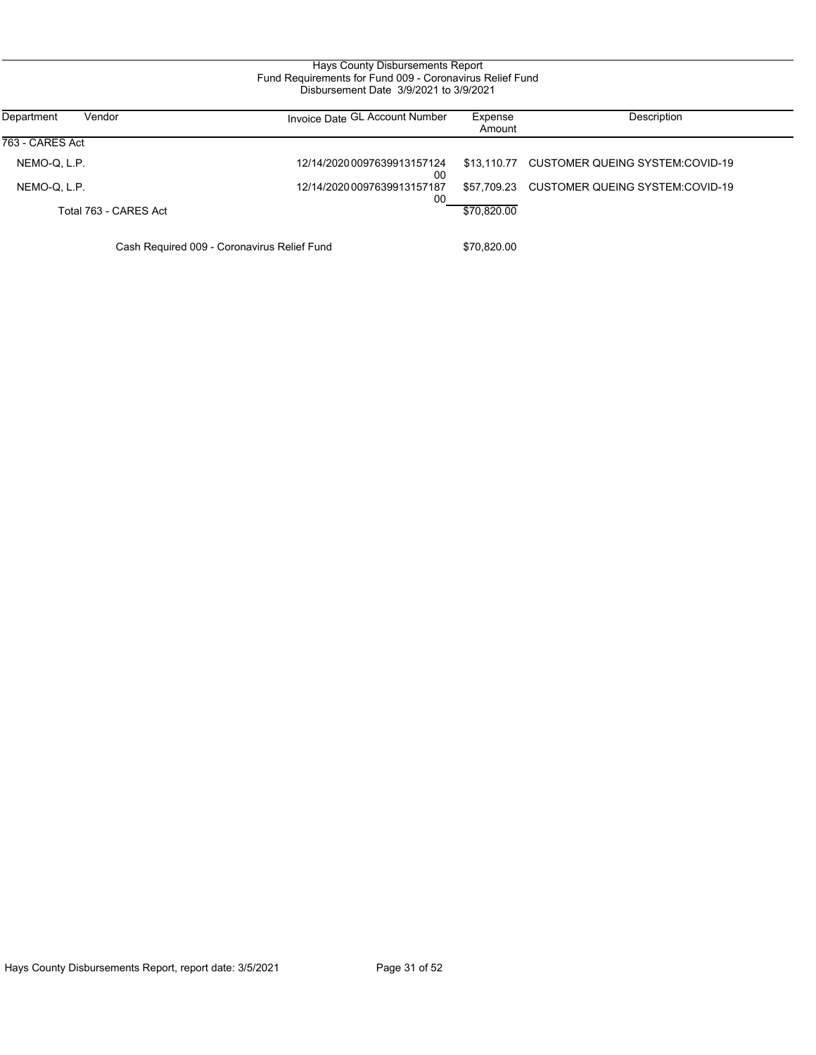# Hays County Disbursements Report

## Fund Requirements for Fund 009 - Coronavirus Relief Fund

### Disbursement Date 3/9/2021 to 3/9/2021

| Department | Vendor | Invoice Date | GL Account Number | Expense Amount | Description |
|---|---|---|---|---|---|
| 763 - CARES Act | | | | | |
| | NEMO-Q, L.P. | 12/14/2020 | 009763991315712400 | $13,110.77 | CUSTOMER QUEING SYSTEM:COVID-19 |
| | NEMO-Q, L.P. | 12/14/2020 | 009763991315718700 | $57,709.23 | CUSTOMER QUEING SYSTEM:COVID-19 |
| | Total 763 - CARES Act | | | $70,820.00 | |
| | Cash Required 009 - Coronavirus Relief Fund | | | $70,820.00 | |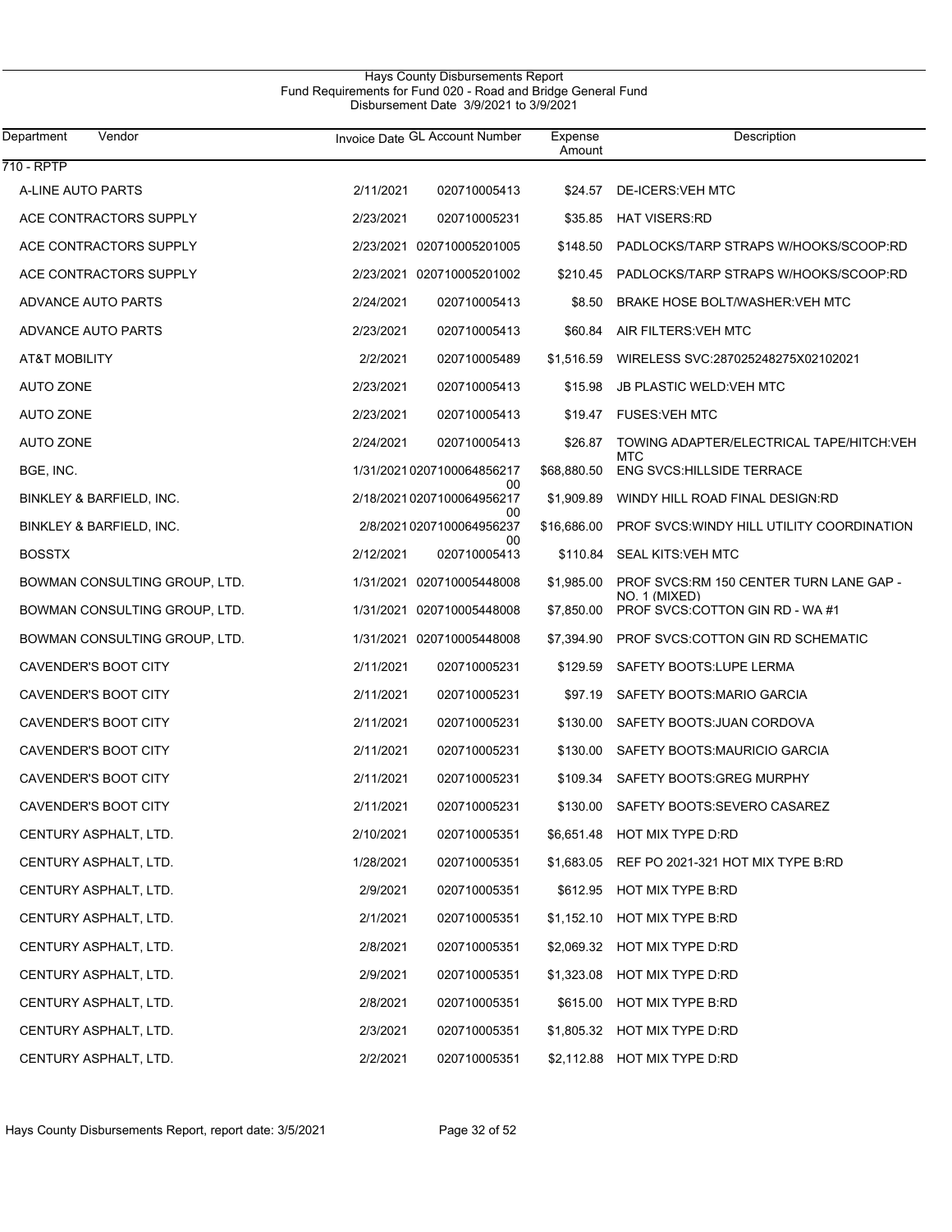Hays County Disbursements Report
Fund Requirements for Fund 020 - Road and Bridge General Fund
Disbursement Date 3/9/2021 to 3/9/2021

| Department Vendor | Invoice Date | GL Account Number | Expense Amount | Description |
|---|---|---|---|---|
| 710 - RPTP | | | | |
| A-LINE AUTO PARTS | 2/11/2021 | 020710005413 | $24.57 | DE-ICERS:VEH MTC |
| ACE CONTRACTORS SUPPLY | 2/23/2021 | 020710005231 | $35.85 | HAT VISERS:RD |
| ACE CONTRACTORS SUPPLY | 2/23/2021 | 020710005201005 | $148.50 | PADLOCKS/TARP STRAPS W/HOOKS/SCOOP:RD |
| ACE CONTRACTORS SUPPLY | 2/23/2021 | 020710005201002 | $210.45 | PADLOCKS/TARP STRAPS W/HOOKS/SCOOP:RD |
| ADVANCE AUTO PARTS | 2/24/2021 | 020710005413 | $8.50 | BRAKE HOSE BOLT/WASHER:VEH MTC |
| ADVANCE AUTO PARTS | 2/23/2021 | 020710005413 | $60.84 | AIR FILTERS:VEH MTC |
| AT&T MOBILITY | 2/2/2021 | 020710005489 | $1,516.59 | WIRELESS SVC:287025248275X02102021 |
| AUTO ZONE | 2/23/2021 | 020710005413 | $15.98 | JB PLASTIC WELD:VEH MTC |
| AUTO ZONE | 2/23/2021 | 020710005413 | $19.47 | FUSES:VEH MTC |
| AUTO ZONE | 2/24/2021 | 020710005413 | $26.87 | TOWING ADAPTER/ELECTRICAL TAPE/HITCH:VEH MTC |
| BGE, INC. | 1/31/2021 | 020710006485621700 | $68,880.50 | ENG SVCS:HILLSIDE TERRACE |
| BINKLEY & BARFIELD, INC. | 2/18/2021 | 020710006495621700 | $1,909.89 | WINDY HILL ROAD FINAL DESIGN:RD |
| BINKLEY & BARFIELD, INC. | 2/8/2021 | 020710006495623700 | $16,686.00 | PROF SVCS:WINDY HILL UTILITY COORDINATION |
| BOSSTX | 2/12/2021 | 020710005413 | $110.84 | SEAL KITS:VEH MTC |
| BOWMAN CONSULTING GROUP, LTD. | 1/31/2021 | 020710005448008 | $1,985.00 | PROF SVCS:RM 150 CENTER TURN LANE GAP - NO. 1 (MIXED) |
| BOWMAN CONSULTING GROUP, LTD. | 1/31/2021 | 020710005448008 | $7,850.00 | PROF SVCS:COTTON GIN RD - WA #1 |
| BOWMAN CONSULTING GROUP, LTD. | 1/31/2021 | 020710005448008 | $7,394.90 | PROF SVCS:COTTON GIN RD SCHEMATIC |
| CAVENDER'S BOOT CITY | 2/11/2021 | 020710005231 | $129.59 | SAFETY BOOTS:LUPE LERMA |
| CAVENDER'S BOOT CITY | 2/11/2021 | 020710005231 | $97.19 | SAFETY BOOTS:MARIO GARCIA |
| CAVENDER'S BOOT CITY | 2/11/2021 | 020710005231 | $130.00 | SAFETY BOOTS:JUAN CORDOVA |
| CAVENDER'S BOOT CITY | 2/11/2021 | 020710005231 | $130.00 | SAFETY BOOTS:MAURICIO GARCIA |
| CAVENDER'S BOOT CITY | 2/11/2021 | 020710005231 | $109.34 | SAFETY BOOTS:GREG MURPHY |
| CAVENDER'S BOOT CITY | 2/11/2021 | 020710005231 | $130.00 | SAFETY BOOTS:SEVERO CASAREZ |
| CENTURY ASPHALT, LTD. | 2/10/2021 | 020710005351 | $6,651.48 | HOT MIX TYPE D:RD |
| CENTURY ASPHALT, LTD. | 1/28/2021 | 020710005351 | $1,683.05 | REF PO 2021-321 HOT MIX TYPE B:RD |
| CENTURY ASPHALT, LTD. | 2/9/2021 | 020710005351 | $612.95 | HOT MIX TYPE B:RD |
| CENTURY ASPHALT, LTD. | 2/1/2021 | 020710005351 | $1,152.10 | HOT MIX TYPE B:RD |
| CENTURY ASPHALT, LTD. | 2/8/2021 | 020710005351 | $2,069.32 | HOT MIX TYPE D:RD |
| CENTURY ASPHALT, LTD. | 2/9/2021 | 020710005351 | $1,323.08 | HOT MIX TYPE D:RD |
| CENTURY ASPHALT, LTD. | 2/8/2021 | 020710005351 | $615.00 | HOT MIX TYPE B:RD |
| CENTURY ASPHALT, LTD. | 2/3/2021 | 020710005351 | $1,805.32 | HOT MIX TYPE D:RD |
| CENTURY ASPHALT, LTD. | 2/2/2021 | 020710005351 | $2,112.88 | HOT MIX TYPE D:RD |

Hays County Disbursements Report, report date: 3/5/2021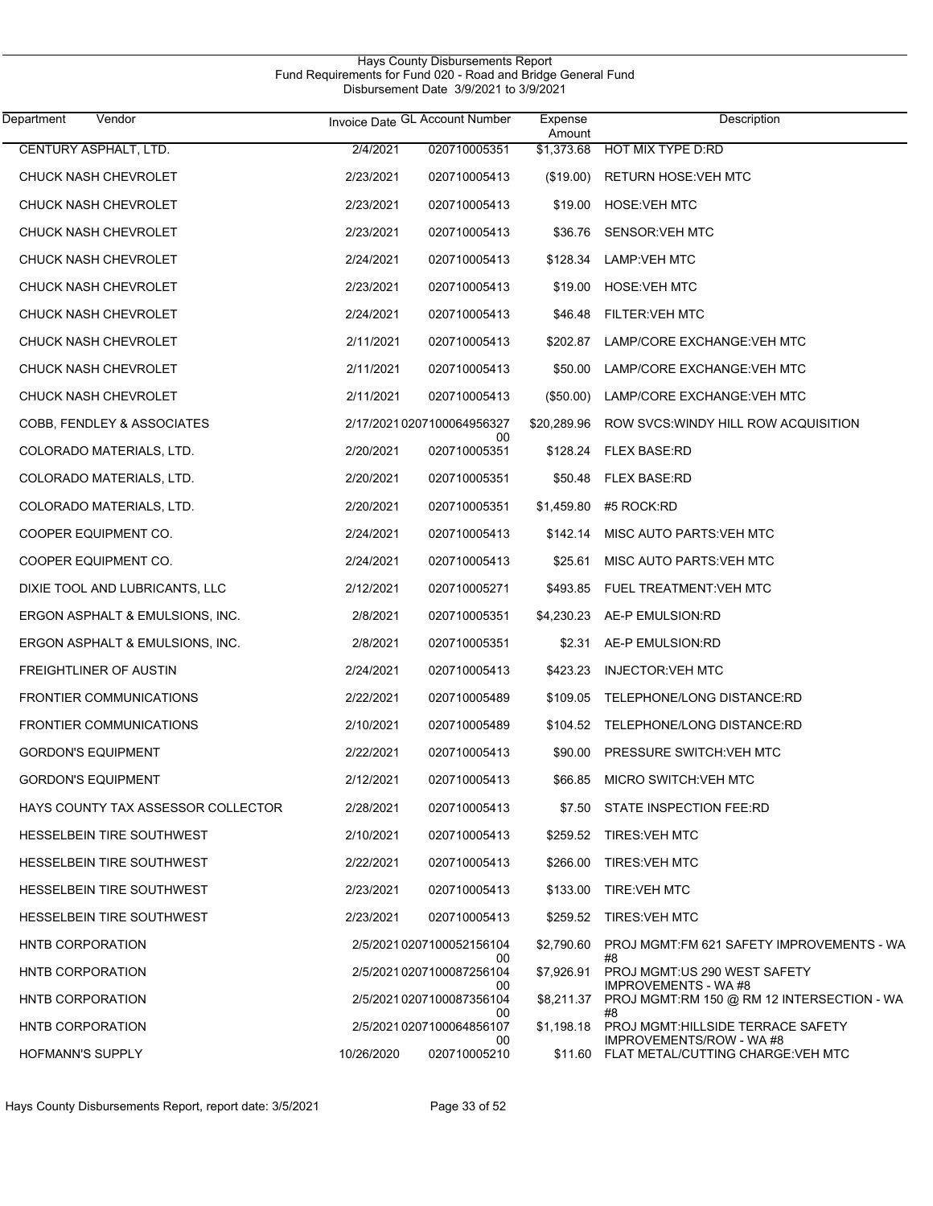Hays County Disbursements Report
Fund Requirements for Fund 020 - Road and Bridge General Fund
Disbursement Date 3/9/2021 to 3/9/2021

| Department Vendor | Invoice Date | GL Account Number | Expense Amount | Description |
|---|---|---|---|---|
| CENTURY ASPHALT, LTD. | 2/4/2021 | 020710005351 | $1,373.68 | HOT MIX TYPE D:RD |
| CHUCK NASH CHEVROLET | 2/23/2021 | 020710005413 | ($19.00) | RETURN HOSE:VEH MTC |
| CHUCK NASH CHEVROLET | 2/23/2021 | 020710005413 | $19.00 | HOSE:VEH MTC |
| CHUCK NASH CHEVROLET | 2/23/2021 | 020710005413 | $36.76 | SENSOR:VEH MTC |
| CHUCK NASH CHEVROLET | 2/24/2021 | 020710005413 | $128.34 | LAMP:VEH MTC |
| CHUCK NASH CHEVROLET | 2/23/2021 | 020710005413 | $19.00 | HOSE:VEH MTC |
| CHUCK NASH CHEVROLET | 2/24/2021 | 020710005413 | $46.48 | FILTER:VEH MTC |
| CHUCK NASH CHEVROLET | 2/11/2021 | 020710005413 | $202.87 | LAMP/CORE EXCHANGE:VEH MTC |
| CHUCK NASH CHEVROLET | 2/11/2021 | 020710005413 | $50.00 | LAMP/CORE EXCHANGE:VEH MTC |
| CHUCK NASH CHEVROLET | 2/11/2021 | 020710005413 | ($50.00) | LAMP/CORE EXCHANGE:VEH MTC |
| COBB, FENDLEY & ASSOCIATES | 2/17/2021 | 020710006495632700 | $20,289.96 | ROW SVCS:WINDY HILL ROW ACQUISITION |
| COLORADO MATERIALS, LTD. | 2/20/2021 | 020710005351 | $128.24 | FLEX BASE:RD |
| COLORADO MATERIALS, LTD. | 2/20/2021 | 020710005351 | $50.48 | FLEX BASE:RD |
| COLORADO MATERIALS, LTD. | 2/20/2021 | 020710005351 | $1,459.80 | #5 ROCK:RD |
| COOPER EQUIPMENT CO. | 2/24/2021 | 020710005413 | $142.14 | MISC AUTO PARTS:VEH MTC |
| COOPER EQUIPMENT CO. | 2/24/2021 | 020710005413 | $25.61 | MISC AUTO PARTS:VEH MTC |
| DIXIE TOOL AND LUBRICANTS, LLC | 2/12/2021 | 020710005271 | $493.85 | FUEL TREATMENT:VEH MTC |
| ERGON ASPHALT & EMULSIONS, INC. | 2/8/2021 | 020710005351 | $4,230.23 | AE-P EMULSION:RD |
| ERGON ASPHALT & EMULSIONS, INC. | 2/8/2021 | 020710005351 | $2.31 | AE-P EMULSION:RD |
| FREIGHTLINER OF AUSTIN | 2/24/2021 | 020710005413 | $423.23 | INJECTOR:VEH MTC |
| FRONTIER COMMUNICATIONS | 2/22/2021 | 020710005489 | $109.05 | TELEPHONE/LONG DISTANCE:RD |
| FRONTIER COMMUNICATIONS | 2/10/2021 | 020710005489 | $104.52 | TELEPHONE/LONG DISTANCE:RD |
| GORDON'S EQUIPMENT | 2/22/2021 | 020710005413 | $90.00 | PRESSURE SWITCH:VEH MTC |
| GORDON'S EQUIPMENT | 2/12/2021 | 020710005413 | $66.85 | MICRO SWITCH:VEH MTC |
| HAYS COUNTY TAX ASSESSOR COLLECTOR | 2/28/2021 | 020710005413 | $7.50 | STATE INSPECTION FEE:RD |
| HESSELBEIN TIRE SOUTHWEST | 2/10/2021 | 020710005413 | $259.52 | TIRES:VEH MTC |
| HESSELBEIN TIRE SOUTHWEST | 2/22/2021 | 020710005413 | $266.00 | TIRES:VEH MTC |
| HESSELBEIN TIRE SOUTHWEST | 2/23/2021 | 020710005413 | $133.00 | TIRE:VEH MTC |
| HESSELBEIN TIRE SOUTHWEST | 2/23/2021 | 020710005413 | $259.52 | TIRES:VEH MTC |
| HNTB CORPORATION | 2/5/2021 | 020710005215610400 | $2,790.60 | PROJ MGMT:FM 621 SAFETY IMPROVEMENTS - WA #8 |
| HNTB CORPORATION | 2/5/2021 | 020710008725610400 | $7,926.91 | PROJ MGMT:US 290 WEST SAFETY IMPROVEMENTS - WA #8 |
| HNTB CORPORATION | 2/5/2021 | 020710008735610400 | $8,211.37 | PROJ MGMT:RM 150 @ RM 12 INTERSECTION - WA #8 |
| HNTB CORPORATION | 2/5/2021 | 020710006485610700 | $1,198.18 | PROJ MGMT:HILLSIDE TERRACE SAFETY IMPROVEMENTS/ROW - WA #8 |
| HOFMANN'S SUPPLY | 10/26/2020 | 020710005210 | $11.60 | FLAT METAL/CUTTING CHARGE:VEH MTC |

Hays County Disbursements Report, report date: 3/5/2021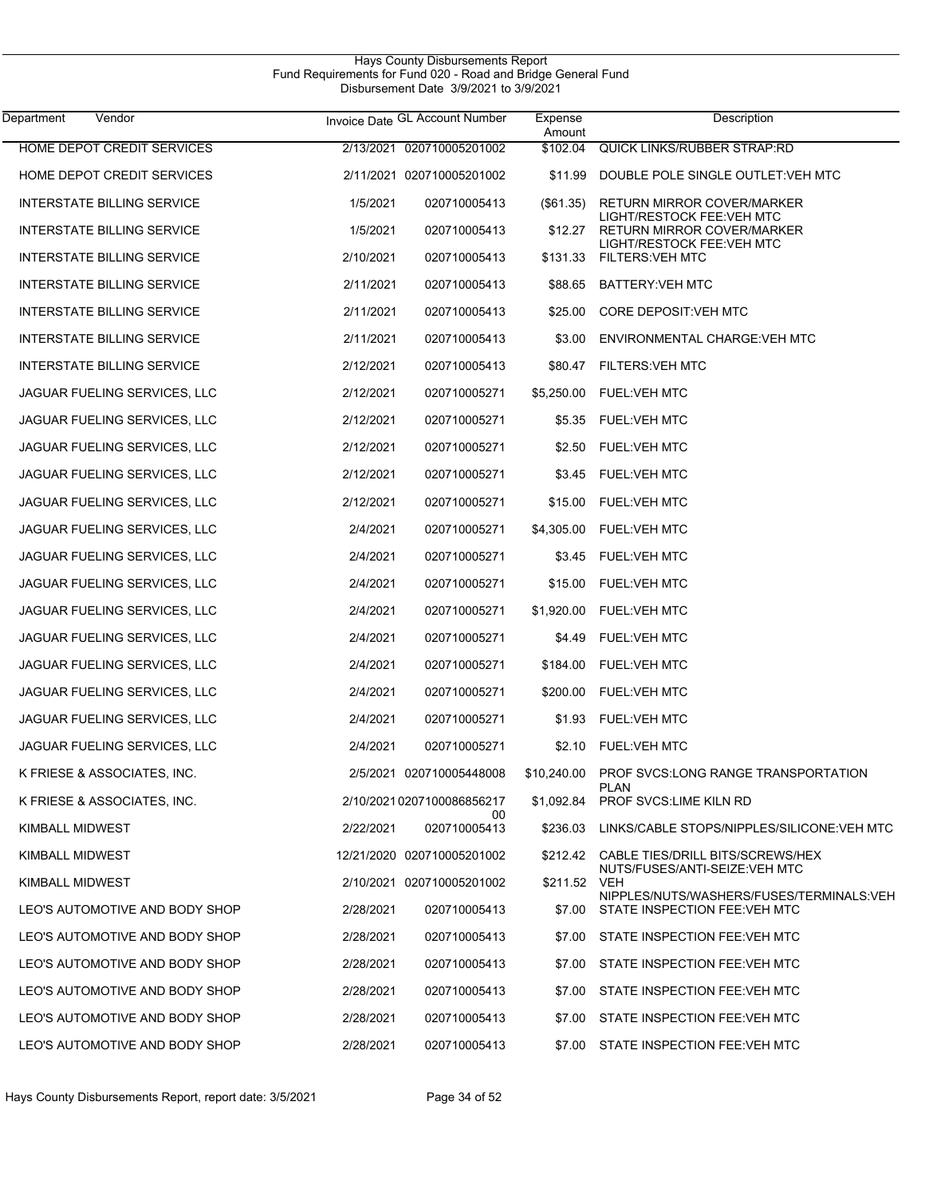Hays County Disbursements Report
Fund Requirements for Fund 020 - Road and Bridge General Fund
Disbursement Date 3/9/2021 to 3/9/2021

| Department | Vendor | Invoice Date | GL Account Number | Expense Amount | Description |
|---|---|---|---|---|---|
| | HOME DEPOT CREDIT SERVICES | 2/13/2021 | 020710005201002 | $102.04 | QUICK LINKS/RUBBER STRAP:RD |
| | HOME DEPOT CREDIT SERVICES | 2/11/2021 | 020710005201002 | $11.99 | DOUBLE POLE SINGLE OUTLET:VEH MTC |
| | INTERSTATE BILLING SERVICE | 1/5/2021 | 020710005413 | ($61.35) | RETURN MIRROR COVER/MARKER LIGHT/RESTOCK FEE:VEH MTC |
| | INTERSTATE BILLING SERVICE | 1/5/2021 | 020710005413 | $12.27 | RETURN MIRROR COVER/MARKER LIGHT/RESTOCK FEE:VEH MTC |
| | INTERSTATE BILLING SERVICE | 2/10/2021 | 020710005413 | $131.33 | FILTERS:VEH MTC |
| | INTERSTATE BILLING SERVICE | 2/11/2021 | 020710005413 | $88.65 | BATTERY:VEH MTC |
| | INTERSTATE BILLING SERVICE | 2/11/2021 | 020710005413 | $25.00 | CORE DEPOSIT:VEH MTC |
| | INTERSTATE BILLING SERVICE | 2/11/2021 | 020710005413 | $3.00 | ENVIRONMENTAL CHARGE:VEH MTC |
| | INTERSTATE BILLING SERVICE | 2/12/2021 | 020710005413 | $80.47 | FILTERS:VEH MTC |
| | JAGUAR FUELING SERVICES, LLC | 2/12/2021 | 020710005271 | $5,250.00 | FUEL:VEH MTC |
| | JAGUAR FUELING SERVICES, LLC | 2/12/2021 | 020710005271 | $5.35 | FUEL:VEH MTC |
| | JAGUAR FUELING SERVICES, LLC | 2/12/2021 | 020710005271 | $2.50 | FUEL:VEH MTC |
| | JAGUAR FUELING SERVICES, LLC | 2/12/2021 | 020710005271 | $3.45 | FUEL:VEH MTC |
| | JAGUAR FUELING SERVICES, LLC | 2/12/2021 | 020710005271 | $15.00 | FUEL:VEH MTC |
| | JAGUAR FUELING SERVICES, LLC | 2/4/2021 | 020710005271 | $4,305.00 | FUEL:VEH MTC |
| | JAGUAR FUELING SERVICES, LLC | 2/4/2021 | 020710005271 | $3.45 | FUEL:VEH MTC |
| | JAGUAR FUELING SERVICES, LLC | 2/4/2021 | 020710005271 | $15.00 | FUEL:VEH MTC |
| | JAGUAR FUELING SERVICES, LLC | 2/4/2021 | 020710005271 | $1,920.00 | FUEL:VEH MTC |
| | JAGUAR FUELING SERVICES, LLC | 2/4/2021 | 020710005271 | $4.49 | FUEL:VEH MTC |
| | JAGUAR FUELING SERVICES, LLC | 2/4/2021 | 020710005271 | $184.00 | FUEL:VEH MTC |
| | JAGUAR FUELING SERVICES, LLC | 2/4/2021 | 020710005271 | $200.00 | FUEL:VEH MTC |
| | JAGUAR FUELING SERVICES, LLC | 2/4/2021 | 020710005271 | $1.93 | FUEL:VEH MTC |
| | JAGUAR FUELING SERVICES, LLC | 2/4/2021 | 020710005271 | $2.10 | FUEL:VEH MTC |
| | K FRIESE & ASSOCIATES, INC. | 2/5/2021 | 020710005448008 | $10,240.00 | PROF SVCS:LONG RANGE TRANSPORTATION PLAN |
| | K FRIESE & ASSOCIATES, INC. | 2/10/2021 | 020710008685621700 | $1,092.84 | PROF SVCS:LIME KILN RD |
| | KIMBALL MIDWEST | 2/22/2021 | 020710005413 | $236.03 | LINKS/CABLE STOPS/NIPPLES/SILICONE:VEH MTC |
| | KIMBALL MIDWEST | 12/21/2020 | 020710005201002 | $212.42 | CABLE TIES/DRILL BITS/SCREWS/HEX NUTS/FUSES/ANTI-SEIZE:VEH MTC |
| | KIMBALL MIDWEST | 2/10/2021 | 020710005201002 | $211.52 | VEH NIPPLES/NUTS/WASHERS/FUSES/TERMINALS:VEH |
| | LEO'S AUTOMOTIVE AND BODY SHOP | 2/28/2021 | 020710005413 | $7.00 | STATE INSPECTION FEE:VEH MTC |
| | LEO'S AUTOMOTIVE AND BODY SHOP | 2/28/2021 | 020710005413 | $7.00 | STATE INSPECTION FEE:VEH MTC |
| | LEO'S AUTOMOTIVE AND BODY SHOP | 2/28/2021 | 020710005413 | $7.00 | STATE INSPECTION FEE:VEH MTC |
| | LEO'S AUTOMOTIVE AND BODY SHOP | 2/28/2021 | 020710005413 | $7.00 | STATE INSPECTION FEE:VEH MTC |
| | LEO'S AUTOMOTIVE AND BODY SHOP | 2/28/2021 | 020710005413 | $7.00 | STATE INSPECTION FEE:VEH MTC |
| | LEO'S AUTOMOTIVE AND BODY SHOP | 2/28/2021 | 020710005413 | $7.00 | STATE INSPECTION FEE:VEH MTC |

Hays County Disbursements Report, report date: 3/5/2021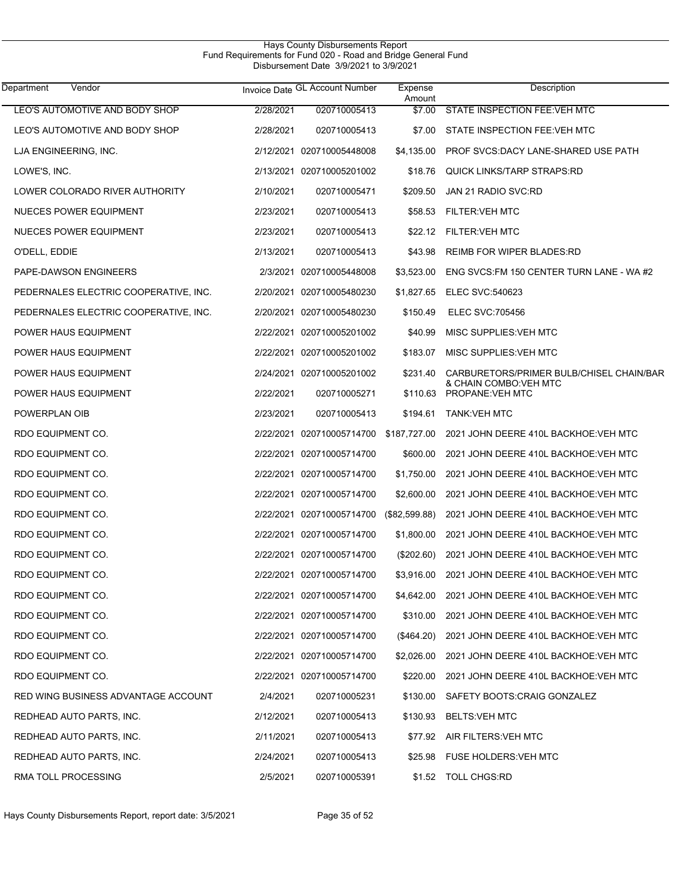Hays County Disbursements Report
Fund Requirements for Fund 020 - Road and Bridge General Fund
Disbursement Date 3/9/2021 to 3/9/2021

| Department Vendor | Invoice Date | GL Account Number | Expense Amount | Description |
|---|---|---|---|---|
| LEO'S AUTOMOTIVE AND BODY SHOP | 2/28/2021 | 020710005413 | $7.00 | STATE INSPECTION FEE:VEH MTC |
| LEO'S AUTOMOTIVE AND BODY SHOP | 2/28/2021 | 020710005413 | $7.00 | STATE INSPECTION FEE:VEH MTC |
| LJA ENGINEERING, INC. | 2/12/2021 | 020710005448008 | $4,135.00 | PROF SVCS:DACY LANE-SHARED USE PATH |
| LOWE'S, INC. | 2/13/2021 | 020710005201002 | $18.76 | QUICK LINKS/TARP STRAPS:RD |
| LOWER COLORADO RIVER AUTHORITY | 2/10/2021 | 020710005471 | $209.50 | JAN 21 RADIO SVC:RD |
| NUECES POWER EQUIPMENT | 2/23/2021 | 020710005413 | $58.53 | FILTER:VEH MTC |
| NUECES POWER EQUIPMENT | 2/23/2021 | 020710005413 | $22.12 | FILTER:VEH MTC |
| O'DELL, EDDIE | 2/13/2021 | 020710005413 | $43.98 | REIMB FOR WIPER BLADES:RD |
| PAPE-DAWSON ENGINEERS | 2/3/2021 | 020710005448008 | $3,523.00 | ENG SVCS:FM 150 CENTER TURN LANE - WA #2 |
| PEDERNALES ELECTRIC COOPERATIVE, INC. | 2/20/2021 | 020710005480230 | $1,827.65 | ELEC SVC:540623 |
| PEDERNALES ELECTRIC COOPERATIVE, INC. | 2/20/2021 | 020710005480230 | $150.49 | ELEC SVC:705456 |
| POWER HAUS EQUIPMENT | 2/22/2021 | 020710005201002 | $40.99 | MISC SUPPLIES:VEH MTC |
| POWER HAUS EQUIPMENT | 2/22/2021 | 020710005201002 | $183.07 | MISC SUPPLIES:VEH MTC |
| POWER HAUS EQUIPMENT | 2/24/2021 | 020710005201002 | $231.40 | CARBURETORS/PRIMER BULB/CHISEL CHAIN/BAR & CHAIN COMBO:VEH MTC |
| POWER HAUS EQUIPMENT | 2/22/2021 | 020710005271 | $110.63 | PROPANE:VEH MTC |
| POWERPLAN OIB | 2/23/2021 | 020710005413 | $194.61 | TANK:VEH MTC |
| RDO EQUIPMENT CO. | 2/22/2021 | 020710005714700 | $187,727.00 | 2021 JOHN DEERE 410L BACKHOE:VEH MTC |
| RDO EQUIPMENT CO. | 2/22/2021 | 020710005714700 | $600.00 | 2021 JOHN DEERE 410L BACKHOE:VEH MTC |
| RDO EQUIPMENT CO. | 2/22/2021 | 020710005714700 | $1,750.00 | 2021 JOHN DEERE 410L BACKHOE:VEH MTC |
| RDO EQUIPMENT CO. | 2/22/2021 | 020710005714700 | $2,600.00 | 2021 JOHN DEERE 410L BACKHOE:VEH MTC |
| RDO EQUIPMENT CO. | 2/22/2021 | 020710005714700 | ($82,599.88) | 2021 JOHN DEERE 410L BACKHOE:VEH MTC |
| RDO EQUIPMENT CO. | 2/22/2021 | 020710005714700 | $1,800.00 | 2021 JOHN DEERE 410L BACKHOE:VEH MTC |
| RDO EQUIPMENT CO. | 2/22/2021 | 020710005714700 | ($202.60) | 2021 JOHN DEERE 410L BACKHOE:VEH MTC |
| RDO EQUIPMENT CO. | 2/22/2021 | 020710005714700 | $3,916.00 | 2021 JOHN DEERE 410L BACKHOE:VEH MTC |
| RDO EQUIPMENT CO. | 2/22/2021 | 020710005714700 | $4,642.00 | 2021 JOHN DEERE 410L BACKHOE:VEH MTC |
| RDO EQUIPMENT CO. | 2/22/2021 | 020710005714700 | $310.00 | 2021 JOHN DEERE 410L BACKHOE:VEH MTC |
| RDO EQUIPMENT CO. | 2/22/2021 | 020710005714700 | ($464.20) | 2021 JOHN DEERE 410L BACKHOE:VEH MTC |
| RDO EQUIPMENT CO. | 2/22/2021 | 020710005714700 | $2,026.00 | 2021 JOHN DEERE 410L BACKHOE:VEH MTC |
| RDO EQUIPMENT CO. | 2/22/2021 | 020710005714700 | $220.00 | 2021 JOHN DEERE 410L BACKHOE:VEH MTC |
| RED WING BUSINESS ADVANTAGE ACCOUNT | 2/4/2021 | 020710005231 | $130.00 | SAFETY BOOTS:CRAIG GONZALEZ |
| REDHEAD AUTO PARTS, INC. | 2/12/2021 | 020710005413 | $130.93 | BELTS:VEH MTC |
| REDHEAD AUTO PARTS, INC. | 2/11/2021 | 020710005413 | $77.92 | AIR FILTERS:VEH MTC |
| REDHEAD AUTO PARTS, INC. | 2/24/2021 | 020710005413 | $25.98 | FUSE HOLDERS:VEH MTC |
| RMA TOLL PROCESSING | 2/5/2021 | 020710005391 | $1.52 | TOLL CHGS:RD |

Hays County Disbursements Report, report date: 3/5/2021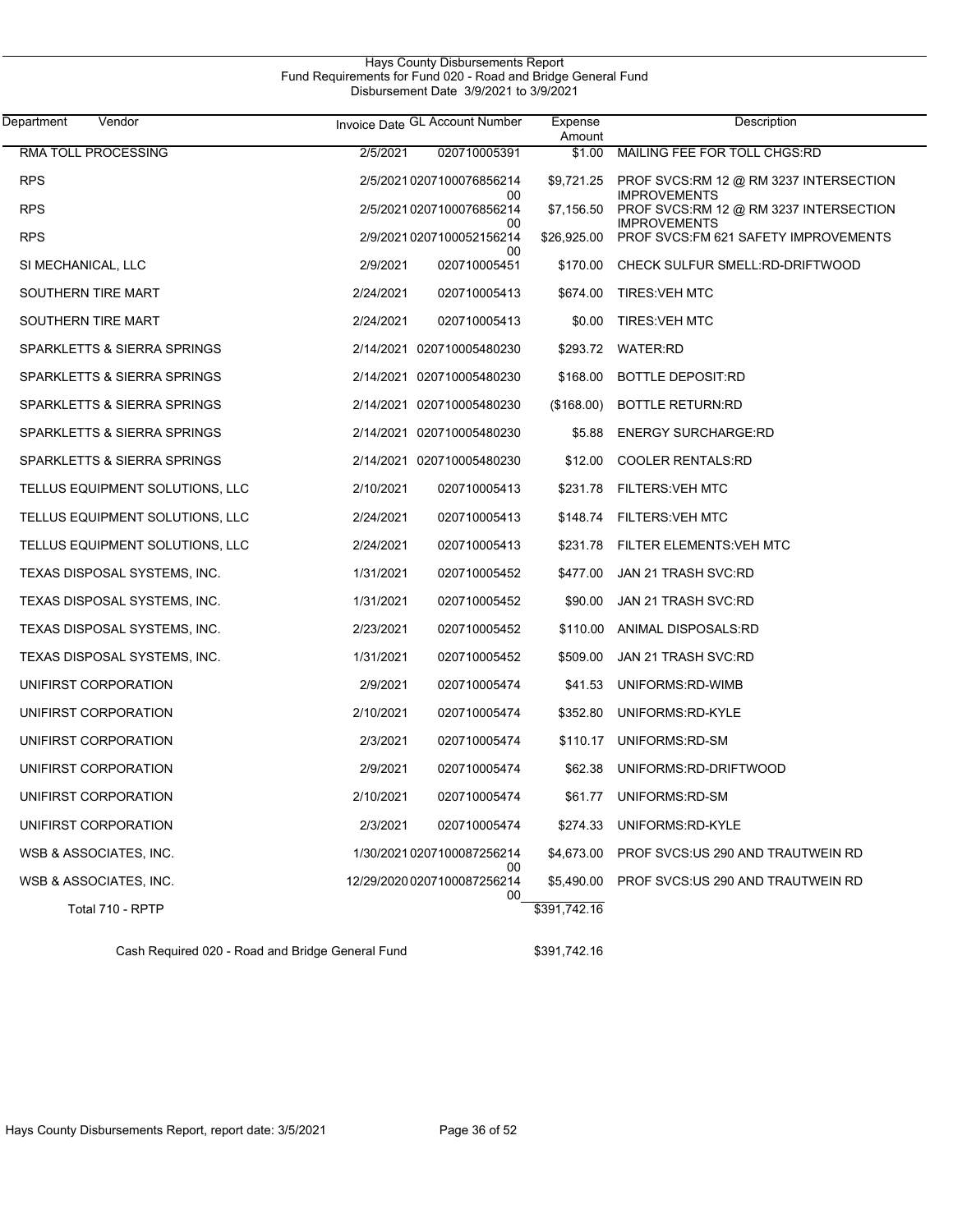Hays County Disbursements Report
Fund Requirements for Fund 020 - Road and Bridge General Fund
Disbursement Date 3/9/2021 to 3/9/2021

| Department | Vendor | Invoice Date | GL Account Number | Expense Amount | Description |
|---|---|---|---|---|---|
| | RMA TOLL PROCESSING | 2/5/2021 | 020710005391 | $1.00 | MAILING FEE FOR TOLL CHGS:RD |
| | RPS | 2/5/2021 | 020710007685621400 | $9,721.25 | PROF SVCS:RM 12 @ RM 3237 INTERSECTION IMPROVEMENTS |
| | RPS | 2/5/2021 | 020710007685621400 | $7,156.50 | PROF SVCS:RM 12 @ RM 3237 INTERSECTION IMPROVEMENTS |
| | RPS | 2/9/2021 | 020710005215621400 | $26,925.00 | PROF SVCS:FM 621 SAFETY IMPROVEMENTS |
| | SI MECHANICAL, LLC | 2/9/2021 | 020710005451 | $170.00 | CHECK SULFUR SMELL:RD-DRIFTWOOD |
| | SOUTHERN TIRE MART | 2/24/2021 | 020710005413 | $674.00 | TIRES:VEH MTC |
| | SOUTHERN TIRE MART | 2/24/2021 | 020710005413 | $0.00 | TIRES:VEH MTC |
| | SPARKLETTS & SIERRA SPRINGS | 2/14/2021 | 020710005480230 | $293.72 | WATER:RD |
| | SPARKLETTS & SIERRA SPRINGS | 2/14/2021 | 020710005480230 | $168.00 | BOTTLE DEPOSIT:RD |
| | SPARKLETTS & SIERRA SPRINGS | 2/14/2021 | 020710005480230 | ($168.00) | BOTTLE RETURN:RD |
| | SPARKLETTS & SIERRA SPRINGS | 2/14/2021 | 020710005480230 | $5.88 | ENERGY SURCHARGE:RD |
| | SPARKLETTS & SIERRA SPRINGS | 2/14/2021 | 020710005480230 | $12.00 | COOLER RENTALS:RD |
| | TELLUS EQUIPMENT SOLUTIONS, LLC | 2/10/2021 | 020710005413 | $231.78 | FILTERS:VEH MTC |
| | TELLUS EQUIPMENT SOLUTIONS, LLC | 2/24/2021 | 020710005413 | $148.74 | FILTERS:VEH MTC |
| | TELLUS EQUIPMENT SOLUTIONS, LLC | 2/24/2021 | 020710005413 | $231.78 | FILTER ELEMENTS:VEH MTC |
| | TEXAS DISPOSAL SYSTEMS, INC. | 1/31/2021 | 020710005452 | $477.00 | JAN 21 TRASH SVC:RD |
| | TEXAS DISPOSAL SYSTEMS, INC. | 1/31/2021 | 020710005452 | $90.00 | JAN 21 TRASH SVC:RD |
| | TEXAS DISPOSAL SYSTEMS, INC. | 2/23/2021 | 020710005452 | $110.00 | ANIMAL DISPOSALS:RD |
| | TEXAS DISPOSAL SYSTEMS, INC. | 1/31/2021 | 020710005452 | $509.00 | JAN 21 TRASH SVC:RD |
| | UNIFIRST CORPORATION | 2/9/2021 | 020710005474 | $41.53 | UNIFORMS:RD-WIMB |
| | UNIFIRST CORPORATION | 2/10/2021 | 020710005474 | $352.80 | UNIFORMS:RD-KYLE |
| | UNIFIRST CORPORATION | 2/3/2021 | 020710005474 | $110.17 | UNIFORMS:RD-SM |
| | UNIFIRST CORPORATION | 2/9/2021 | 020710005474 | $62.38 | UNIFORMS:RD-DRIFTWOOD |
| | UNIFIRST CORPORATION | 2/10/2021 | 020710005474 | $61.77 | UNIFORMS:RD-SM |
| | UNIFIRST CORPORATION | 2/3/2021 | 020710005474 | $274.33 | UNIFORMS:RD-KYLE |
| | WSB & ASSOCIATES, INC. | 1/30/2021 | 020710008725621400 | $4,673.00 | PROF SVCS:US 290 AND TRAUTWEIN RD |
| | WSB & ASSOCIATES, INC. | 12/29/2020 | 020710008725621400 | $5,490.00 | PROF SVCS:US 290 AND TRAUTWEIN RD |
| | Total 710 - RPTP | | | $391,742.16 | |

Cash Required 020 - Road and Bridge General Fund $391,742.16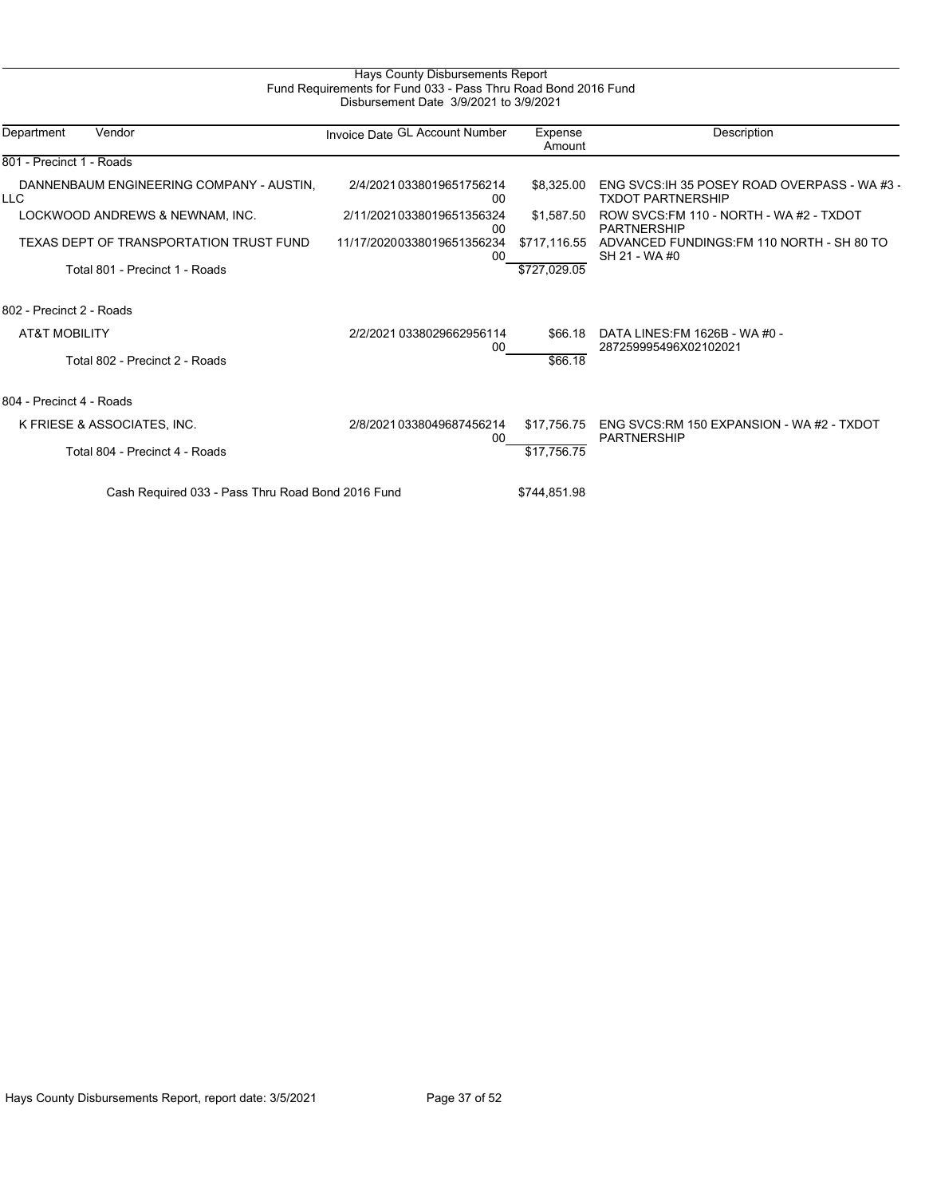# Hays County Disbursements Report

## Fund Requirements for Fund 033 - Pass Thru Road Bond 2016 Fund

### Disbursement Date 3/9/2021 to 3/9/2021

| Department | Vendor | Invoice Date | GL Account Number | Expense Amount | Description |
|---|---|---|---|---|---|
| 801 - Precinct 1 - Roads | | | | | |
| | DANNENBAUM ENGINEERING COMPANY - AUSTIN, LLC | 2/4/2021 | 033801965175621400 | $8,325.00 | ENG SVCS:IH 35 POSEY ROAD OVERPASS - WA #3 - TXDOT PARTNERSHIP |
| | LOCKWOOD ANDREWS & NEWNAM, INC. | 2/11/2021 | 033801965135632400 | $1,587.50 | ROW SVCS:FM 110 - NORTH - WA #2 - TXDOT PARTNERSHIP |
| | TEXAS DEPT OF TRANSPORTATION TRUST FUND | 11/17/2020 | 033801965135623400 | $717,116.55 | ADVANCED FUNDINGS:FM 110 NORTH - SH 80 TO SH 21 - WA #0 |
| | Total 801 - Precinct 1 - Roads | | | $727,029.05 | |
| 802 - Precinct 2 - Roads | | | | | |
| | AT&T MOBILITY | 2/2/2021 | 033802966295611400 | $66.18 | DATA LINES:FM 1626B - WA #0 - 287259995496X02102021 |
| | Total 802 - Precinct 2 - Roads | | | $66.18 | |
| 804 - Precinct 4 - Roads | | | | | |
| | K FRIESE & ASSOCIATES, INC. | 2/8/2021 | 033804968745621400 | $17,756.75 | ENG SVCS:RM 150 EXPANSION - WA #2 - TXDOT PARTNERSHIP |
| | Total 804 - Precinct 4 - Roads | | | $17,756.75 | |
| | Cash Required 033 - Pass Thru Road Bond 2016 Fund | | | $744,851.98 | |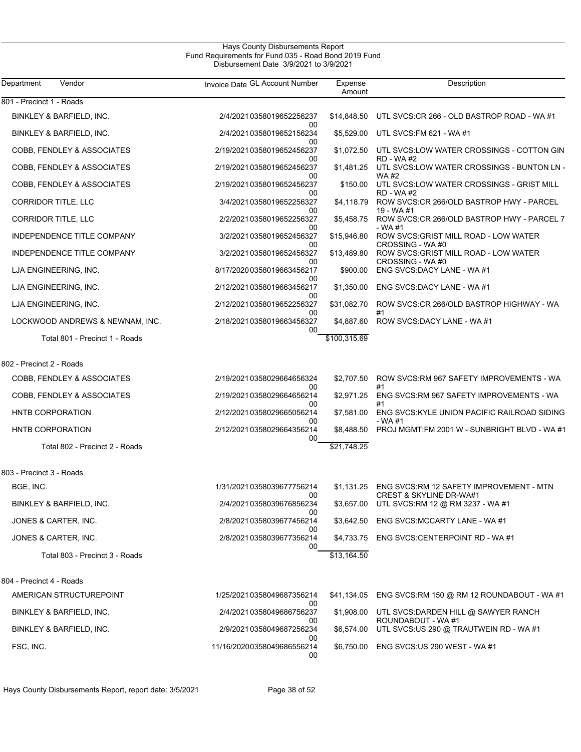# Hays County Disbursements Report

## Fund Requirements for Fund 035 - Road Bond 2019 Fund

Disbursement Date 3/9/2021 to 3/9/2021

| Department | Vendor | Invoice Date | GL Account Number | Expense Amount | Description |
|---|---|---|---|---|---|
| 801 - Precinct 1 - Roads | | | | | |
| | BINKLEY & BARFIELD, INC. | 2/4/2021 | 035801965225623700 | $14,848.50 | UTL SVCS:CR 266 - OLD BASTROP ROAD - WA #1 |
| | BINKLEY & BARFIELD, INC. | 2/4/2021 | 035801965215623400 | $5,529.00 | UTL SVCS:FM 621 - WA #1 |
| | COBB, FENDLEY & ASSOCIATES | 2/19/2021 | 035801965245623700 | $1,072.50 | UTL SVCS:LOW WATER CROSSINGS - COTTON GIN RD - WA #2 |
| | COBB, FENDLEY & ASSOCIATES | 2/19/2021 | 035801965245623700 | $1,481.25 | UTL SVCS:LOW WATER CROSSINGS - BUNTON LN - WA #2 |
| | COBB, FENDLEY & ASSOCIATES | 2/19/2021 | 035801965245623700 | $150.00 | UTL SVCS:LOW WATER CROSSINGS - GRIST MILL RD - WA #2 |
| | CORRIDOR TITLE, LLC | 3/4/2021 | 035801965225632700 | $4,118.79 | ROW SVCS:CR 266/OLD BASTROP HWY - PARCEL 19 - WA #1 |
| | CORRIDOR TITLE, LLC | 2/2/2021 | 035801965225632700 | $5,458.75 | ROW SVCS:CR 266/OLD BASTROP HWY - PARCEL 7 - WA #1 |
| | INDEPENDENCE TITLE COMPANY | 3/2/2021 | 035801965245632700 | $15,946.80 | ROW SVCS:GRIST MILL ROAD - LOW WATER CROSSING - WA #0 |
| | INDEPENDENCE TITLE COMPANY | 3/2/2021 | 035801965245632700 | $13,489.80 | ROW SVCS:GRIST MILL ROAD - LOW WATER CROSSING - WA #0 |
| | LJA ENGINEERING, INC. | 8/17/2020 | 035801966345621700 | $900.00 | ENG SVCS:DACY LANE - WA #1 |
| | LJA ENGINEERING, INC. | 2/12/2021 | 035801966345621700 | $1,350.00 | ENG SVCS:DACY LANE - WA #1 |
| | LJA ENGINEERING, INC. | 2/12/2021 | 035801965225632700 | $31,082.70 | ROW SVCS:CR 266/OLD BASTROP HIGHWAY - WA #1 |
| | LOCKWOOD ANDREWS & NEWNAM, INC. | 2/18/2021 | 035801966345632700 | $4,887.60 | ROW SVCS:DACY LANE - WA #1 |
| | Total 801 - Precinct 1 - Roads | | | $100,315.69 | |
| 802 - Precinct 2 - Roads | | | | | |
| | COBB, FENDLEY & ASSOCIATES | 2/19/2021 | 035802966465632400 | $2,707.50 | ROW SVCS:RM 967 SAFETY IMPROVEMENTS - WA #1 |
| | COBB, FENDLEY & ASSOCIATES | 2/19/2021 | 035802966465621400 | $2,971.25 | ENG SVCS:RM 967 SAFETY IMPROVEMENTS - WA #1 |
| | HNTB CORPORATION | 2/12/2021 | 035802966505621400 | $7,581.00 | ENG SVCS:KYLE UNION PACIFIC RAILROAD SIDING - WA #1 |
| | HNTB CORPORATION | 2/12/2021 | 035802966435621400 | $8,488.50 | PROJ MGMT:FM 2001 W - SUNBRIGHT BLVD - WA #1 |
| | Total 802 - Precinct 2 - Roads | | | $21,748.25 | |
| 803 - Precinct 3 - Roads | | | | | |
| | BGE, INC. | 1/31/2021 | 035803967775621400 | $1,131.25 | ENG SVCS:RM 12 SAFETY IMPROVEMENT - MTN CREST & SKYLINE DR-WA#1 |
| | BINKLEY & BARFIELD, INC. | 2/4/2021 | 035803967685623400 | $3,657.00 | UTL SVCS:RM 12 @ RM 3237 - WA #1 |
| | JONES & CARTER, INC. | 2/8/2021 | 035803967745621400 | $3,642.50 | ENG SVCS:MCCARTY LANE - WA #1 |
| | JONES & CARTER, INC. | 2/8/2021 | 035803967735621400 | $4,733.75 | ENG SVCS:CENTERPOINT RD - WA #1 |
| | Total 803 - Precinct 3 - Roads | | | $13,164.50 | |
| 804 - Precinct 4 - Roads | | | | | |
| | AMERICAN STRUCTUREPOINT | 1/25/2021 | 035804968735621400 | $41,134.05 | ENG SVCS:RM 150 @ RM 12 ROUNDABOUT - WA #1 |
| | BINKLEY & BARFIELD, INC. | 2/4/2021 | 035804968675623700 | $1,908.00 | UTL SVCS:DARDEN HILL @ SAWYER RANCH ROUNDABOUT - WA #1 |
| | BINKLEY & BARFIELD, INC. | 2/9/2021 | 035804968725623400 | $6,574.00 | UTL SVCS:US 290 @ TRAUTWEIN RD - WA #1 |
| | FSC, INC. | 11/16/2020 | 035804968655621400 | $6,750.00 | ENG SVCS:US 290 WEST - WA #1 |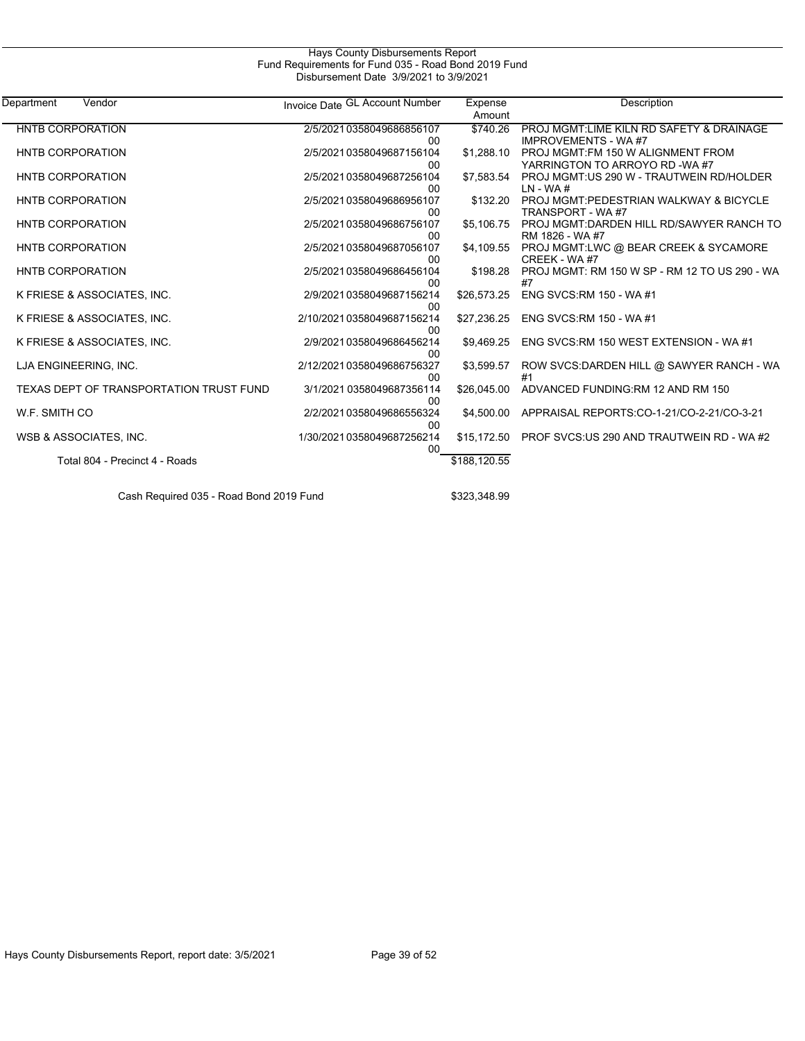Hays County Disbursements Report
Fund Requirements for Fund 035 - Road Bond 2019 Fund
Disbursement Date 3/9/2021 to 3/9/2021

| Department | Vendor | Invoice Date | GL Account Number | Expense Amount | Description |
|---|---|---|---|---|---|
| | HNTB CORPORATION | 2/5/2021 | 035804968685610700 | $740.26 | PROJ MGMT:LIME KILN RD SAFETY & DRAINAGE IMPROVEMENTS - WA #7 |
| | HNTB CORPORATION | 2/5/2021 | 035804968715610400 | $1,288.10 | PROJ MGMT:FM 150 W ALIGNMENT FROM YARRINGTON TO ARROYO RD -WA #7 |
| | HNTB CORPORATION | 2/5/2021 | 035804968725610400 | $7,583.54 | PROJ MGMT:US 290 W - TRAUTWEIN RD/HOLDER LN - WA # |
| | HNTB CORPORATION | 2/5/2021 | 035804968695610700 | $132.20 | PROJ MGMT:PEDESTRIAN WALKWAY & BICYCLE TRANSPORT - WA #7 |
| | HNTB CORPORATION | 2/5/2021 | 035804968675610700 | $5,106.75 | PROJ MGMT:DARDEN HILL RD/SAWYER RANCH TO RM 1826 - WA #7 |
| | HNTB CORPORATION | 2/5/2021 | 035804968705610700 | $4,109.55 | PROJ MGMT:LWC @ BEAR CREEK & SYCAMORE CREEK - WA #7 |
| | HNTB CORPORATION | 2/5/2021 | 035804968645610400 | $198.28 | PROJ MGMT: RM 150 W SP - RM 12 TO US 290 - WA #7 |
| | K FRIESE & ASSOCIATES, INC. | 2/9/2021 | 035804968715621400 | $26,573.25 | ENG SVCS:RM 150 - WA #1 |
| | K FRIESE & ASSOCIATES, INC. | 2/10/2021 | 035804968715621400 | $27,236.25 | ENG SVCS:RM 150 - WA #1 |
| | K FRIESE & ASSOCIATES, INC. | 2/9/2021 | 035804968645621400 | $9,469.25 | ENG SVCS:RM 150 WEST EXTENSION - WA #1 |
| | LJA ENGINEERING, INC. | 2/12/2021 | 035804968675632700 | $3,599.57 | ROW SVCS:DARDEN HILL @ SAWYER RANCH - WA #1 |
| | TEXAS DEPT OF TRANSPORTATION TRUST FUND | 3/1/2021 | 035804968735611400 | $26,045.00 | ADVANCED FUNDING:RM 12 AND RM 150 |
| | W.F. SMITH CO | 2/2/2021 | 035804968655632400 | $4,500.00 | APPRAISAL REPORTS:CO-1-21/CO-2-21/CO-3-21 |
| | WSB & ASSOCIATES, INC. | 1/30/2021 | 035804968725621400 | $15,172.50 | PROF SVCS:US 290 AND TRAUTWEIN RD - WA #2 |
| | Total 804 - Precinct 4 - Roads | | | $188,120.55 | |

Cash Required 035 - Road Bond 2019 Fund $323,348.99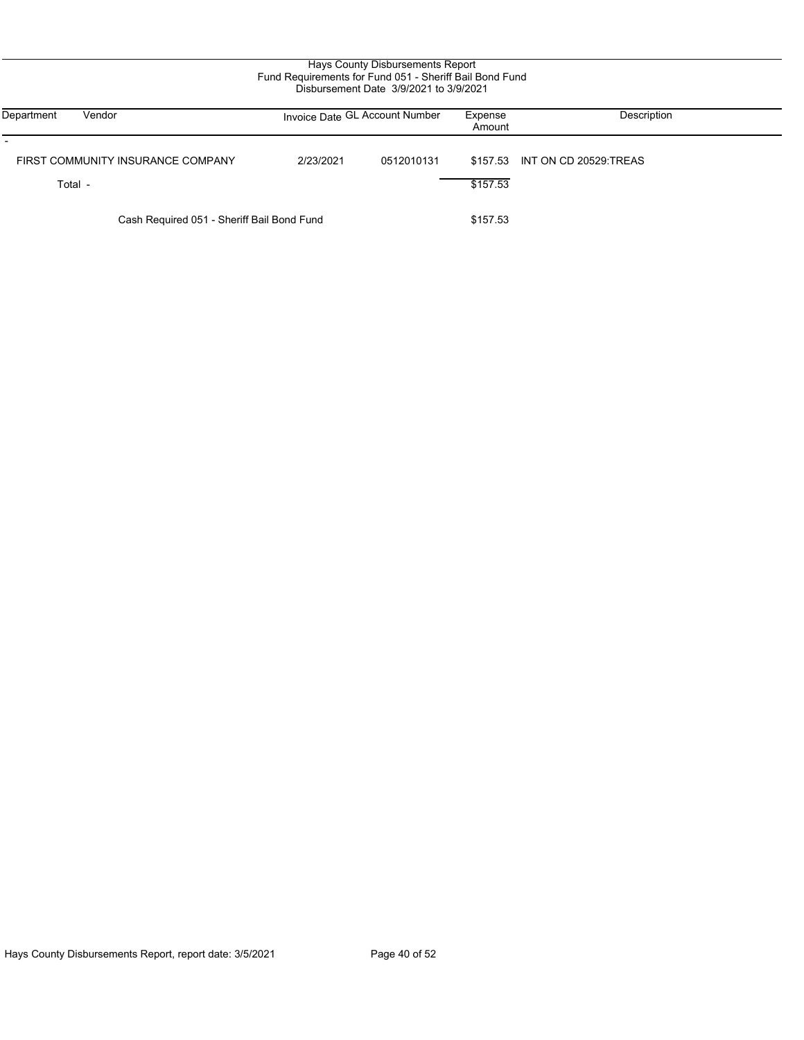Hays County Disbursements Report
Fund Requirements for Fund 051 - Sheriff Bail Bond Fund
Disbursement Date 3/9/2021 to 3/9/2021

| Department | Vendor | Invoice Date | GL Account Number | Expense Amount | Description |
|---|---|---|---|---|---|
| - | | | | | |
| | FIRST COMMUNITY INSURANCE COMPANY | 2/23/2021 | 0512010131 | $157.53 | INT ON CD 20529:TREAS |
| | Total - | | | $157.53 | |
| | Cash Required 051 - Sheriff Bail Bond Fund | | | $157.53 | |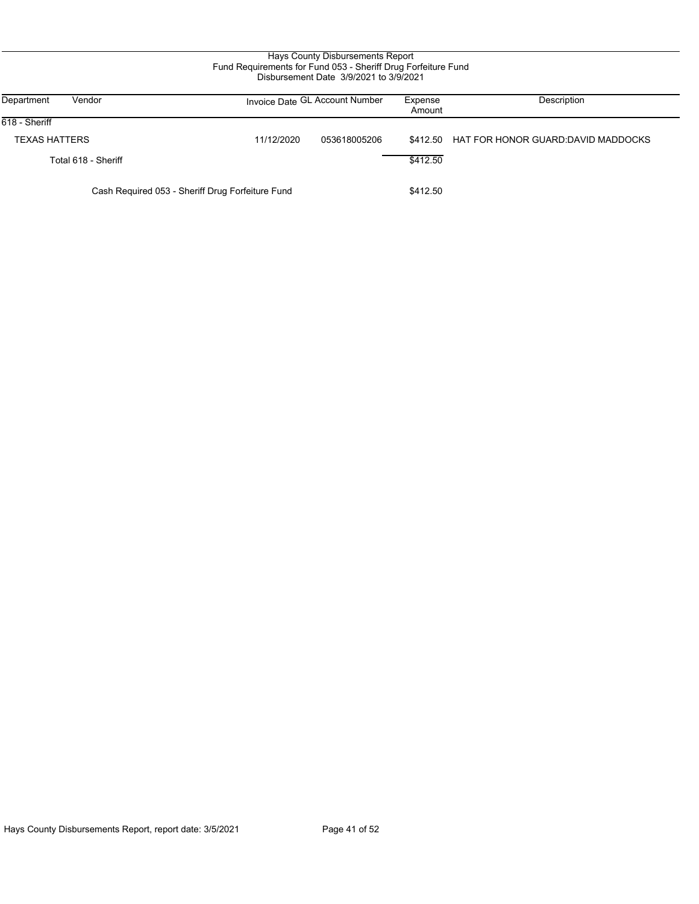Hays County Disbursements Report
Fund Requirements for Fund 053 - Sheriff Drug Forfeiture Fund
Disbursement Date 3/9/2021 to 3/9/2021

| Department | Vendor | Invoice Date | GL Account Number | Expense Amount | Description |
|---|---|---|---|---|---|
| 618 - Sheriff | | | | | |
| TEXAS HATTERS | | 11/12/2020 | 053618005206 | $412.50 | HAT FOR HONOR GUARD:DAVID MADDOCKS |
| | Total 618 - Sheriff | | | $412.50 | |
| | Cash Required 053 - Sheriff Drug Forfeiture Fund | | | $412.50 | |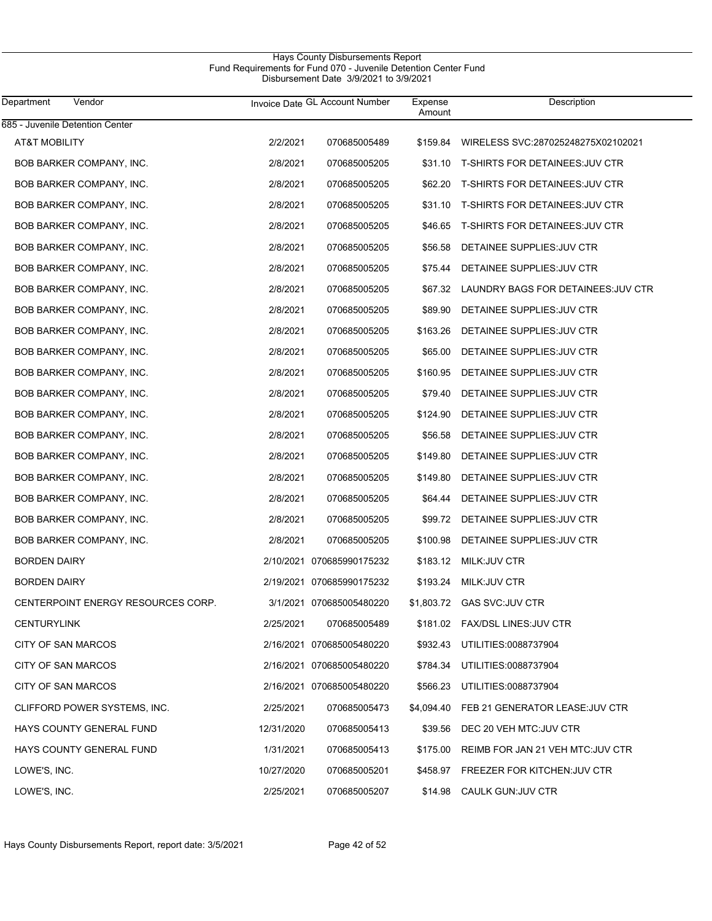# Hays County Disbursements Report

## Fund Requirements for Fund 070 - Juvenile Detention Center Fund

Disbursement Date 3/9/2021 to 3/9/2021

| Department | Vendor | Invoice Date | GL Account Number | Expense Amount | Description |
|---|---|---|---|---|---|
| 685 - Juvenile Detention Center | | | | | |
| | AT&T MOBILITY | 2/2/2021 | 070685005489 | $159.84 | WIRELESS SVC:287025248275X02102021 |
| | BOB BARKER COMPANY, INC. | 2/8/2021 | 070685005205 | $31.10 | T-SHIRTS FOR DETAINEES:JUV CTR |
| | BOB BARKER COMPANY, INC. | 2/8/2021 | 070685005205 | $62.20 | T-SHIRTS FOR DETAINEES:JUV CTR |
| | BOB BARKER COMPANY, INC. | 2/8/2021 | 070685005205 | $31.10 | T-SHIRTS FOR DETAINEES:JUV CTR |
| | BOB BARKER COMPANY, INC. | 2/8/2021 | 070685005205 | $46.65 | T-SHIRTS FOR DETAINEES:JUV CTR |
| | BOB BARKER COMPANY, INC. | 2/8/2021 | 070685005205 | $56.58 | DETAINEE SUPPLIES:JUV CTR |
| | BOB BARKER COMPANY, INC. | 2/8/2021 | 070685005205 | $75.44 | DETAINEE SUPPLIES:JUV CTR |
| | BOB BARKER COMPANY, INC. | 2/8/2021 | 070685005205 | $67.32 | LAUNDRY BAGS FOR DETAINEES:JUV CTR |
| | BOB BARKER COMPANY, INC. | 2/8/2021 | 070685005205 | $89.90 | DETAINEE SUPPLIES:JUV CTR |
| | BOB BARKER COMPANY, INC. | 2/8/2021 | 070685005205 | $163.26 | DETAINEE SUPPLIES:JUV CTR |
| | BOB BARKER COMPANY, INC. | 2/8/2021 | 070685005205 | $65.00 | DETAINEE SUPPLIES:JUV CTR |
| | BOB BARKER COMPANY, INC. | 2/8/2021 | 070685005205 | $160.95 | DETAINEE SUPPLIES:JUV CTR |
| | BOB BARKER COMPANY, INC. | 2/8/2021 | 070685005205 | $79.40 | DETAINEE SUPPLIES:JUV CTR |
| | BOB BARKER COMPANY, INC. | 2/8/2021 | 070685005205 | $124.90 | DETAINEE SUPPLIES:JUV CTR |
| | BOB BARKER COMPANY, INC. | 2/8/2021 | 070685005205 | $56.58 | DETAINEE SUPPLIES:JUV CTR |
| | BOB BARKER COMPANY, INC. | 2/8/2021 | 070685005205 | $149.80 | DETAINEE SUPPLIES:JUV CTR |
| | BOB BARKER COMPANY, INC. | 2/8/2021 | 070685005205 | $149.80 | DETAINEE SUPPLIES:JUV CTR |
| | BOB BARKER COMPANY, INC. | 2/8/2021 | 070685005205 | $64.44 | DETAINEE SUPPLIES:JUV CTR |
| | BOB BARKER COMPANY, INC. | 2/8/2021 | 070685005205 | $99.72 | DETAINEE SUPPLIES:JUV CTR |
| | BOB BARKER COMPANY, INC. | 2/8/2021 | 070685005205 | $100.98 | DETAINEE SUPPLIES:JUV CTR |
| | BORDEN DAIRY | 2/10/2021 | 070685990175232 | $183.12 | MILK:JUV CTR |
| | BORDEN DAIRY | 2/19/2021 | 070685990175232 | $193.24 | MILK:JUV CTR |
| | CENTERPOINT ENERGY RESOURCES CORP. | 3/1/2021 | 070685005480220 | $1,803.72 | GAS SVC:JUV CTR |
| | CENTURYLINK | 2/25/2021 | 070685005489 | $181.02 | FAX/DSL LINES:JUV CTR |
| | CITY OF SAN MARCOS | 2/16/2021 | 070685005480220 | $932.43 | UTILITIES:0088737904 |
| | CITY OF SAN MARCOS | 2/16/2021 | 070685005480220 | $784.34 | UTILITIES:0088737904 |
| | CITY OF SAN MARCOS | 2/16/2021 | 070685005480220 | $566.23 | UTILITIES:0088737904 |
| | CLIFFORD POWER SYSTEMS, INC. | 2/25/2021 | 070685005473 | $4,094.40 | FEB 21 GENERATOR LEASE:JUV CTR |
| | HAYS COUNTY GENERAL FUND | 12/31/2020 | 070685005413 | $39.56 | DEC 20 VEH MTC:JUV CTR |
| | HAYS COUNTY GENERAL FUND | 1/31/2021 | 070685005413 | $175.00 | REIMB FOR JAN 21 VEH MTC:JUV CTR |
| | LOWE'S, INC. | 10/27/2020 | 070685005201 | $458.97 | FREEZER FOR KITCHEN:JUV CTR |
| | LOWE'S, INC. | 2/25/2021 | 070685005207 | $14.98 | CAULK GUN:JUV CTR |

Hays County Disbursements Report, report date: 3/5/2021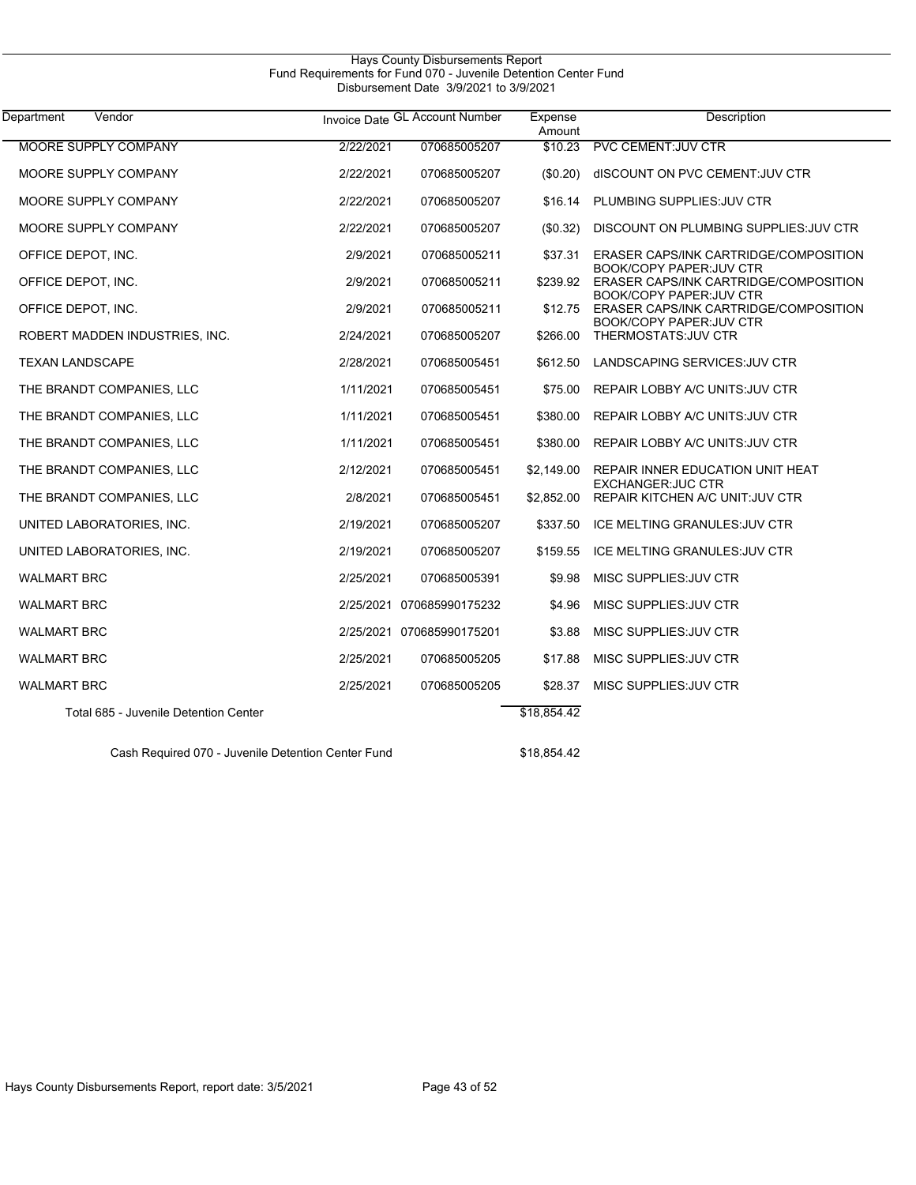Hays County Disbursements Report
Fund Requirements for Fund 070 - Juvenile Detention Center Fund
Disbursement Date 3/9/2021 to 3/9/2021

| Department | Vendor | Invoice Date | GL Account Number | Expense Amount | Description |
|---|---|---|---|---|---|
| | MOORE SUPPLY COMPANY | 2/22/2021 | 070685005207 | $10.23 | PVC CEMENT:JUV CTR |
| | MOORE SUPPLY COMPANY | 2/22/2021 | 070685005207 | ($0.20) | dISCOUNT ON PVC CEMENT:JUV CTR |
| | MOORE SUPPLY COMPANY | 2/22/2021 | 070685005207 | $16.14 | PLUMBING SUPPLIES:JUV CTR |
| | MOORE SUPPLY COMPANY | 2/22/2021 | 070685005207 | ($0.32) | DISCOUNT ON PLUMBING SUPPLIES:JUV CTR |
| | OFFICE DEPOT, INC. | 2/9/2021 | 070685005211 | $37.31 | ERASER CAPS/INK CARTRIDGE/COMPOSITION BOOK/COPY PAPER:JUV CTR |
| | OFFICE DEPOT, INC. | 2/9/2021 | 070685005211 | $239.92 | ERASER CAPS/INK CARTRIDGE/COMPOSITION BOOK/COPY PAPER:JUV CTR |
| | OFFICE DEPOT, INC. | 2/9/2021 | 070685005211 | $12.75 | ERASER CAPS/INK CARTRIDGE/COMPOSITION BOOK/COPY PAPER:JUV CTR |
| | ROBERT MADDEN INDUSTRIES, INC. | 2/24/2021 | 070685005207 | $266.00 | THERMOSTATS:JUV CTR |
| | TEXAN LANDSCAPE | 2/28/2021 | 070685005451 | $612.50 | LANDSCAPING SERVICES:JUV CTR |
| | THE BRANDT COMPANIES, LLC | 1/11/2021 | 070685005451 | $75.00 | REPAIR LOBBY A/C UNITS:JUV CTR |
| | THE BRANDT COMPANIES, LLC | 1/11/2021 | 070685005451 | $380.00 | REPAIR LOBBY A/C UNITS:JUV CTR |
| | THE BRANDT COMPANIES, LLC | 1/11/2021 | 070685005451 | $380.00 | REPAIR LOBBY A/C UNITS:JUV CTR |
| | THE BRANDT COMPANIES, LLC | 2/12/2021 | 070685005451 | $2,149.00 | REPAIR INNER EDUCATION UNIT HEAT EXCHANGER:JUC CTR |
| | THE BRANDT COMPANIES, LLC | 2/8/2021 | 070685005451 | $2,852.00 | REPAIR KITCHEN A/C UNIT:JUV CTR |
| | UNITED LABORATORIES, INC. | 2/19/2021 | 070685005207 | $337.50 | ICE MELTING GRANULES:JUV CTR |
| | UNITED LABORATORIES, INC. | 2/19/2021 | 070685005207 | $159.55 | ICE MELTING GRANULES:JUV CTR |
| | WALMART BRC | 2/25/2021 | 070685005391 | $9.98 | MISC SUPPLIES:JUV CTR |
| | WALMART BRC | 2/25/2021 | 070685990175232 | $4.96 | MISC SUPPLIES:JUV CTR |
| | WALMART BRC | 2/25/2021 | 070685990175201 | $3.88 | MISC SUPPLIES:JUV CTR |
| | WALMART BRC | 2/25/2021 | 070685005205 | $17.88 | MISC SUPPLIES:JUV CTR |
| | WALMART BRC | 2/25/2021 | 070685005205 | $28.37 | MISC SUPPLIES:JUV CTR |
| | Total 685 - Juvenile Detention Center | | | $18,854.42 | |
| | Cash Required 070 - Juvenile Detention Center Fund | | | $18,854.42 | |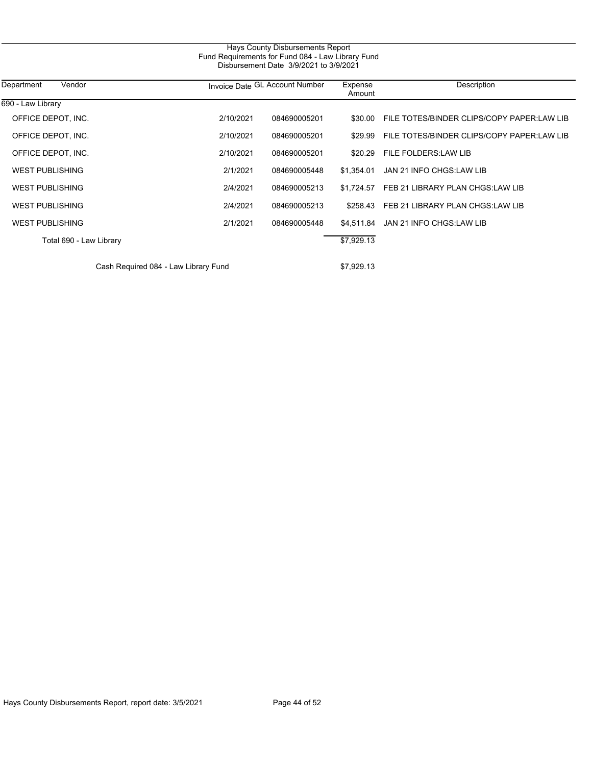# Hays County Disbursements Report
## Fund Requirements for Fund 084 - Law Library Fund
### Disbursement Date 3/9/2021 to 3/9/2021

| Department | Vendor | Invoice Date | GL Account Number | Expense Amount | Description |
|---|---|---|---|---|---|
| 690 - Law Library | | | | | |
| | OFFICE DEPOT, INC. | 2/10/2021 | 084690005201 | $30.00 | FILE TOTES/BINDER CLIPS/COPY PAPER:LAW LIB |
| | OFFICE DEPOT, INC. | 2/10/2021 | 084690005201 | $29.99 | FILE TOTES/BINDER CLIPS/COPY PAPER:LAW LIB |
| | OFFICE DEPOT, INC. | 2/10/2021 | 084690005201 | $20.29 | FILE FOLDERS:LAW LIB |
| | WEST PUBLISHING | 2/1/2021 | 084690005448 | $1,354.01 | JAN 21 INFO CHGS:LAW LIB |
| | WEST PUBLISHING | 2/4/2021 | 084690005213 | $1,724.57 | FEB 21 LIBRARY PLAN CHGS:LAW LIB |
| | WEST PUBLISHING | 2/4/2021 | 084690005213 | $258.43 | FEB 21 LIBRARY PLAN CHGS:LAW LIB |
| | WEST PUBLISHING | 2/1/2021 | 084690005448 | $4,511.84 | JAN 21 INFO CHGS:LAW LIB |
| | Total 690 - Law Library | | | $7,929.13 | |
| | Cash Required 084 - Law Library Fund | | | $7,929.13 | |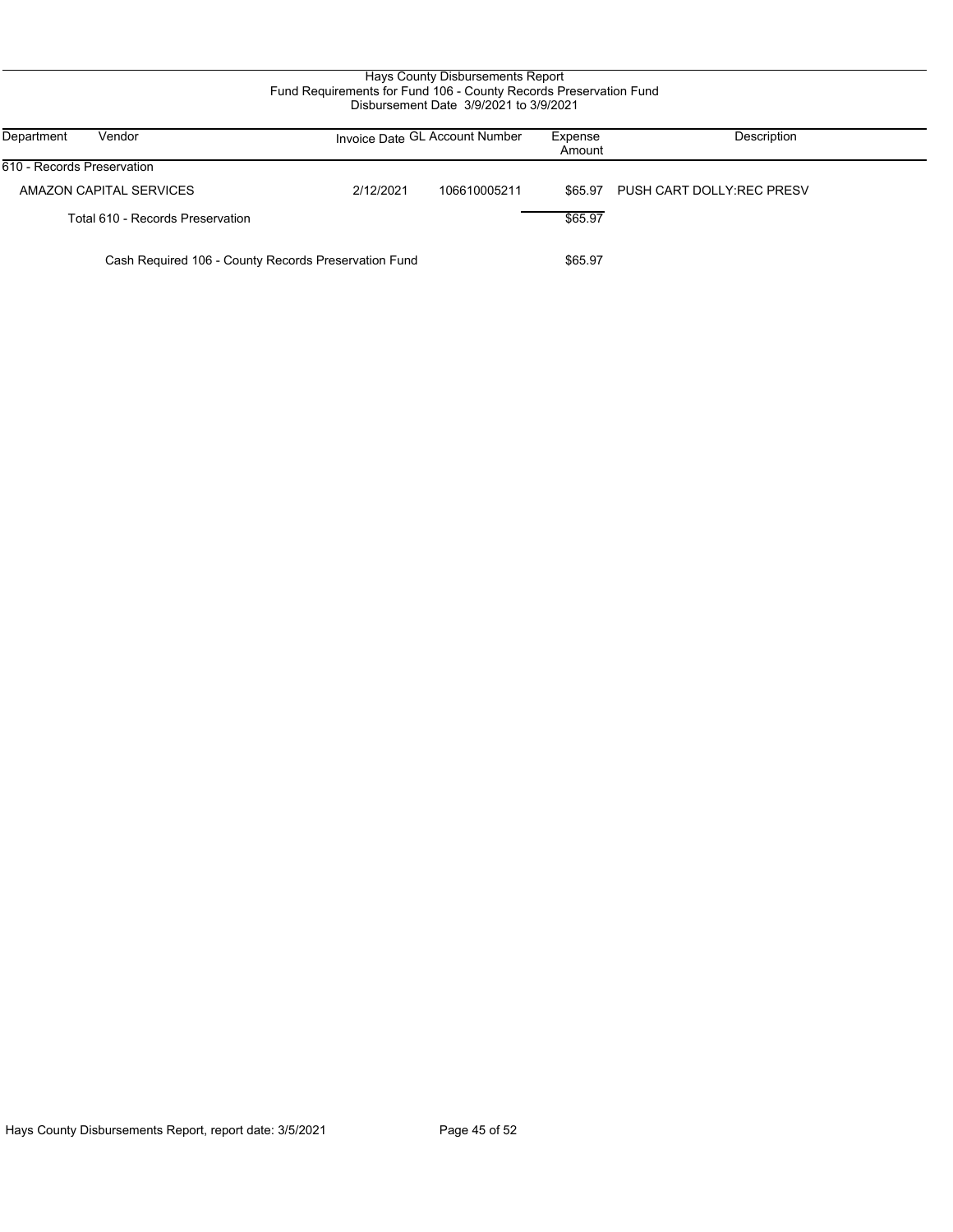# Hays County Disbursements Report
## Fund Requirements for Fund 106 - County Records Preservation Fund
### Disbursement Date 3/9/2021 to 3/9/2021

| Department | Vendor | Invoice Date | GL Account Number | Expense Amount | Description |
|---|---|---|---|---|---|
| 610 - Records Preservation | | | | | |
| | AMAZON CAPITAL SERVICES | 2/12/2021 | 106610005211 | $65.97 | PUSH CART DOLLY:REC PRESV |
| | Total 610 - Records Preservation | | | $65.97 | |
| | Cash Required 106 - County Records Preservation Fund | | | $65.97 | |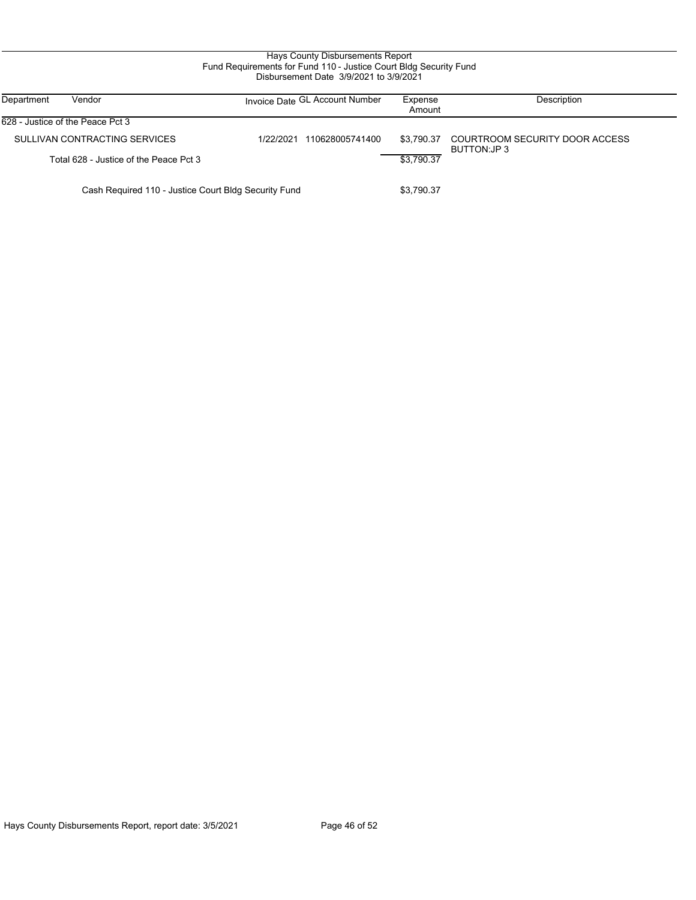Hays County Disbursements Report
Fund Requirements for Fund 110 - Justice Court Bldg Security Fund
Disbursement Date 3/9/2021 to 3/9/2021

| Department | Vendor | Invoice Date | GL Account Number | Expense Amount | Description |
|---|---|---|---|---|---|
| 628 - Justice of the Peace Pct 3 | | | | | |
| | SULLIVAN CONTRACTING SERVICES | 1/22/2021 | 110628005741400 | $3,790.37 | COURTROOM SECURITY DOOR ACCESS BUTTON:JP 3 |
| | Total 628 - Justice of the Peace Pct 3 | | | $3,790.37 | |
| | Cash Required 110 - Justice Court Bldg Security Fund | | | $3,790.37 | |

Hays County Disbursements Report, report date: 3/5/2021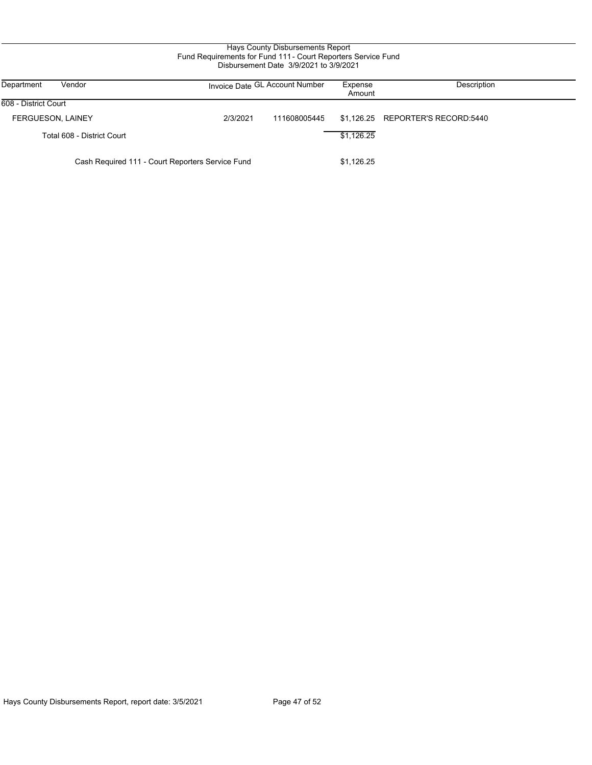# Hays County Disbursements Report
## Fund Requirements for Fund 111 - Court Reporters Service Fund
### Disbursement Date 3/9/2021 to 3/9/2021

| Department | Vendor | Invoice Date | GL Account Number | Expense Amount | Description |
|---|---|---|---|---|---|
| 608 - District Court | | | | | |
| | FERGUESON, LAINEY | 2/3/2021 | 111608005445 | $1,126.25 | REPORTER'S RECORD:5440 |
| | Total 608 - District Court | | | $1,126.25 | |
| | Cash Required 111 - Court Reporters Service Fund | | | $1,126.25 | |

Hays County Disbursements Report, report date: 3/5/2021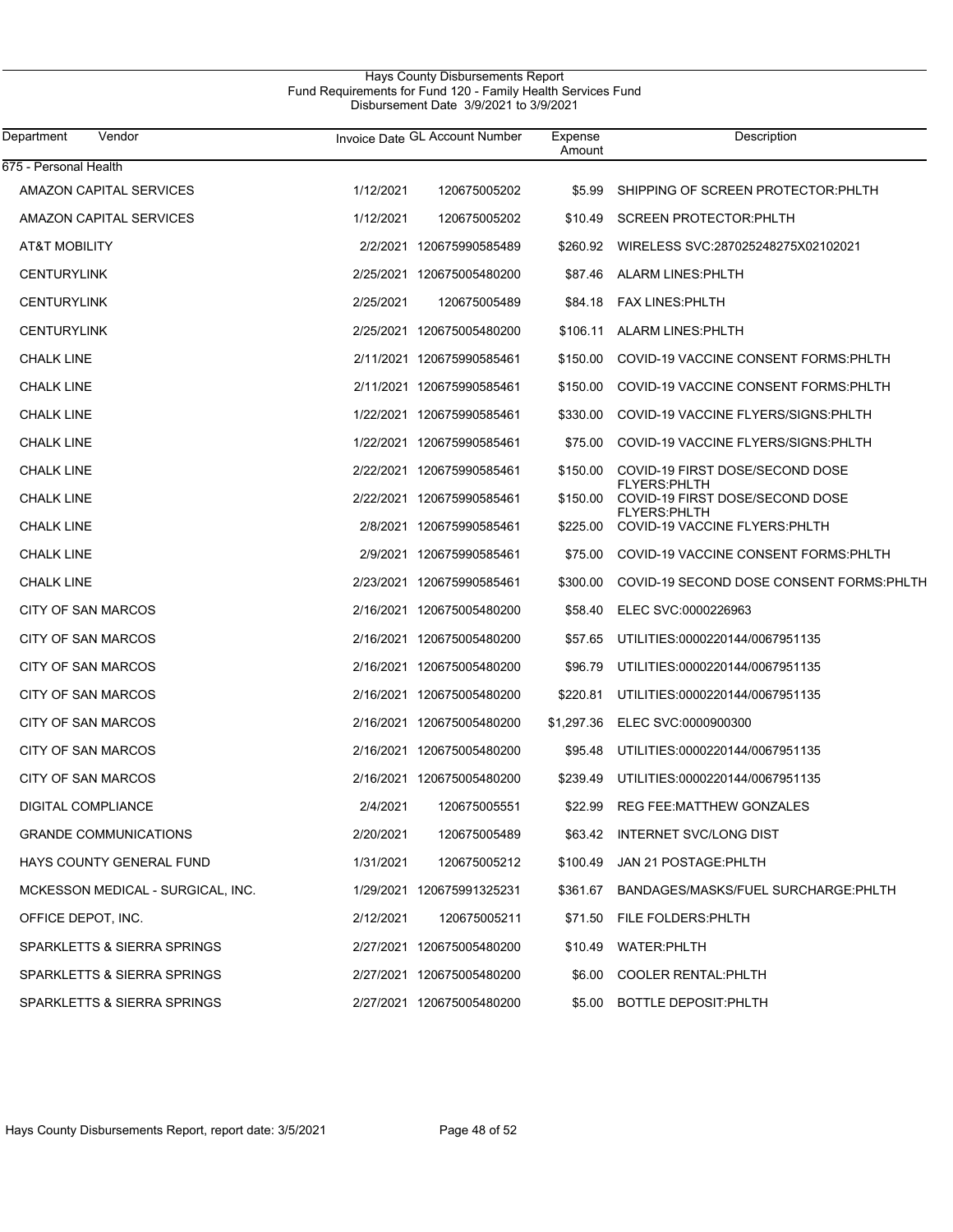# Hays County Disbursements Report
## Fund Requirements for Fund 120 - Family Health Services Fund
### Disbursement Date 3/9/2021 to 3/9/2021

| Department | Vendor | Invoice Date | GL Account Number | Expense Amount | Description |
|---|---|---|---|---|---|
| 675 - Personal Health | | | | | |
| | AMAZON CAPITAL SERVICES | 1/12/2021 | 120675005202 | $5.99 | SHIPPING OF SCREEN PROTECTOR:PHLTH |
| | AMAZON CAPITAL SERVICES | 1/12/2021 | 120675005202 | $10.49 | SCREEN PROTECTOR:PHLTH |
| | AT&T MOBILITY | 2/2/2021 | 120675990585489 | $260.92 | WIRELESS SVC:287025248275X02102021 |
| | CENTURYLINK | 2/25/2021 | 120675005480200 | $87.46 | ALARM LINES:PHLTH |
| | CENTURYLINK | 2/25/2021 | 120675005489 | $84.18 | FAX LINES:PHLTH |
| | CENTURYLINK | 2/25/2021 | 120675005480200 | $106.11 | ALARM LINES:PHLTH |
| | CHALK LINE | 2/11/2021 | 120675990585461 | $150.00 | COVID-19 VACCINE CONSENT FORMS:PHLTH |
| | CHALK LINE | 2/11/2021 | 120675990585461 | $150.00 | COVID-19 VACCINE CONSENT FORMS:PHLTH |
| | CHALK LINE | 1/22/2021 | 120675990585461 | $330.00 | COVID-19 VACCINE FLYERS/SIGNS:PHLTH |
| | CHALK LINE | 1/22/2021 | 120675990585461 | $75.00 | COVID-19 VACCINE FLYERS/SIGNS:PHLTH |
| | CHALK LINE | 2/22/2021 | 120675990585461 | $150.00 | COVID-19 FIRST DOSE/SECOND DOSE FLYERS:PHLTH |
| | CHALK LINE | 2/22/2021 | 120675990585461 | $150.00 | COVID-19 FIRST DOSE/SECOND DOSE FLYERS:PHLTH |
| | CHALK LINE | 2/8/2021 | 120675990585461 | $225.00 | COVID-19 VACCINE FLYERS:PHLTH |
| | CHALK LINE | 2/9/2021 | 120675990585461 | $75.00 | COVID-19 VACCINE CONSENT FORMS:PHLTH |
| | CHALK LINE | 2/23/2021 | 120675990585461 | $300.00 | COVID-19 SECOND DOSE CONSENT FORMS:PHLTH |
| | CITY OF SAN MARCOS | 2/16/2021 | 120675005480200 | $58.40 | ELEC SVC:0000226963 |
| | CITY OF SAN MARCOS | 2/16/2021 | 120675005480200 | $57.65 | UTILITIES:0000220144/0067951135 |
| | CITY OF SAN MARCOS | 2/16/2021 | 120675005480200 | $96.79 | UTILITIES:0000220144/0067951135 |
| | CITY OF SAN MARCOS | 2/16/2021 | 120675005480200 | $220.81 | UTILITIES:0000220144/0067951135 |
| | CITY OF SAN MARCOS | 2/16/2021 | 120675005480200 | $1,297.36 | ELEC SVC:0000900300 |
| | CITY OF SAN MARCOS | 2/16/2021 | 120675005480200 | $95.48 | UTILITIES:0000220144/0067951135 |
| | CITY OF SAN MARCOS | 2/16/2021 | 120675005480200 | $239.49 | UTILITIES:0000220144/0067951135 |
| | DIGITAL COMPLIANCE | 2/4/2021 | 120675005551 | $22.99 | REG FEE:MATTHEW GONZALES |
| | GRANDE COMMUNICATIONS | 2/20/2021 | 120675005489 | $63.42 | INTERNET SVC/LONG DIST |
| | HAYS COUNTY GENERAL FUND | 1/31/2021 | 120675005212 | $100.49 | JAN 21 POSTAGE:PHLTH |
| | MCKESSON MEDICAL - SURGICAL, INC. | 1/29/2021 | 120675991325231 | $361.67 | BANDAGES/MASKS/FUEL SURCHARGE:PHLTH |
| | OFFICE DEPOT, INC. | 2/12/2021 | 120675005211 | $71.50 | FILE FOLDERS:PHLTH |
| | SPARKLETTS & SIERRA SPRINGS | 2/27/2021 | 120675005480200 | $10.49 | WATER:PHLTH |
| | SPARKLETTS & SIERRA SPRINGS | 2/27/2021 | 120675005480200 | $6.00 | COOLER RENTAL:PHLTH |
| | SPARKLETTS & SIERRA SPRINGS | 2/27/2021 | 120675005480200 | $5.00 | BOTTLE DEPOSIT:PHLTH |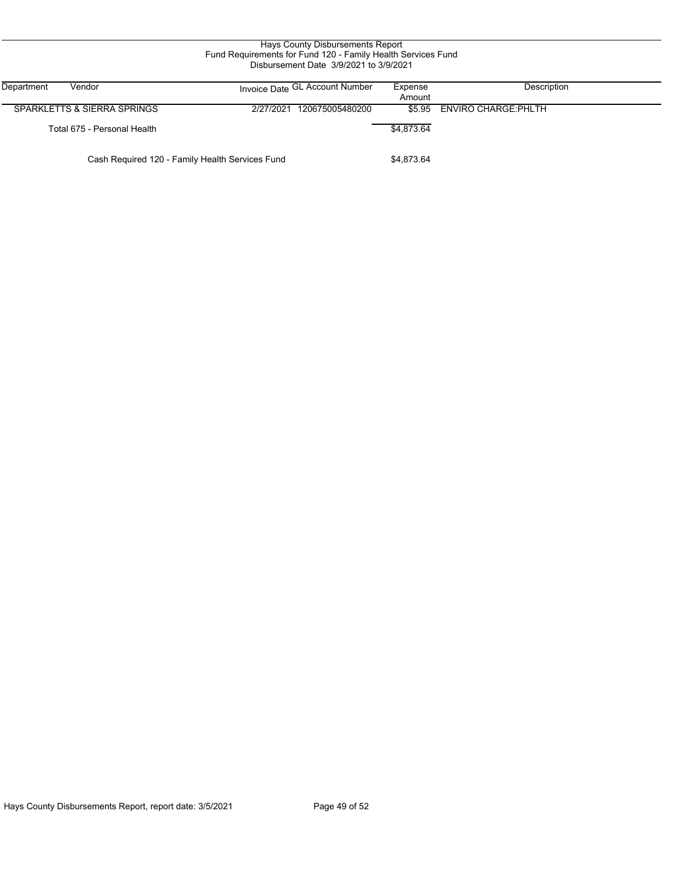# Hays County Disbursements Report
## Fund Requirements for Fund 120 - Family Health Services Fund
### Disbursement Date 3/9/2021 to 3/9/2021

| Department | Vendor | Invoice Date | GL Account Number | Expense Amount | Description |
|---|---|---|---|---|---|
| | SPARKLETTS & SIERRA SPRINGS | 2/27/2021 | 120675005480200 | $5.95 | ENVIRO CHARGE:PHLTH |
| | Total 675 - Personal Health | | | $4,873.64 | |
| | Cash Required 120 - Family Health Services Fund | | | $4,873.64 | |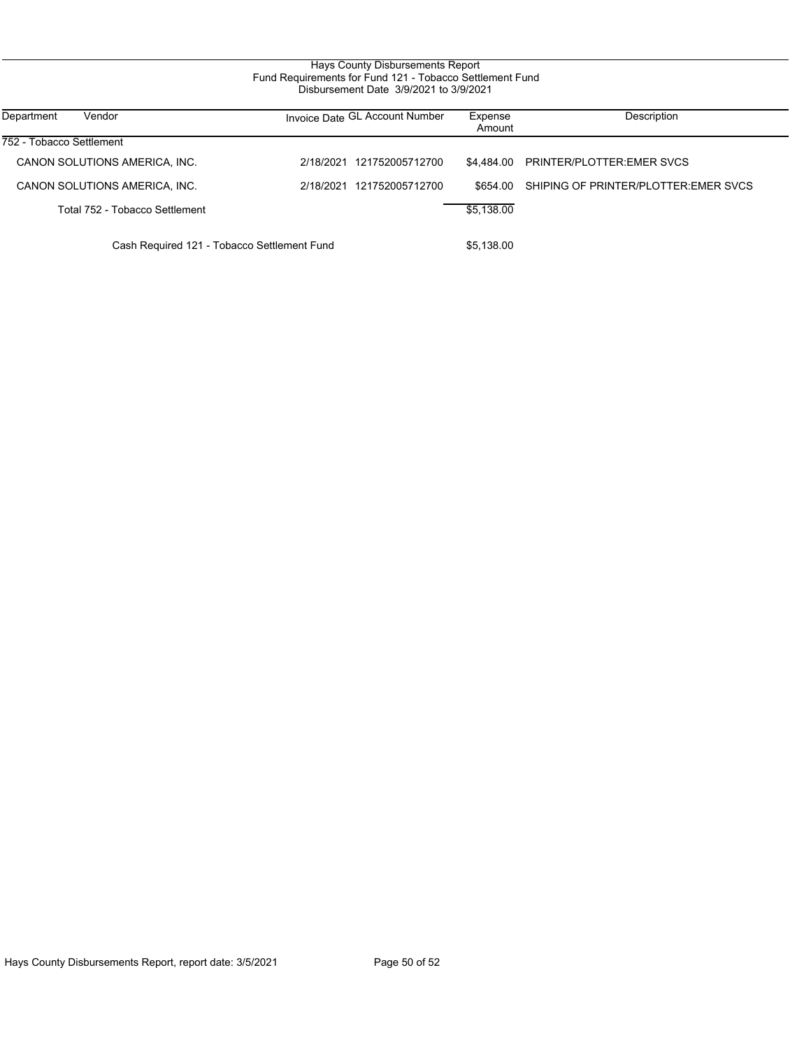Hays County Disbursements Report
Fund Requirements for Fund 121 - Tobacco Settlement Fund
Disbursement Date 3/9/2021 to 3/9/2021

| Department | Vendor | Invoice Date | GL Account Number | Expense Amount | Description |
|---|---|---|---|---|---|
| 752 - Tobacco Settlement | | | | | |
| | CANON SOLUTIONS AMERICA, INC. | 2/18/2021 | 121752005712700 | $4,484.00 | PRINTER/PLOTTER:EMER SVCS |
| | CANON SOLUTIONS AMERICA, INC. | 2/18/2021 | 121752005712700 | $654.00 | SHIPING OF PRINTER/PLOTTER:EMER SVCS |
| | Total 752 - Tobacco Settlement | | | $5,138.00 | |
| | Cash Required 121 - Tobacco Settlement Fund | | | $5,138.00 | |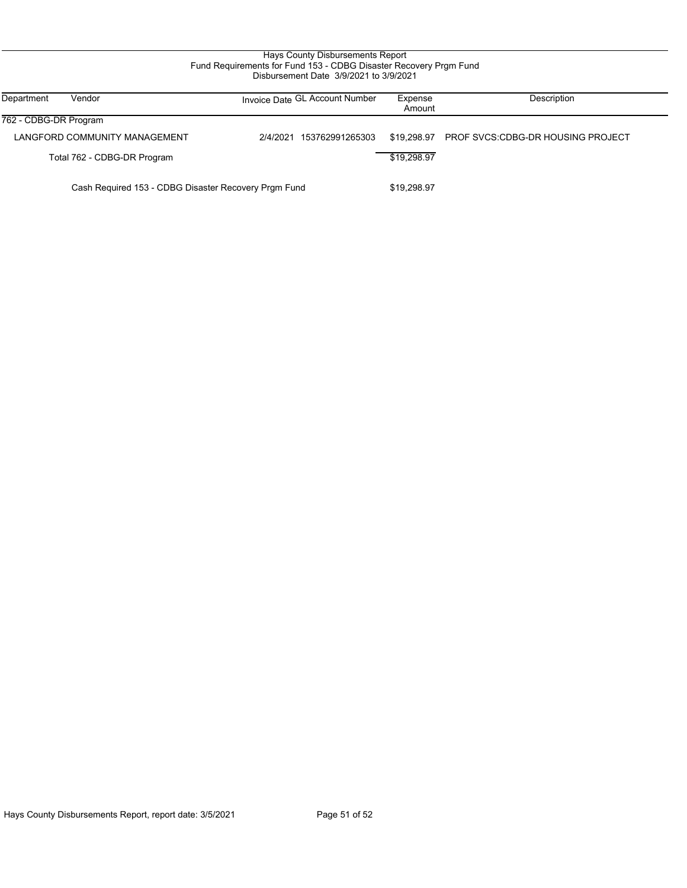Hays County Disbursements Report
Fund Requirements for Fund 153 - CDBG Disaster Recovery Prgm Fund
Disbursement Date 3/9/2021 to 3/9/2021

| Department | Vendor | Invoice Date | GL Account Number | Expense Amount | Description |
|---|---|---|---|---|---|
| 762 - CDBG-DR Program | | | | | |
| | LANGFORD COMMUNITY MANAGEMENT | 2/4/2021 | 153762991265303 | $19,298.97 | PROF SVCS:CDBG-DR HOUSING PROJECT |
| | Total 762 - CDBG-DR Program | | | $19,298.97 | |
| | Cash Required 153 - CDBG Disaster Recovery Prgm Fund | | | $19,298.97 | |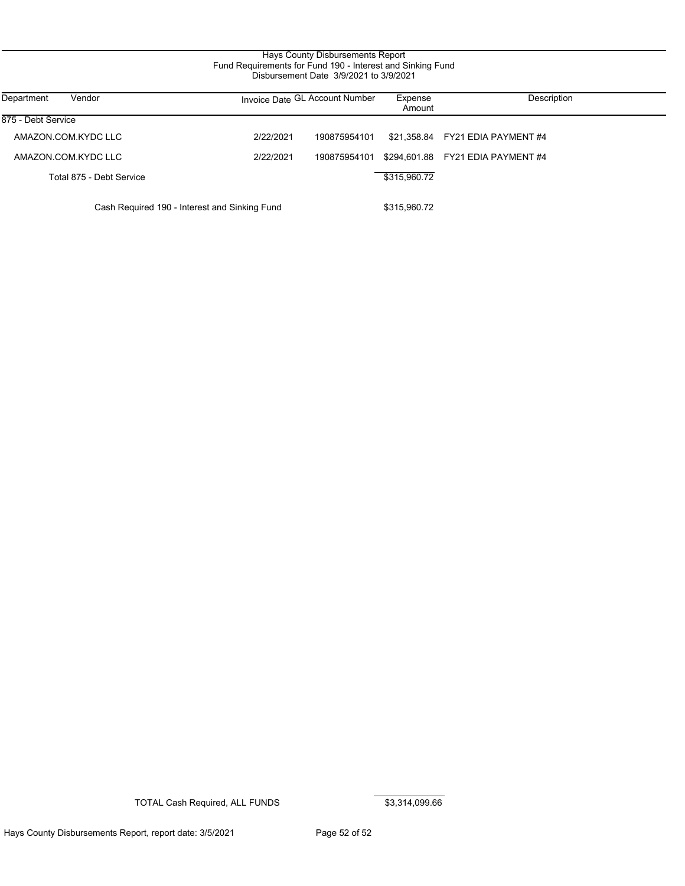# Hays County Disbursements Report

## Fund Requirements for Fund 190 - Interest and Sinking Fund

Disbursement Date 3/9/2021 to 3/9/2021

| Department | Vendor | Invoice Date | GL Account Number | Expense Amount | Description |
|---|---|---|---|---|---|
| 875 - Debt Service | | | | | |
| | AMAZON.COM.KYDC LLC | 2/22/2021 | 190875954101 | $21,358.84 | FY21 EDIA PAYMENT #4 |
| | AMAZON.COM.KYDC LLC | 2/22/2021 | 190875954101 | $294,601.88 | FY21 EDIA PAYMENT #4 |
| | Total 875 - Debt Service | | | $315,960.72 | |
| | Cash Required 190 - Interest and Sinking Fund | | | $315,960.72 | |

TOTAL Cash Required, ALL FUNDS $3,314,099.66